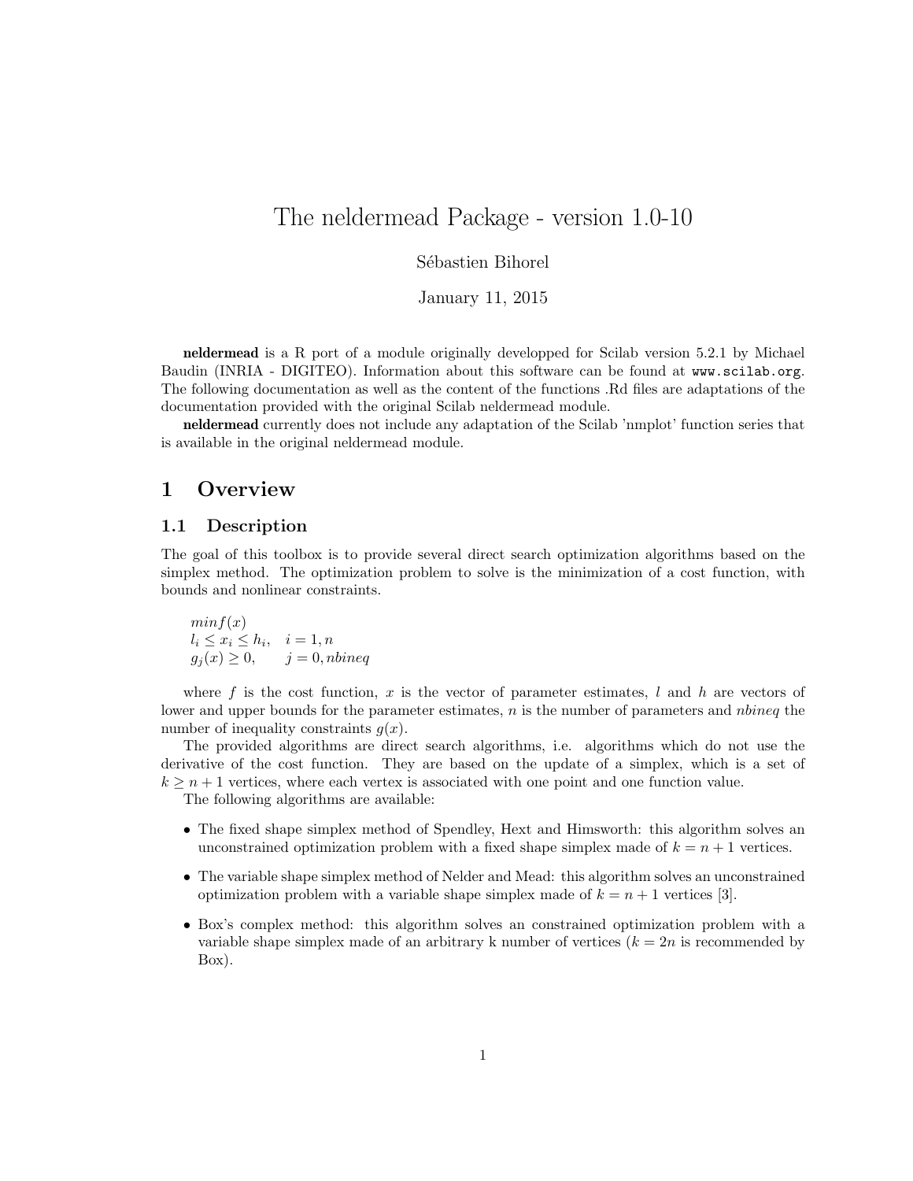# The neldermead Package - version 1.0-10

Sébastien Bihorel

January 11, 2015

**neldermead** is a R port of a module originally developped for Scilab version 5.2.1 by Michael Baudin (INRIA - DIGITEO). Information about this software can be found at www.scilab.org. The following documentation as well as the content of the functions .Rd files are adaptations of the documentation provided with the original Scilab neldermead module.

**neldermead** currently does not include any adaptation of the Scilab 'nmplot' function series that is available in the original neldermead module.

## 1 Overview

### 1.1 Description

The goal of this toolbox is to provide several direct search optimization algorithms based on the simplex method. The optimization problem to solve is the minimization of a cost function, with bounds and nonlinear constraints.

$$
\begin{array}{ll}
min f(x) & \\
l_i \leq x_i \leq h_i, & i = 1, n \\
g_j(x) \geq 0, & j = 0, nbineq
\end{array}
$$

where $f$ is the cost function, $x$ is the vector of parameter estimates, $l$ and $h$ are vectors of lower and upper bounds for the parameter estimates, $n$ is the number of parameters and $nbineq$ the number of inequality constraints $g(x)$.

The provided algorithms are direct search algorithms, i.e. algorithms which do not use the derivative of the cost function. They are based on the update of a simplex, which is a set of $k \geq n + 1$ vertices, where each vertex is associated with one point and one function value.

The following algorithms are available:

- The fixed shape simplex method of Spendley, Hext and Himsworth: this algorithm solves an unconstrained optimization problem with a fixed shape simplex made of $k = n + 1$ vertices.
- The variable shape simplex method of Nelder and Mead: this algorithm solves an unconstrained optimization problem with a variable shape simplex made of $k = n + 1$ vertices [3].
- Box's complex method: this algorithm solves an constrained optimization problem with a variable shape simplex made of an arbitrary k number of vertices ($k = 2n$ is recommended by Box).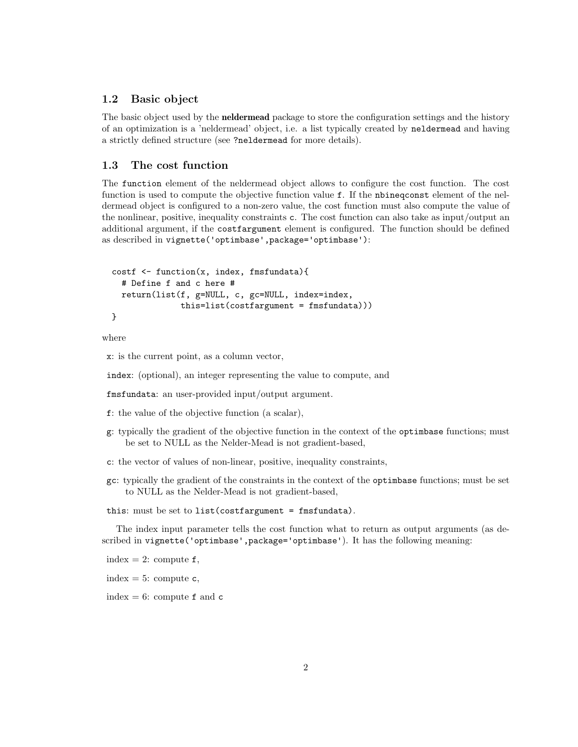## 1.2 Basic object

The basic object used by the **neldermead** package to store the configuration settings and the history of an optimization is a 'neldermead' object, i.e. a list typically created by `neldermead` and having a strictly defined structure (see `?neldermead` for more details).

## 1.3 The cost function

The `function` element of the neldermead object allows to configure the cost function. The cost function is used to compute the objective function value `f`. If the `nbineqconst` element of the neldermead object is configured to a non-zero value, the cost function must also compute the value of the nonlinear, positive, inequality constraints `c`. The cost function can also take as input/output an additional argument, if the `costfargument` element is configured. The function should be defined as described in `vignette('optimbase',package='optimbase')`:

```
costf <- function(x, index, fmsfundata){
  # Define f and c here #
  return(list(f, g=NULL, c, gc=NULL, index=index,
              this=list(costfargument = fmsfundata)))
}
```

where

`x`: is the current point, as a column vector,

`index`: (optional), an integer representing the value to compute, and

`fmsfundata`: an user-provided input/output argument.

`f`: the value of the objective function (a scalar),

`g`: typically the gradient of the objective function in the context of the `optimbase` functions; must be set to NULL as the Nelder-Mead is not gradient-based,

`c`: the vector of values of non-linear, positive, inequality constraints,

`gc`: typically the gradient of the constraints in the context of the `optimbase` functions; must be set to NULL as the Nelder-Mead is not gradient-based,

`this`: must be set to `list(costfargument = fmsfundata)`.

The index input parameter tells the cost function what to return as output arguments (as described in `vignette('optimbase',package='optimbase')`. It has the following meaning:

index = 2: compute `f`,

index = 5: compute `c`,

index = 6: compute `f` and `c`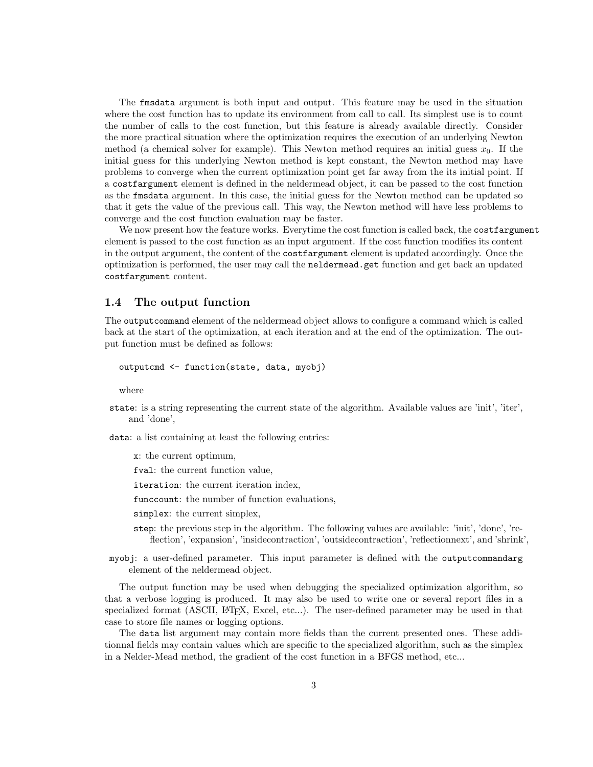The `fmsdata` argument is both input and output. This feature may be used in the situation where the cost function has to update its environment from call to call. Its simplest use is to count the number of calls to the cost function, but this feature is already available directly. Consider the more practical situation where the optimization requires the execution of an underlying Newton method (a chemical solver for example). This Newton method requires an initial guess $x_0$. If the initial guess for this underlying Newton method is kept constant, the Newton method may have problems to converge when the current optimization point get far away from the its initial point. If a `costfargument` element is defined in the neldermead object, it can be passed to the cost function as the `fmsdata` argument. In this case, the initial guess for the Newton method can be updated so that it gets the value of the previous call. This way, the Newton method will have less problems to converge and the cost function evaluation may be faster.

We now present how the feature works. Everytime the cost function is called back, the `costfargument` element is passed to the cost function as an input argument. If the cost function modifies its content in the output argument, the content of the `costfargument` element is updated accordingly. Once the optimization is performed, the user may call the `neldermead.get` function and get back an updated `costfargument` content.

### 1.4 The output function

The `outputcommand` element of the neldermead object allows to configure a command which is called back at the start of the optimization, at each iteration and at the end of the optimization. The output function must be defined as follows:

```
outputcmd <- function(state, data, myobj)
```

where

- `state`: is a string representing the current state of the algorithm. Available values are 'init', 'iter', and 'done',
- `data`: a list containing at least the following entries:
  - `x`: the current optimum,
  - `fval`: the current function value,
  - `iteration`: the current iteration index,
  - `funccount`: the number of function evaluations,
  - `simplex`: the current simplex,
  - `step`: the previous step in the algorithm. The following values are available: 'init', 'done', 'reflection', 'expansion', 'insidecontraction', 'outsidecontraction', 'reflectionnext', and 'shrink',
- `myobj`: a user-defined parameter. This input parameter is defined with the `outputcommandarg` element of the neldermead object.

The output function may be used when debugging the specialized optimization algorithm, so that a verbose logging is produced. It may also be used to write one or several report files in a specialized format (ASCII, LaTeX, Excel, etc...). The user-defined parameter may be used in that case to store file names or logging options.

The `data` list argument may contain more fields than the current presented ones. These additionnal fields may contain values which are specific to the specialized algorithm, such as the simplex in a Nelder-Mead method, the gradient of the cost function in a BFGS method, etc...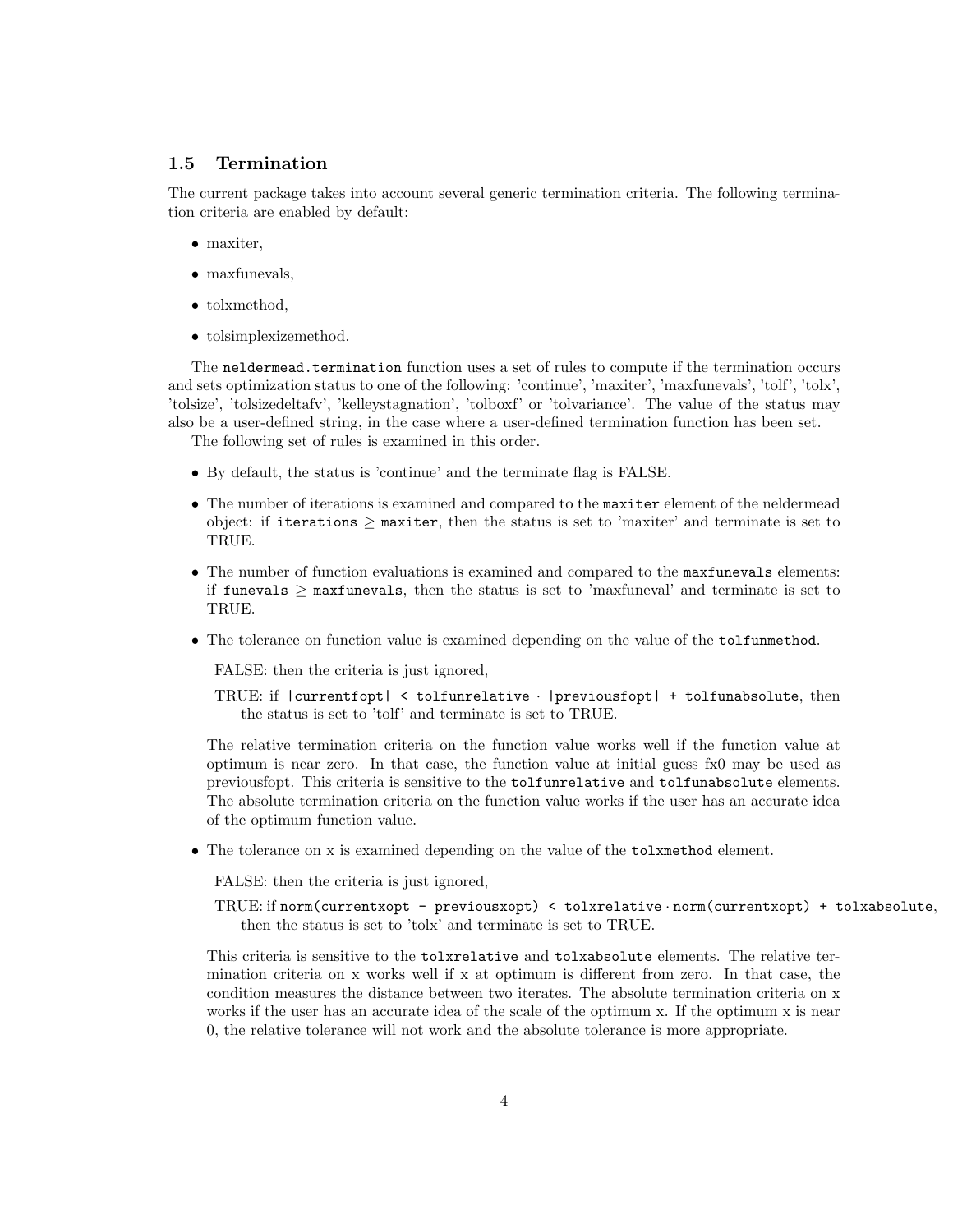## 1.5 Termination

The current package takes into account several generic termination criteria. The following termination criteria are enabled by default:

- maxiter,
- maxfunevals,
- tolxmethod,
- tolsimplexizemethod.

The `neldermead.termination` function uses a set of rules to compute if the termination occurs and sets optimization status to one of the following: 'continue', 'maxiter', 'maxfunevals', 'tolf', 'tolx', 'tolsize', 'tolsizedeltafv', 'kelleystagnation', 'tolboxf' or 'tolvariance'. The value of the status may also be a user-defined string, in the case where a user-defined termination function has been set.

The following set of rules is examined in this order.

- By default, the status is 'continue' and the terminate flag is FALSE.
- The number of iterations is examined and compared to the `maxiter` element of the neldermead object: if `iterations` $\geq$ `maxiter`, then the status is set to 'maxiter' and terminate is set to TRUE.
- The number of function evaluations is examined and compared to the `maxfunevals` elements: if `funevals` $\geq$ `maxfunevals`, then the status is set to 'maxfuneval' and terminate is set to TRUE.
- The tolerance on function value is examined depending on the value of the `tolfunmethod`.

  FALSE: then the criteria is just ignored,

  TRUE: if `|currentfopt| < tolfunrelative` $\cdot$ `|previousfopt| + tolfunabsolute`, then the status is set to 'tolf' and terminate is set to TRUE.

  The relative termination criteria on the function value works well if the function value at optimum is near zero. In that case, the function value at initial guess fx0 may be used as previousfopt. This criteria is sensitive to the `tolfunrelative` and `tolfunabsolute` elements. The absolute termination criteria on the function value works if the user has an accurate idea of the optimum function value.

- The tolerance on x is examined depending on the value of the `tolxmethod` element.

  FALSE: then the criteria is just ignored,

  TRUE: if `norm(currentxopt - previousxopt) < tolxrelative` $\cdot$ `norm(currentxopt) + tolxabsolute`, then the status is set to 'tolx' and terminate is set to TRUE.

  This criteria is sensitive to the `tolxrelative` and `tolxabsolute` elements. The relative termination criteria on x works well if x at optimum is different from zero. In that case, the condition measures the distance between two iterates. The absolute termination criteria on x works if the user has an accurate idea of the scale of the optimum x. If the optimum x is near 0, the relative tolerance will not work and the absolute tolerance is more appropriate.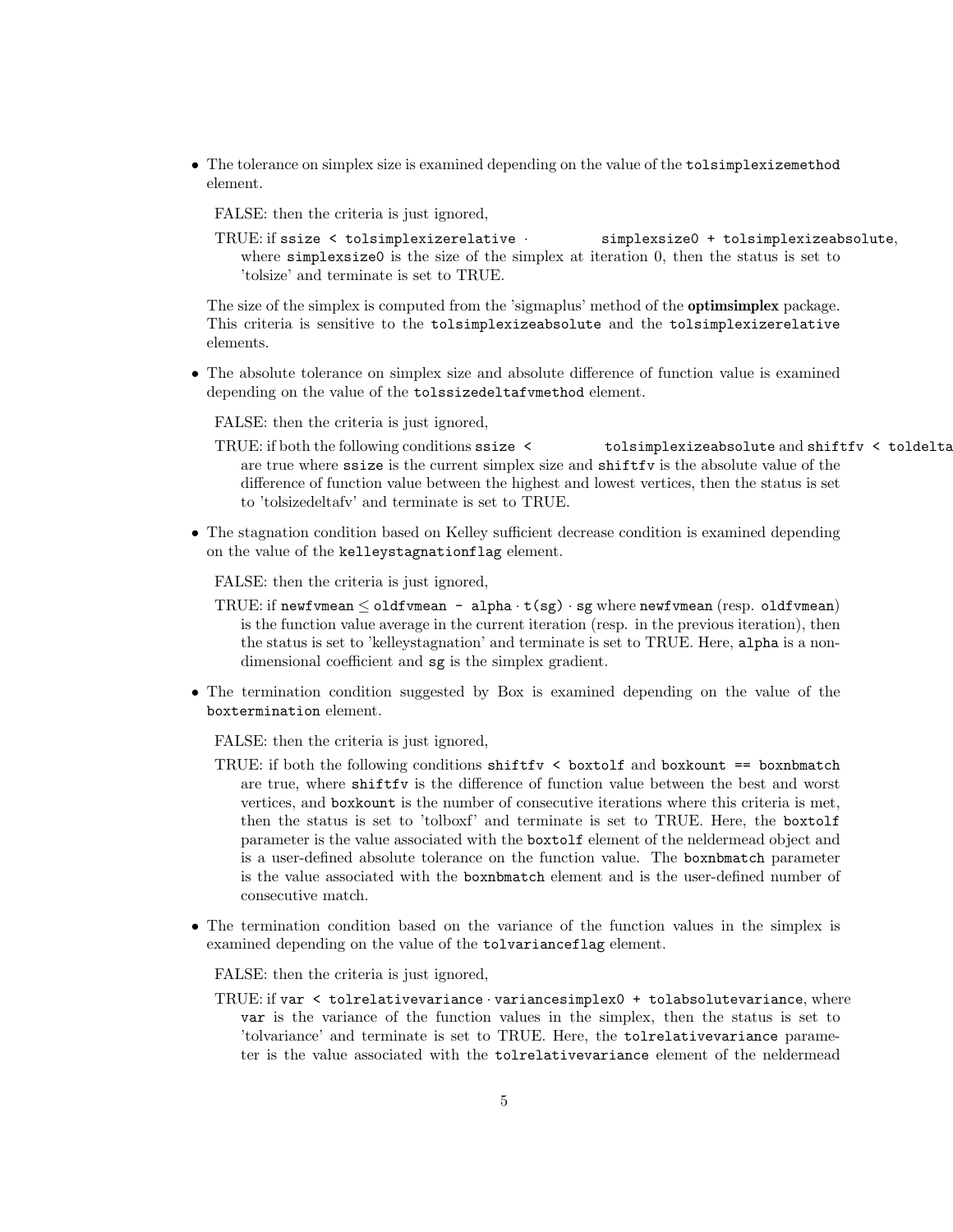- The tolerance on simplex size is examined depending on the value of the `tolsimplexizemethod` element.

  FALSE: then the criteria is just ignored,

  TRUE: if `ssize < tolsimplexizerelative` · `simplexsize0 + tolsimplexizeabsolute`, where `simplexsize0` is the size of the simplex at iteration 0, then the status is set to 'tolsize' and terminate is set to TRUE.

  The size of the simplex is computed from the 'sigmaplus' method of the **optimsimplex** package. This criteria is sensitive to the `tolsimplexizeabsolute` and the `tolsimplexizerelative` elements.

- The absolute tolerance on simplex size and absolute difference of function value is examined depending on the value of the `tolssizedeltafvmethod` element.

  FALSE: then the criteria is just ignored,

  TRUE: if both the following conditions `ssize <` `tolsimplexizeabsolute` and `shiftfv < toldelta` are true where `ssize` is the current simplex size and `shiftfv` is the absolute value of the difference of function value between the highest and lowest vertices, then the status is set to 'tolsizedeltafv' and terminate is set to TRUE.

- The stagnation condition based on Kelley sufficient decrease condition is examined depending on the value of the `kelleystagnationflag` element.

  FALSE: then the criteria is just ignored,

  TRUE: if `newfvmean` ≤ `oldfvmean - alpha` · `t(sg)` · `sg` where `newfvmean` (resp. `oldfvmean`) is the function value average in the current iteration (resp. in the previous iteration), then the status is set to 'kelleystagnation' and terminate is set to TRUE. Here, `alpha` is a non-dimensional coefficient and `sg` is the simplex gradient.

- The termination condition suggested by Box is examined depending on the value of the `boxtermination` element.

  FALSE: then the criteria is just ignored,

  TRUE: if both the following conditions `shiftfv < boxtolf` and `boxkount == boxnbmatch` are true, where `shiftfv` is the difference of function value between the best and worst vertices, and `boxkount` is the number of consecutive iterations where this criteria is met, then the status is set to 'tolboxf' and terminate is set to TRUE. Here, the `boxtolf` parameter is the value associated with the `boxtolf` element of the neldermead object and is a user-defined absolute tolerance on the function value. The `boxnbmatch` parameter is the value associated with the `boxnbmatch` element and is the user-defined number of consecutive match.

- The termination condition based on the variance of the function values in the simplex is examined depending on the value of the `tolvarianceflag` element.

  FALSE: then the criteria is just ignored,

  TRUE: if `var < tolrelativevariance` · `variancesimplex0 + tolabsolutevariance`, where `var` is the variance of the function values in the simplex, then the status is set to 'tolvariance' and terminate is set to TRUE. Here, the `tolrelativevariance` parameter is the value associated with the `tolrelativevariance` element of the neldermead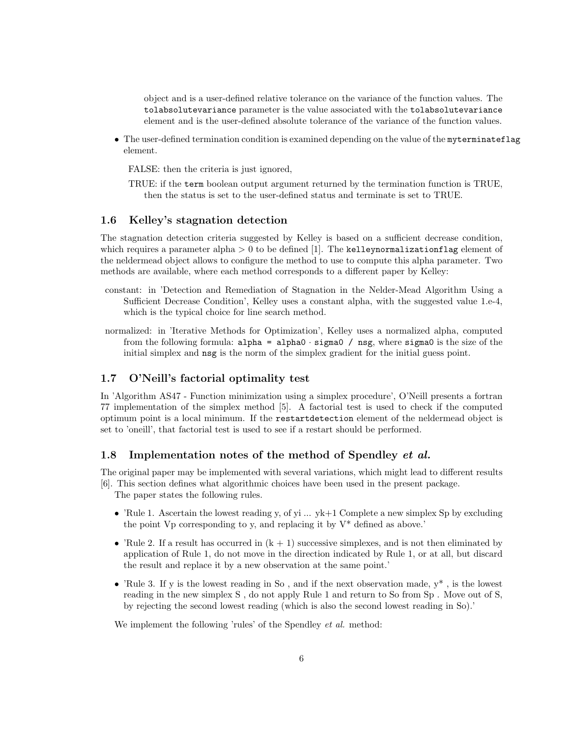object and is a user-defined relative tolerance on the variance of the function values. The `tolabsolutevariance` parameter is the value associated with the `tolabsolutevariance` element and is the user-defined absolute tolerance of the variance of the function values.

- The user-defined termination condition is examined depending on the value of the `myterminateflag` element.

  FALSE: then the criteria is just ignored,

  TRUE: if the `term` boolean output argument returned by the termination function is TRUE, then the status is set to the user-defined status and terminate is set to TRUE.

## 1.6 Kelley's stagnation detection

The stagnation detection criteria suggested by Kelley is based on a sufficient decrease condition, which requires a parameter alpha > 0 to be defined [1]. The `kelleynormalizationflag` element of the neldermead object allows to configure the method to use to compute this alpha parameter. Two methods are available, where each method corresponds to a different paper by Kelley:

constant: in 'Detection and Remediation of Stagnation in the Nelder-Mead Algorithm Using a Sufficient Decrease Condition', Kelley uses a constant alpha, with the suggested value 1.e-4, which is the typical choice for line search method.

normalized: in 'Iterative Methods for Optimization', Kelley uses a normalized alpha, computed from the following formula: `alpha = alpha0 · sigma0 / nsg`, where `sigma0` is the size of the initial simplex and `nsg` is the norm of the simplex gradient for the initial guess point.

## 1.7 O'Neill's factorial optimality test

In 'Algorithm AS47 - Function minimization using a simplex procedure', O'Neill presents a fortran 77 implementation of the simplex method [5]. A factorial test is used to check if the computed optimum point is a local minimum. If the `restartdetection` element of the neldermead object is set to 'oneill', that factorial test is used to see if a restart should be performed.

## 1.8 Implementation notes of the method of Spendley *et al.*

The original paper may be implemented with several variations, which might lead to different results [6]. This section defines what algorithmic choices have been used in the present package.

The paper states the following rules.

- 'Rule 1. Ascertain the lowest reading y, of yi ... yk+1 Complete a new simplex Sp by excluding the point Vp corresponding to y, and replacing it by V* defined as above.'
- 'Rule 2. If a result has occurred in (k + 1) successive simplexes, and is not then eliminated by application of Rule 1, do not move in the direction indicated by Rule 1, or at all, but discard the result and replace it by a new observation at the same point.'
- 'Rule 3. If y is the lowest reading in So , and if the next observation made, y* , is the lowest reading in the new simplex S , do not apply Rule 1 and return to So from Sp . Move out of S, by rejecting the second lowest reading (which is also the second lowest reading in So).'

We implement the following 'rules' of the Spendley *et al.* method: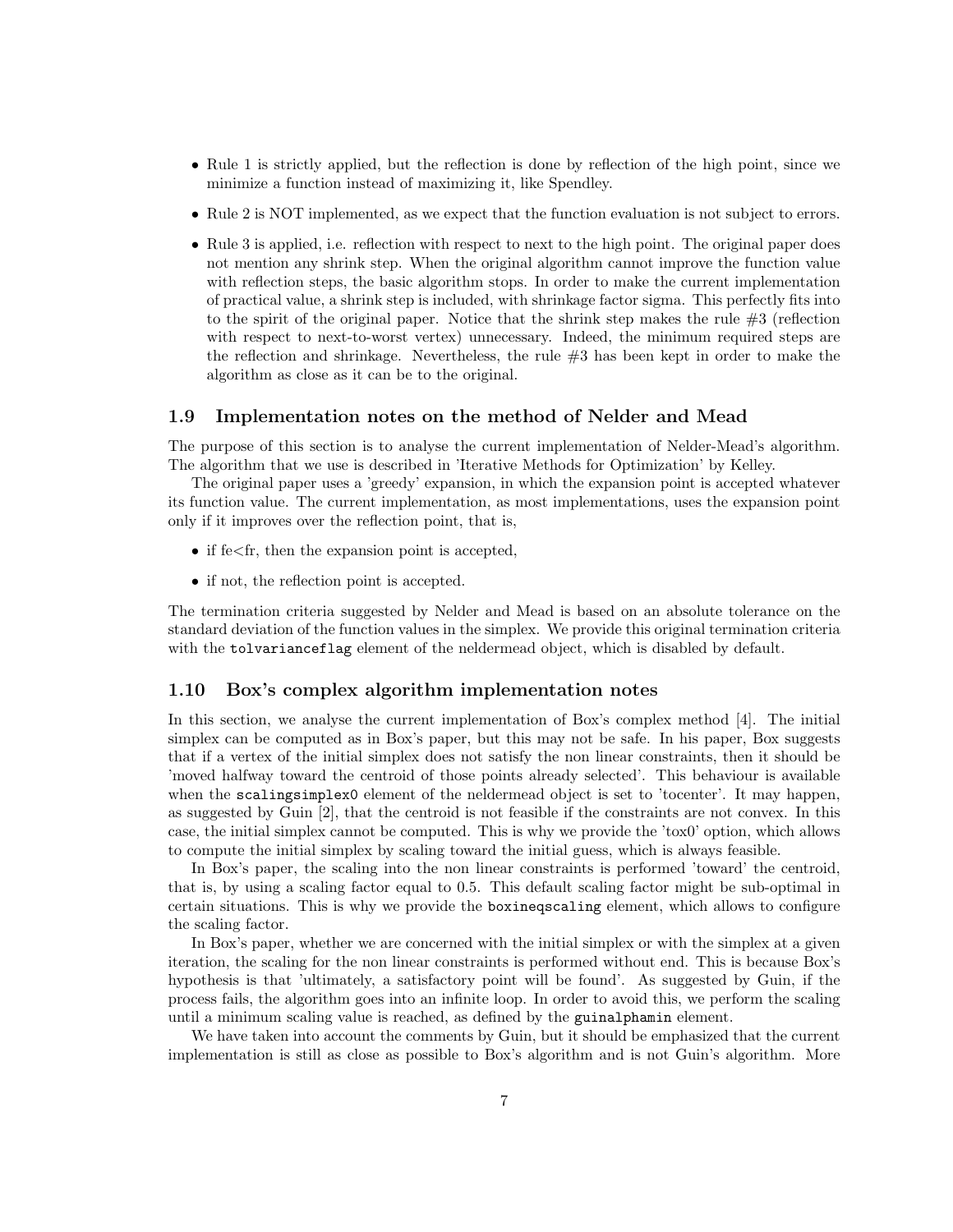- Rule 1 is strictly applied, but the reflection is done by reflection of the high point, since we minimize a function instead of maximizing it, like Spendley.
- Rule 2 is NOT implemented, as we expect that the function evaluation is not subject to errors.
- Rule 3 is applied, i.e. reflection with respect to next to the high point. The original paper does not mention any shrink step. When the original algorithm cannot improve the function value with reflection steps, the basic algorithm stops. In order to make the current implementation of practical value, a shrink step is included, with shrinkage factor sigma. This perfectly fits into to the spirit of the original paper. Notice that the shrink step makes the rule #3 (reflection with respect to next-to-worst vertex) unnecessary. Indeed, the minimum required steps are the reflection and shrinkage. Nevertheless, the rule #3 has been kept in order to make the algorithm as close as it can be to the original.

## 1.9 Implementation notes on the method of Nelder and Mead

The purpose of this section is to analyse the current implementation of Nelder-Mead's algorithm. The algorithm that we use is described in 'Iterative Methods for Optimization' by Kelley.

The original paper uses a 'greedy' expansion, in which the expansion point is accepted whatever its function value. The current implementation, as most implementations, uses the expansion point only if it improves over the reflection point, that is,

- if fe<fr, then the expansion point is accepted,
- if not, the reflection point is accepted.

The termination criteria suggested by Nelder and Mead is based on an absolute tolerance on the standard deviation of the function values in the simplex. We provide this original termination criteria with the `tolvarianceflag` element of the neldermead object, which is disabled by default.

## 1.10 Box's complex algorithm implementation notes

In this section, we analyse the current implementation of Box's complex method [4]. The initial simplex can be computed as in Box's paper, but this may not be safe. In his paper, Box suggests that if a vertex of the initial simplex does not satisfy the non linear constraints, then it should be 'moved halfway toward the centroid of those points already selected'. This behaviour is available when the `scalingsimplex0` element of the neldermead object is set to 'tocenter'. It may happen, as suggested by Guin [2], that the centroid is not feasible if the constraints are not convex. In this case, the initial simplex cannot be computed. This is why we provide the 'tox0' option, which allows to compute the initial simplex by scaling toward the initial guess, which is always feasible.

In Box's paper, the scaling into the non linear constraints is performed 'toward' the centroid, that is, by using a scaling factor equal to 0.5. This default scaling factor might be sub-optimal in certain situations. This is why we provide the `boxineqscaling` element, which allows to configure the scaling factor.

In Box's paper, whether we are concerned with the initial simplex or with the simplex at a given iteration, the scaling for the non linear constraints is performed without end. This is because Box's hypothesis is that 'ultimately, a satisfactory point will be found'. As suggested by Guin, if the process fails, the algorithm goes into an infinite loop. In order to avoid this, we perform the scaling until a minimum scaling value is reached, as defined by the `guinalphamin` element.

We have taken into account the comments by Guin, but it should be emphasized that the current implementation is still as close as possible to Box's algorithm and is not Guin's algorithm. More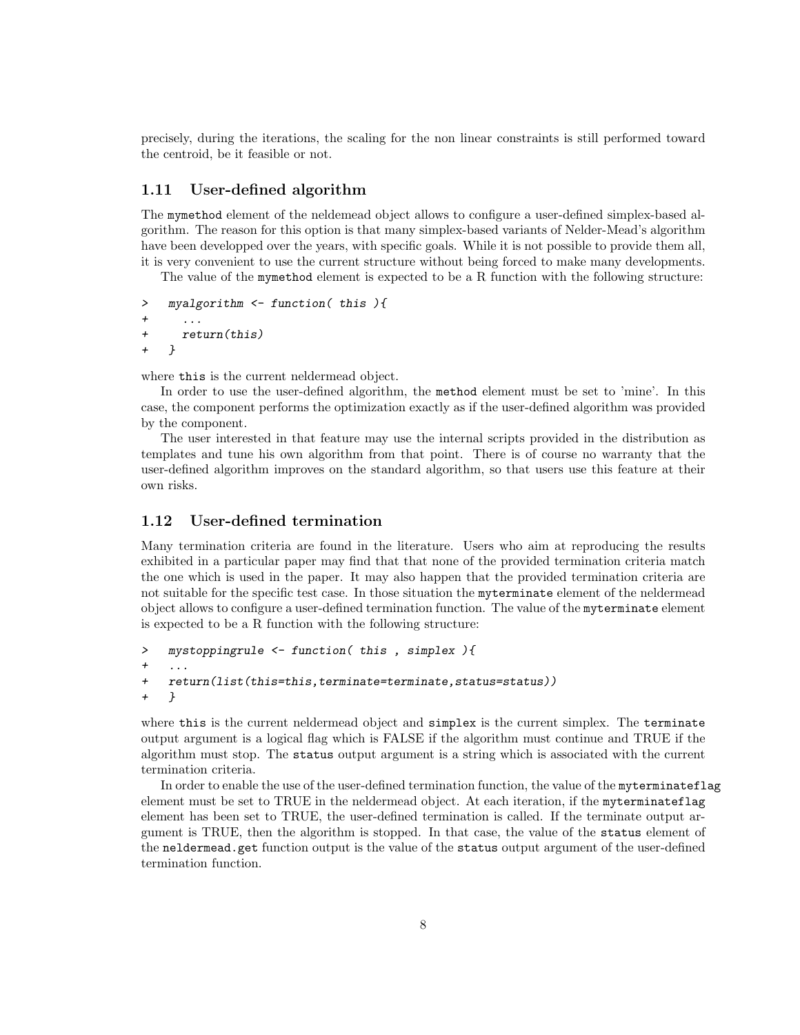precisely, during the iterations, the scaling for the non linear constraints is still performed toward the centroid, be it feasible or not.

## 1.11 User-defined algorithm

The mymethod element of the neldemead object allows to configure a user-defined simplex-based algorithm. The reason for this option is that many simplex-based variants of Nelder-Mead's algorithm have been developped over the years, with specific goals. While it is not possible to provide them all, it is very convenient to use the current structure without being forced to make many developments.

The value of the mymethod element is expected to be a R function with the following structure:

```
>   myalgorithm <- function( this ){
+     ...
+     return(this)
+   }
```

where this is the current neldermead object.

In order to use the user-defined algorithm, the method element must be set to 'mine'. In this case, the component performs the optimization exactly as if the user-defined algorithm was provided by the component.

The user interested in that feature may use the internal scripts provided in the distribution as templates and tune his own algorithm from that point. There is of course no warranty that the user-defined algorithm improves on the standard algorithm, so that users use this feature at their own risks.

## 1.12 User-defined termination

Many termination criteria are found in the literature. Users who aim at reproducing the results exhibited in a particular paper may find that that none of the provided termination criteria match the one which is used in the paper. It may also happen that the provided termination criteria are not suitable for the specific test case. In those situation the myterminate element of the neldermead object allows to configure a user-defined termination function. The value of the myterminate element is expected to be a R function with the following structure:

```
>   mystoppingrule <- function( this , simplex ){
+   ...
+   return(list(this=this,terminate=terminate,status=status))
+   }
```

where this is the current neldermead object and simplex is the current simplex. The terminate output argument is a logical flag which is FALSE if the algorithm must continue and TRUE if the algorithm must stop. The status output argument is a string which is associated with the current termination criteria.

In order to enable the use of the user-defined termination function, the value of the myterminateflag element must be set to TRUE in the neldermead object. At each iteration, if the myterminateflag element has been set to TRUE, the user-defined termination is called. If the terminate output argument is TRUE, then the algorithm is stopped. In that case, the value of the status element of the neldermead.get function output is the value of the status output argument of the user-defined termination function.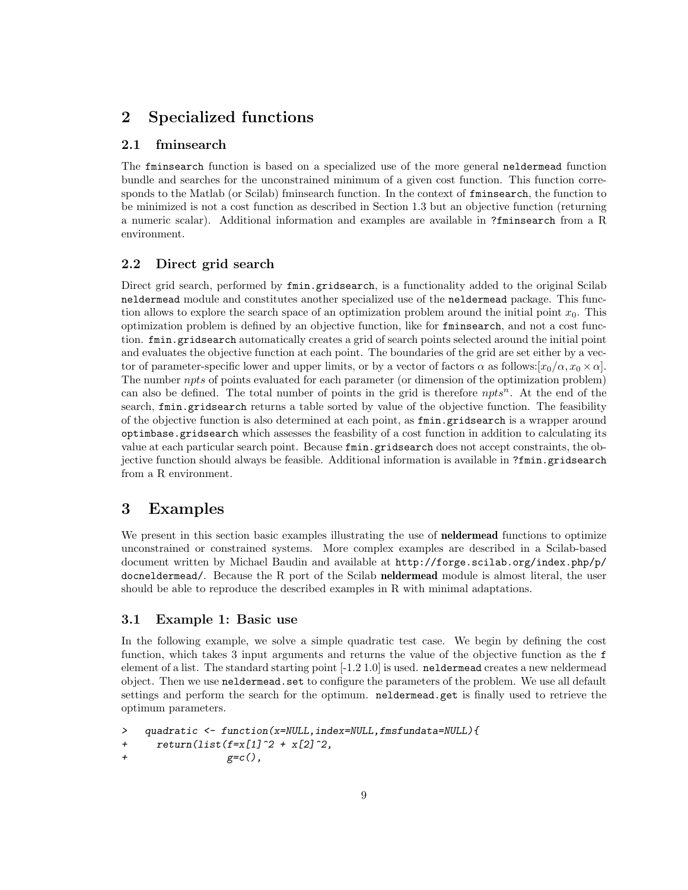## 2 Specialized functions

### 2.1 fminsearch

The `fminsearch` function is based on a specialized use of the more general `neldermead` function bundle and searches for the unconstrained minimum of a given cost function. This function corresponds to the Matlab (or Scilab) fminsearch function. In the context of `fminsearch`, the function to be minimized is not a cost function as described in Section 1.3 but an objective function (returning a numeric scalar). Additional information and examples are available in `?fminsearch` from a R environment.

### 2.2 Direct grid search

Direct grid search, performed by `fmin.gridsearch`, is a functionality added to the original Scilab `neldermead` module and constitutes another specialized use of the `neldermead` package. This function allows to explore the search space of an optimization problem around the initial point $x_0$. This optimization problem is defined by an objective function, like for `fminsearch`, and not a cost function. `fmin.gridsearch` automatically creates a grid of search points selected around the initial point and evaluates the objective function at each point. The boundaries of the grid are set either by a vector of parameter-specific lower and upper limits, or by a vector of factors $\alpha$ as follows:$[x_0/\alpha, x_0 \times \alpha]$. The number *npts* of points evaluated for each parameter (or dimension of the optimization problem) can also be defined. The total number of points in the grid is therefore $npts^n$. At the end of the search, `fmin.gridsearch` returns a table sorted by value of the objective function. The feasibility of the objective function is also determined at each point, as `fmin.gridsearch` is a wrapper around `optimbase.gridsearch` which assesses the feasbility of a cost function in addition to calculating its value at each particular search point. Because `fmin.gridsearch` does not accept constraints, the objective function should always be feasible. Additional information is available in `?fmin.gridsearch` from a R environment.

## 3 Examples

We present in this section basic examples illustrating the use of **neldermead** functions to optimize unconstrained or constrained systems. More complex examples are described in a Scilab-based document written by Michael Baudin and available at `http://forge.scilab.org/index.php/p/docneldermead/`. Because the R port of the Scilab **neldermead** module is almost literal, the user should be able to reproduce the described examples in R with minimal adaptations.

### 3.1 Example 1: Basic use

In the following example, we solve a simple quadratic test case. We begin by defining the cost function, which takes 3 input arguments and returns the value of the objective function as the `f` element of a list. The standard starting point [-1.2 1.0] is used. `neldermead` creates a new neldermead object. Then we use `neldermead.set` to configure the parameters of the problem. We use all default settings and perform the search for the optimum. `neldermead.get` is finally used to retrieve the optimum parameters.

```
>   quadratic <- function(x=NULL,index=NULL,fmsfundata=NULL){
+     return(list(f=x[1]^2 + x[2]^2,
+                 g=c(),
```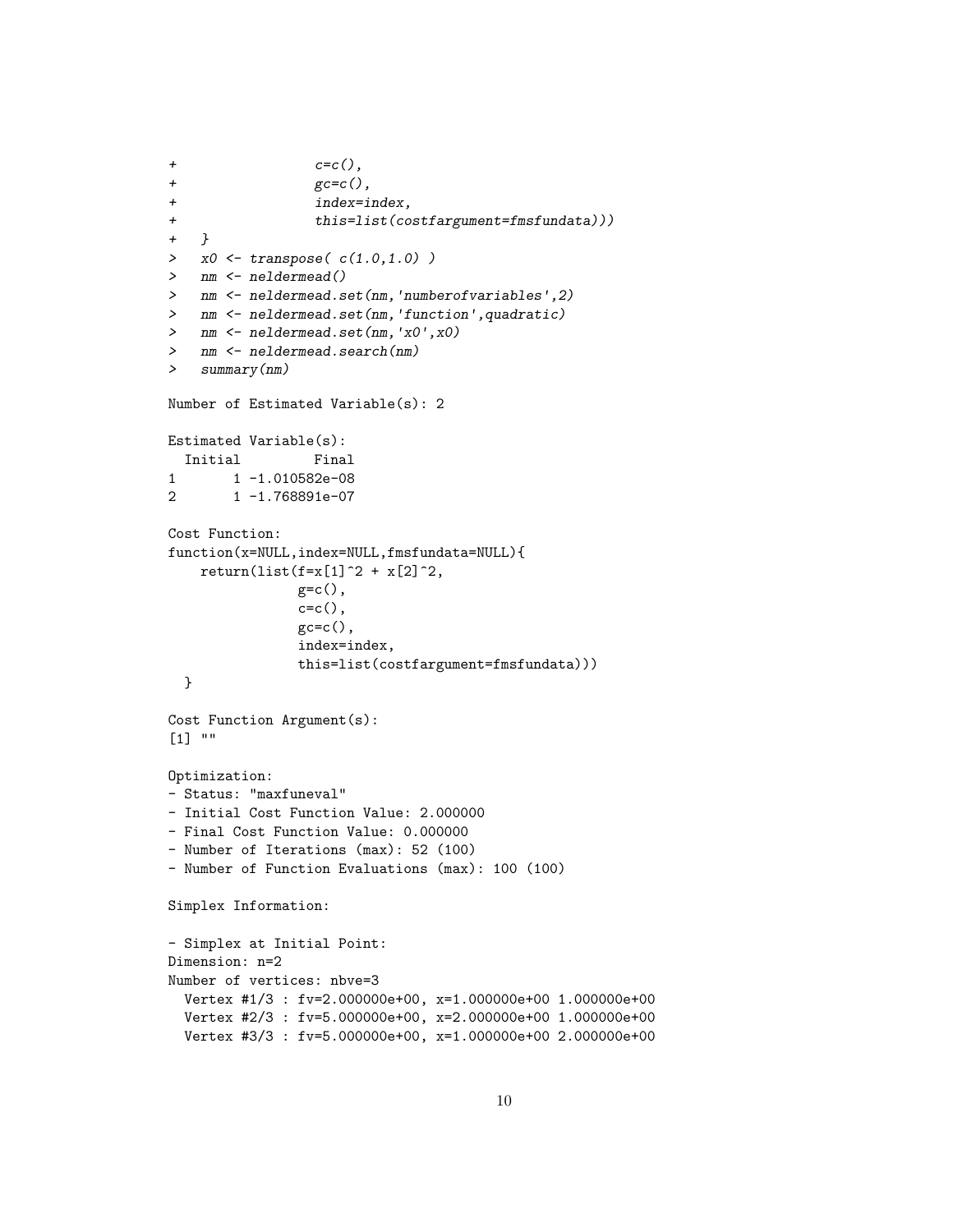```
+                 c=c(),
+                 gc=c(),
+                 index=index,
+                 this=list(costfargument=fmsfundata)))
+   }
>   x0 <- transpose( c(1.0,1.0) )
>   nm <- neldermead()
>   nm <- neldermead.set(nm,'numberofvariables',2)
>   nm <- neldermead.set(nm,'function',quadratic)
>   nm <- neldermead.set(nm,'x0',x0)
>   nm <- neldermead.search(nm)
>   summary(nm)

Number of Estimated Variable(s): 2

Estimated Variable(s):
  Initial         Final
1       1 -1.010582e-08
2       1 -1.768891e-07

Cost Function:
function(x=NULL,index=NULL,fmsfundata=NULL){
    return(list(f=x[1]^2 + x[2]^2,
                g=c(),
                c=c(),
                gc=c(),
                index=index,
                this=list(costfargument=fmsfundata)))
  }

Cost Function Argument(s):
[1] ""

Optimization:
- Status: "maxfuneval"
- Initial Cost Function Value: 2.000000
- Final Cost Function Value: 0.000000
- Number of Iterations (max): 52 (100)
- Number of Function Evaluations (max): 100 (100)

Simplex Information:

- Simplex at Initial Point:
Dimension: n=2
Number of vertices: nbve=3
  Vertex #1/3 : fv=2.000000e+00, x=1.000000e+00 1.000000e+00
  Vertex #2/3 : fv=5.000000e+00, x=2.000000e+00 1.000000e+00
  Vertex #3/3 : fv=5.000000e+00, x=1.000000e+00 2.000000e+00
```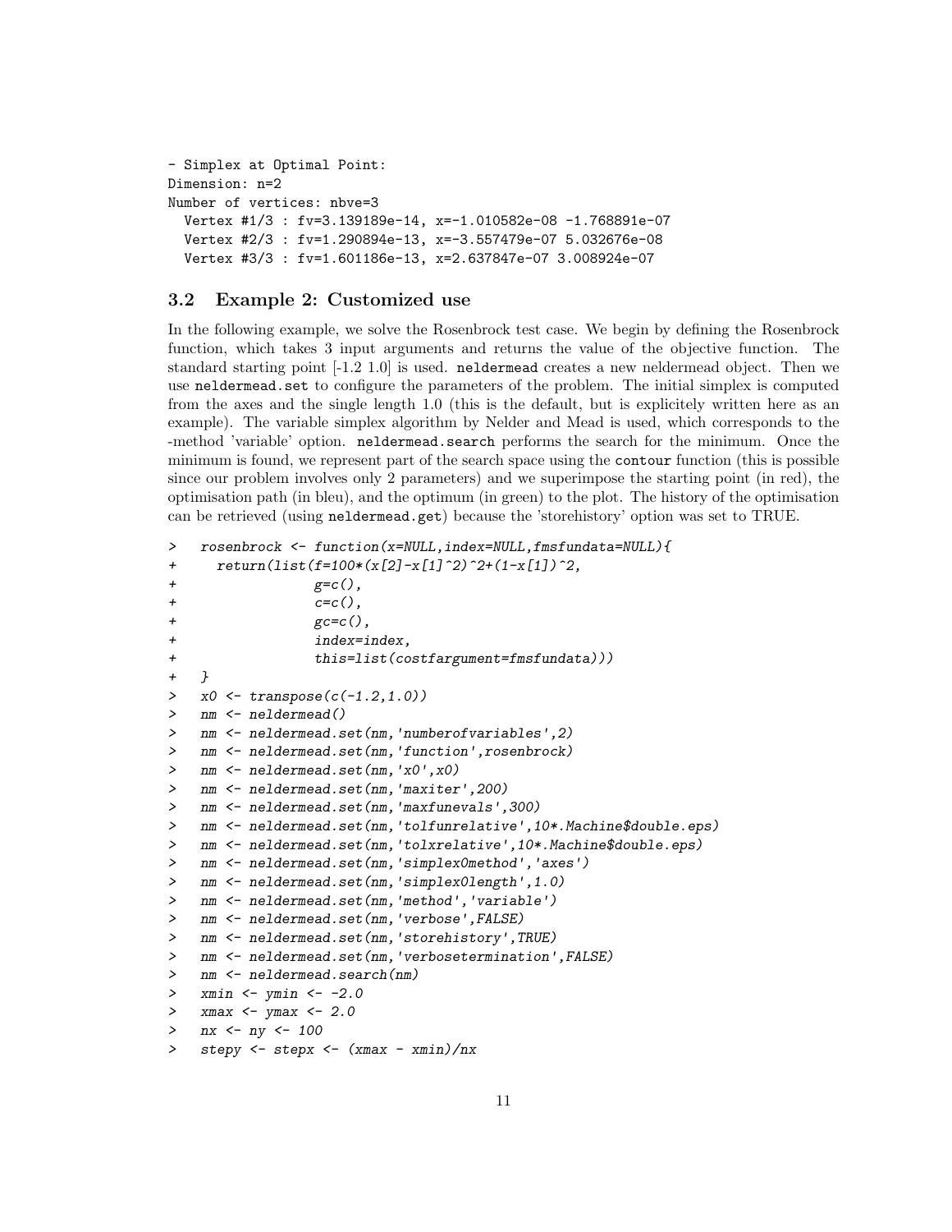```
- Simplex at Optimal Point:
Dimension: n=2
Number of vertices: nbve=3
  Vertex #1/3 : fv=3.139189e-14, x=-1.010582e-08 -1.768891e-07
  Vertex #2/3 : fv=1.290894e-13, x=-3.557479e-07 5.032676e-08
  Vertex #3/3 : fv=1.601186e-13, x=2.637847e-07 3.008924e-07
```

### 3.2 Example 2: Customized use

In the following example, we solve the Rosenbrock test case. We begin by defining the Rosenbrock function, which takes 3 input arguments and returns the value of the objective function. The standard starting point [-1.2 1.0] is used. `neldermead` creates a new neldermead object. Then we use `neldermead.set` to configure the parameters of the problem. The initial simplex is computed from the axes and the single length 1.0 (this is the default, but is explicitely written here as an example). The variable simplex algorithm by Nelder and Mead is used, which corresponds to the -method 'variable' option. `neldermead.search` performs the search for the minimum. Once the minimum is found, we represent part of the search space using the `contour` function (this is possible since our problem involves only 2 parameters) and we superimpose the starting point (in red), the optimisation path (in bleu), and the optimum (in green) to the plot. The history of the optimisation can be retrieved (using `neldermead.get`) because the 'storehistory' option was set to TRUE.

```
>   rosenbrock <- function(x=NULL,index=NULL,fmsfundata=NULL){
+     return(list(f=100*(x[2]-x[1]^2)^2+(1-x[1])^2,
+                 g=c(),
+                 c=c(),
+                 gc=c(),
+                 index=index,
+                 this=list(costfargument=fmsfundata)))
+   }
>   x0 <- transpose(c(-1.2,1.0))
>   nm <- neldermead()
>   nm <- neldermead.set(nm,'numberofvariables',2)
>   nm <- neldermead.set(nm,'function',rosenbrock)
>   nm <- neldermead.set(nm,'x0',x0)
>   nm <- neldermead.set(nm,'maxiter',200)
>   nm <- neldermead.set(nm,'maxfunevals',300)
>   nm <- neldermead.set(nm,'tolfunrelative',10*.Machine$double.eps)
>   nm <- neldermead.set(nm,'tolxrelative',10*.Machine$double.eps)
>   nm <- neldermead.set(nm,'simplex0method','axes')
>   nm <- neldermead.set(nm,'simplex0length',1.0)
>   nm <- neldermead.set(nm,'method','variable')
>   nm <- neldermead.set(nm,'verbose',FALSE)
>   nm <- neldermead.set(nm,'storehistory',TRUE)
>   nm <- neldermead.set(nm,'verbosetermination',FALSE)
>   nm <- neldermead.search(nm)
>   xmin <- ymin <- -2.0
>   xmax <- ymax <- 2.0
>   nx <- ny <- 100
>   stepy <- stepx <- (xmax - xmin)/nx
```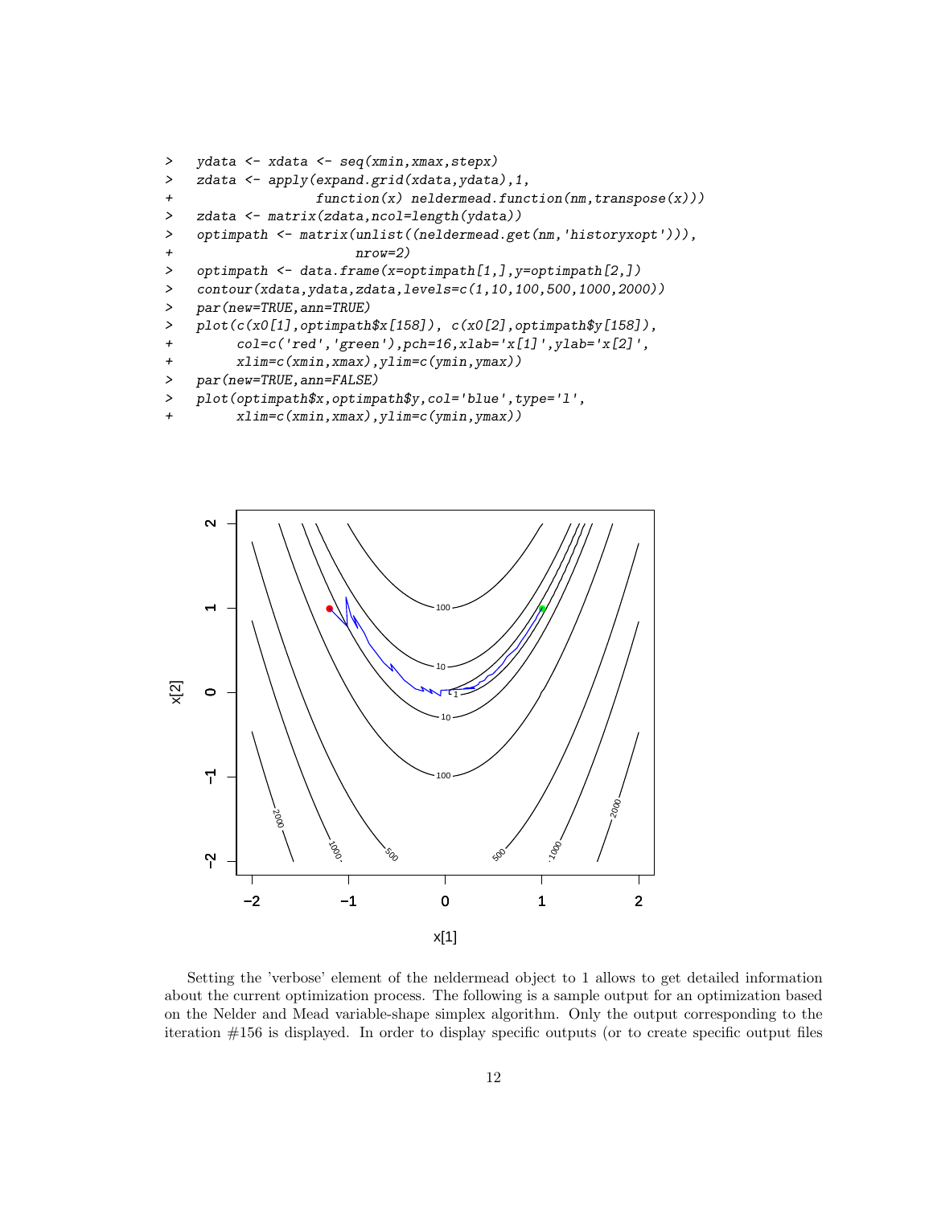```
>   ydata <- xdata <- seq(xmin,xmax,stepx)
>   zdata <- apply(expand.grid(xdata,ydata),1,
+                  function(x) neldermead.function(nm,transpose(x)))
>   zdata <- matrix(zdata,ncol=length(ydata))
>   optimpath <- matrix(unlist((neldermead.get(nm,'historyxopt'))),
+                       nrow=2)
>   optimpath <- data.frame(x=optimpath[1,],y=optimpath[2,])
>   contour(xdata,ydata,zdata,levels=c(1,10,100,500,1000,2000))
>   par(new=TRUE,ann=TRUE)
>   plot(c(x0[1],optimpath$x[158]), c(x0[2],optimpath$y[158]),
+        col=c('red','green'),pch=16,xlab='x[1]',ylab='x[2]',
+        xlim=c(xmin,xmax),ylim=c(ymin,ymax))
>   par(new=TRUE,ann=FALSE)
>   plot(optimpath$x,optimpath$y,col='blue',type='l',
+        xlim=c(xmin,xmax),ylim=c(ymin,ymax))
```

Setting the 'verbose' element of the neldermead object to 1 allows to get detailed information about the current optimization process. The following is a sample output for an optimization based on the Nelder and Mead variable-shape simplex algorithm. Only the output corresponding to the iteration #156 is displayed. In order to display specific outputs (or to create specific output files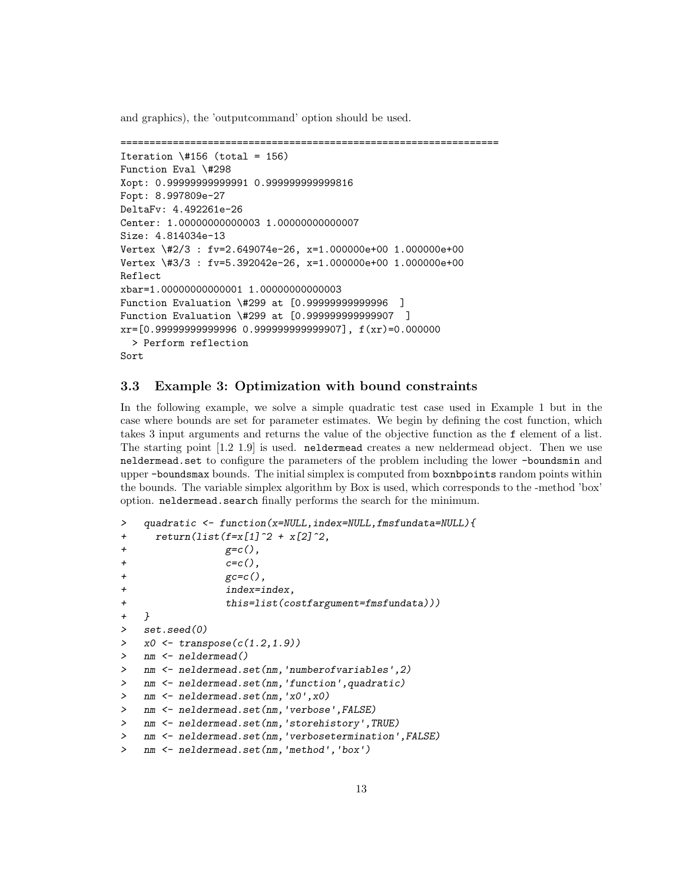and graphics), the 'outputcommand' option should be used.

```
=================================================================
Iteration \#156 (total = 156)
Function Eval \#298
Xopt: 0.99999999999991 0.999999999999816
Fopt: 8.997809e-27
DeltaFv: 4.492261e-26
Center: 1.00000000000003 1.00000000000007
Size: 4.814034e-13
Vertex \#2/3 : fv=2.649074e-26, x=1.000000e+00 1.000000e+00
Vertex \#3/3 : fv=5.392042e-26, x=1.000000e+00 1.000000e+00
Reflect
xbar=1.00000000000001 1.00000000000003
Function Evaluation \#299 at [0.99999999999996  ]
Function Evaluation \#299 at [0.999999999999907  ]
xr=[0.99999999999996 0.999999999999907], f(xr)=0.000000
  > Perform reflection
Sort
```

### 3.3 Example 3: Optimization with bound constraints

In the following example, we solve a simple quadratic test case used in Example 1 but in the case where bounds are set for parameter estimates. We begin by defining the cost function, which takes 3 input arguments and returns the value of the objective function as the `f` element of a list. The starting point [1.2 1.9] is used. `neldermead` creates a new neldermead object. Then we use `neldermead.set` to configure the parameters of the problem including the lower `-boundsmin` and upper `-boundsmax` bounds. The initial simplex is computed from `boxnbpoints` random points within the bounds. The variable simplex algorithm by Box is used, which corresponds to the -method 'box' option. `neldermead.search` finally performs the search for the minimum.

```
>   quadratic <- function(x=NULL,index=NULL,fmsfundata=NULL){
+     return(list(f=x[1]^2 + x[2]^2,
+                 g=c(),
+                 c=c(),
+                 gc=c(),
+                 index=index,
+                 this=list(costfargument=fmsfundata)))
+   }
>   set.seed(0)
>   x0 <- transpose(c(1.2,1.9))
>   nm <- neldermead()
>   nm <- neldermead.set(nm,'numberofvariables',2)
>   nm <- neldermead.set(nm,'function',quadratic)
>   nm <- neldermead.set(nm,'x0',x0)
>   nm <- neldermead.set(nm,'verbose',FALSE)
>   nm <- neldermead.set(nm,'storehistory',TRUE)
>   nm <- neldermead.set(nm,'verbosetermination',FALSE)
>   nm <- neldermead.set(nm,'method','box')
```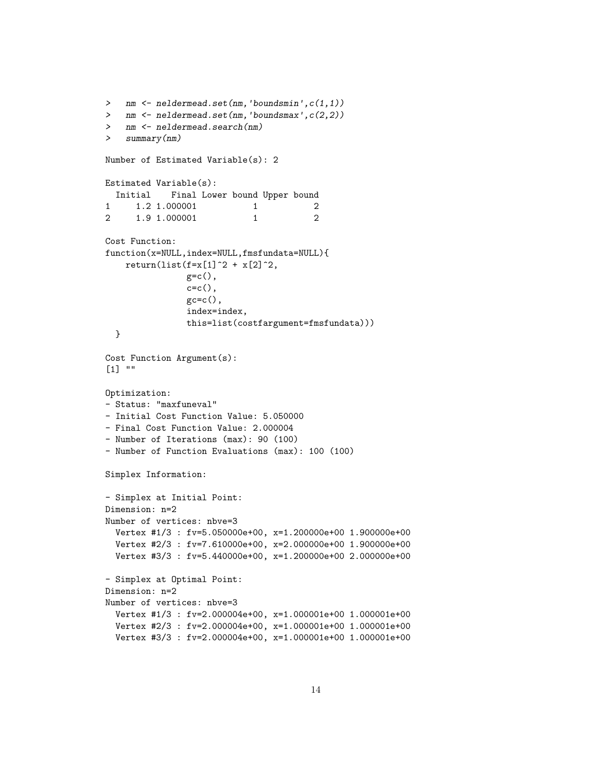```
>   nm <- neldermead.set(nm,'boundsmin',c(1,1))
>   nm <- neldermead.set(nm,'boundsmax',c(2,2))
>   nm <- neldermead.search(nm)
>   summary(nm)

Number of Estimated Variable(s): 2

Estimated Variable(s):
  Initial    Final Lower bound Upper bound
1     1.2 1.000001           1           2
2     1.9 1.000001           1           2

Cost Function:
function(x=NULL,index=NULL,fmsfundata=NULL){
    return(list(f=x[1]^2 + x[2]^2,
                g=c(),
                c=c(),
                gc=c(),
                index=index,
                this=list(costfargument=fmsfundata)))
  }

Cost Function Argument(s):
[1] ""

Optimization:
- Status: "maxfuneval"
- Initial Cost Function Value: 5.050000
- Final Cost Function Value: 2.000004
- Number of Iterations (max): 90 (100)
- Number of Function Evaluations (max): 100 (100)

Simplex Information:

- Simplex at Initial Point:
Dimension: n=2
Number of vertices: nbve=3
  Vertex #1/3 : fv=5.050000e+00, x=1.200000e+00 1.900000e+00
  Vertex #2/3 : fv=7.610000e+00, x=2.000000e+00 1.900000e+00
  Vertex #3/3 : fv=5.440000e+00, x=1.200000e+00 2.000000e+00

- Simplex at Optimal Point:
Dimension: n=2
Number of vertices: nbve=3
  Vertex #1/3 : fv=2.000004e+00, x=1.000001e+00 1.000001e+00
  Vertex #2/3 : fv=2.000004e+00, x=1.000001e+00 1.000001e+00
  Vertex #3/3 : fv=2.000004e+00, x=1.000001e+00 1.000001e+00
```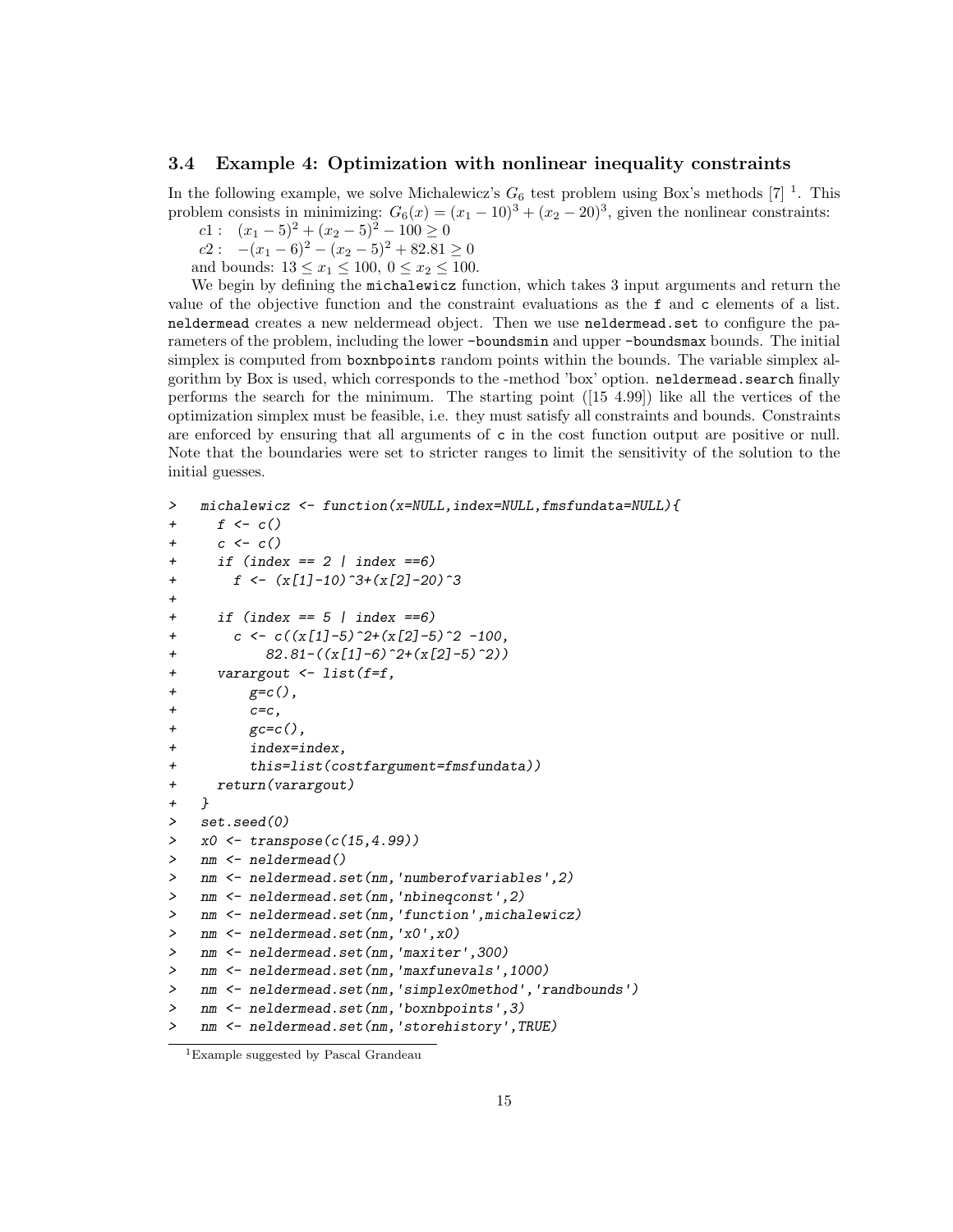### 3.4 Example 4: Optimization with nonlinear inequality constraints

In the following example, we solve Michalewicz's $G_6$ test problem using Box's methods [7] [1]. This problem consists in minimizing: $G_6(x) = (x_1 - 10)^3 + (x_2 - 20)^3$, given the nonlinear constraints:

$c1: \quad (x_1 - 5)^2 + (x_2 - 5)^2 - 100 \geq 0$

$c2: \quad -(x_1 - 6)^2 - (x_2 - 5)^2 + 82.81 \geq 0$

and bounds: $13 \leq x_1 \leq 100$, $0 \leq x_2 \leq 100$.

We begin by defining the `michalewicz` function, which takes 3 input arguments and return the value of the objective function and the constraint evaluations as the `f` and `c` elements of a list. `neldermead` creates a new neldermead object. Then we use `neldermead.set` to configure the parameters of the problem, including the lower `-boundsmin` and upper `-boundsmax` bounds. The initial simplex is computed from `boxnbpoints` random points within the bounds. The variable simplex algorithm by Box is used, which corresponds to the -method 'box' option. `neldermead.search` finally performs the search for the minimum. The starting point ([15 4.99]) like all the vertices of the optimization simplex must be feasible, i.e. they must satisfy all constraints and bounds. Constraints are enforced by ensuring that all arguments of `c` in the cost function output are positive or null. Note that the boundaries were set to stricter ranges to limit the sensitivity of the solution to the initial guesses.

```
>   michalewicz <- function(x=NULL,index=NULL,fmsfundata=NULL){
+     f <- c()
+     c <- c()
+     if (index == 2 | index ==6)
+       f <- (x[1]-10)^3+(x[2]-20)^3
+
+     if (index == 5 | index ==6)
+       c <- c((x[1]-5)^2+(x[2]-5)^2 -100,
+           82.81-((x[1]-6)^2+(x[2]-5)^2))
+     varargout <- list(f=f,
+         g=c(),
+         c=c,
+         gc=c(),
+         index=index,
+         this=list(costfargument=fmsfundata))
+     return(varargout)
+   }
>   set.seed(0)
>   x0 <- transpose(c(15,4.99))
>   nm <- neldermead()
>   nm <- neldermead.set(nm,'numberofvariables',2)
>   nm <- neldermead.set(nm,'nbineqconst',2)
>   nm <- neldermead.set(nm,'function',michalewicz)
>   nm <- neldermead.set(nm,'x0',x0)
>   nm <- neldermead.set(nm,'maxiter',300)
>   nm <- neldermead.set(nm,'maxfunevals',1000)
>   nm <- neldermead.set(nm,'simplex0method','randbounds')
>   nm <- neldermead.set(nm,'boxnbpoints',3)
>   nm <- neldermead.set(nm,'storehistory',TRUE)
```

[1] Example suggested by Pascal Grandeau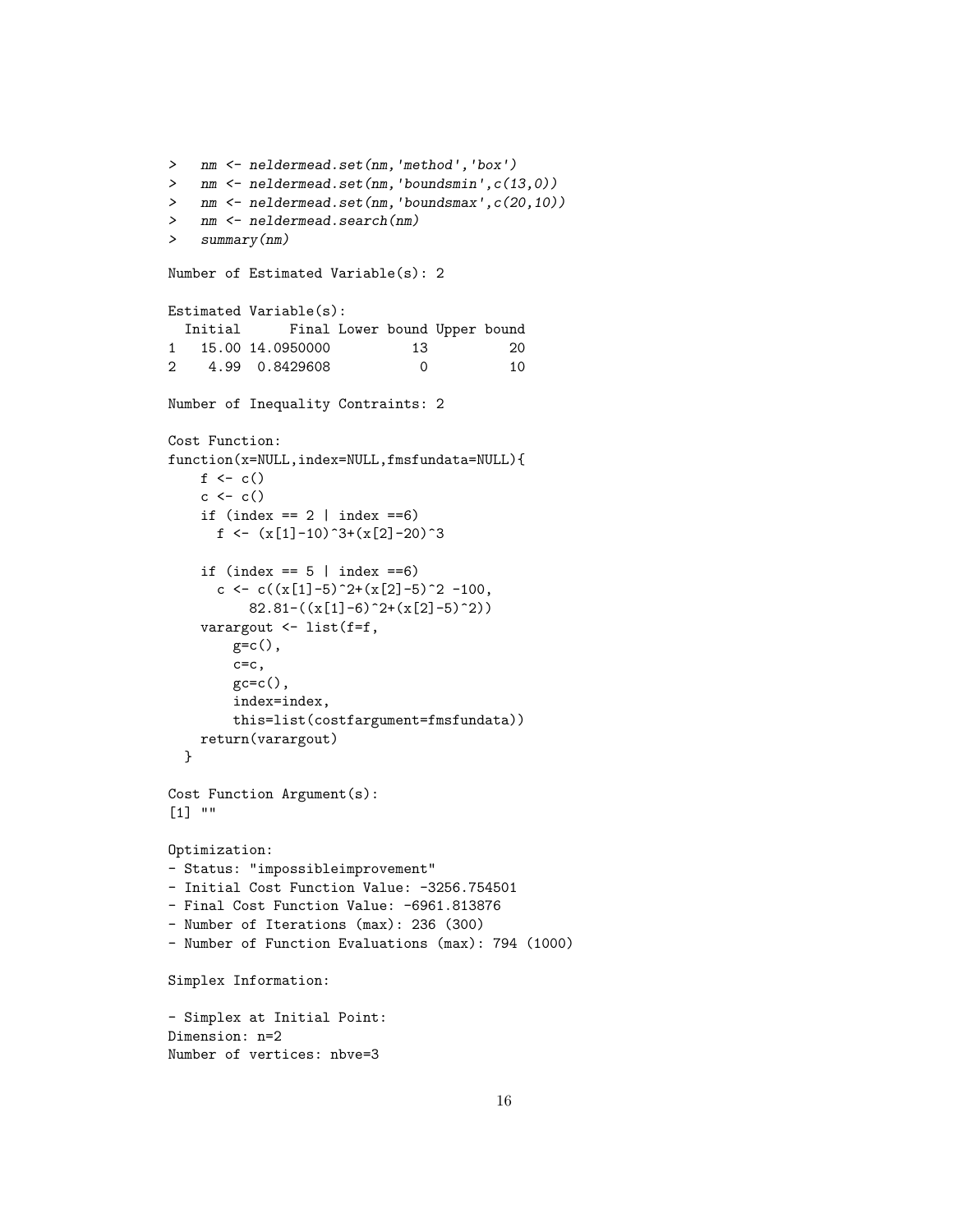```
>   nm <- neldermead.set(nm,'method','box')
>   nm <- neldermead.set(nm,'boundsmin',c(13,0))
>   nm <- neldermead.set(nm,'boundsmax',c(20,10))
>   nm <- neldermead.search(nm)
>   summary(nm)

Number of Estimated Variable(s): 2

Estimated Variable(s):
  Initial      Final Lower bound Upper bound
1   15.00 14.0950000          13          20
2    4.99  0.8429608           0          10

Number of Inequality Contraints: 2

Cost Function:
function(x=NULL,index=NULL,fmsfundata=NULL){
    f <- c()
    c <- c()
    if (index == 2 | index ==6)
      f <- (x[1]-10)^3+(x[2]-20)^3

    if (index == 5 | index ==6)
      c <- c((x[1]-5)^2+(x[2]-5)^2 -100,
          82.81-((x[1]-6)^2+(x[2]-5)^2))
    varargout <- list(f=f,
        g=c(),
        c=c,
        gc=c(),
        index=index,
        this=list(costfargument=fmsfundata))
    return(varargout)
  }

Cost Function Argument(s):
[1] ""

Optimization:
- Status: "impossibleimprovement"
- Initial Cost Function Value: -3256.754501
- Final Cost Function Value: -6961.813876
- Number of Iterations (max): 236 (300)
- Number of Function Evaluations (max): 794 (1000)

Simplex Information:

- Simplex at Initial Point:
Dimension: n=2
Number of vertices: nbve=3
```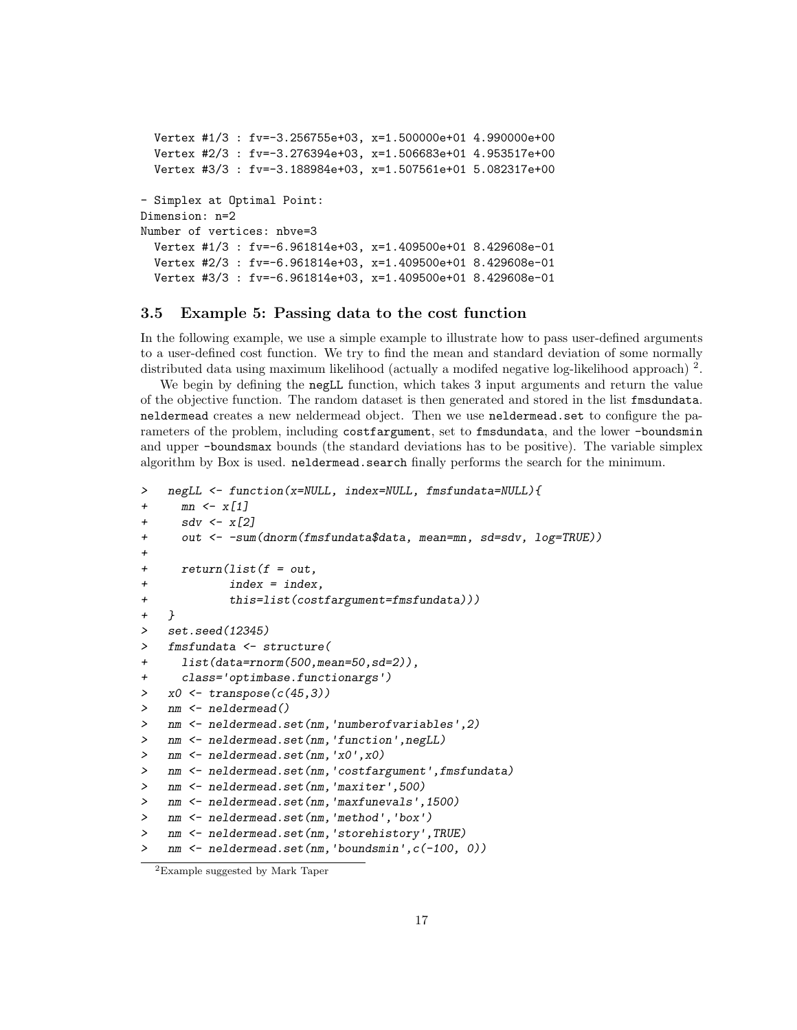```
  Vertex #1/3 : fv=-3.256755e+03, x=1.500000e+01 4.990000e+00
  Vertex #2/3 : fv=-3.276394e+03, x=1.506683e+01 4.953517e+00
  Vertex #3/3 : fv=-3.188984e+03, x=1.507561e+01 5.082317e+00

- Simplex at Optimal Point:
Dimension: n=2
Number of vertices: nbve=3
  Vertex #1/3 : fv=-6.961814e+03, x=1.409500e+01 8.429608e-01
  Vertex #2/3 : fv=-6.961814e+03, x=1.409500e+01 8.429608e-01
  Vertex #3/3 : fv=-6.961814e+03, x=1.409500e+01 8.429608e-01
```

### 3.5 Example 5: Passing data to the cost function

In the following example, we use a simple example to illustrate how to pass user-defined arguments to a user-defined cost function. We try to find the mean and standard deviation of some normally distributed data using maximum likelihood (actually a modifed negative log-likelihood approach) [2].

We begin by defining the `negLL` function, which takes 3 input arguments and return the value of the objective function. The random dataset is then generated and stored in the list `fmsdundata`. `neldermead` creates a new neldermead object. Then we use `neldermead.set` to configure the parameters of the problem, including `costfargument`, set to `fmsdundata`, and the lower `-boundsmin` and upper `-boundsmax` bounds (the standard deviations has to be positive). The variable simplex algorithm by Box is used. `neldermead.search` finally performs the search for the minimum.

```
>   negLL <- function(x=NULL, index=NULL, fmsfundata=NULL){
+     mn <- x[1]
+     sdv <- x[2]
+     out <- -sum(dnorm(fmsfundata$data, mean=mn, sd=sdv, log=TRUE))
+
+     return(list(f = out,
+            index = index,
+            this=list(costfargument=fmsfundata)))
+   }
>   set.seed(12345)
>   fmsfundata <- structure(
+     list(data=rnorm(500,mean=50,sd=2)),
+     class='optimbase.functionargs')
>   x0 <- transpose(c(45,3))
>   nm <- neldermead()
>   nm <- neldermead.set(nm,'numberofvariables',2)
>   nm <- neldermead.set(nm,'function',negLL)
>   nm <- neldermead.set(nm,'x0',x0)
>   nm <- neldermead.set(nm,'costfargument',fmsfundata)
>   nm <- neldermead.set(nm,'maxiter',500)
>   nm <- neldermead.set(nm,'maxfunevals',1500)
>   nm <- neldermead.set(nm,'method','box')
>   nm <- neldermead.set(nm,'storehistory',TRUE)
>   nm <- neldermead.set(nm,'boundsmin',c(-100, 0))
```

[2] Example suggested by Mark Taper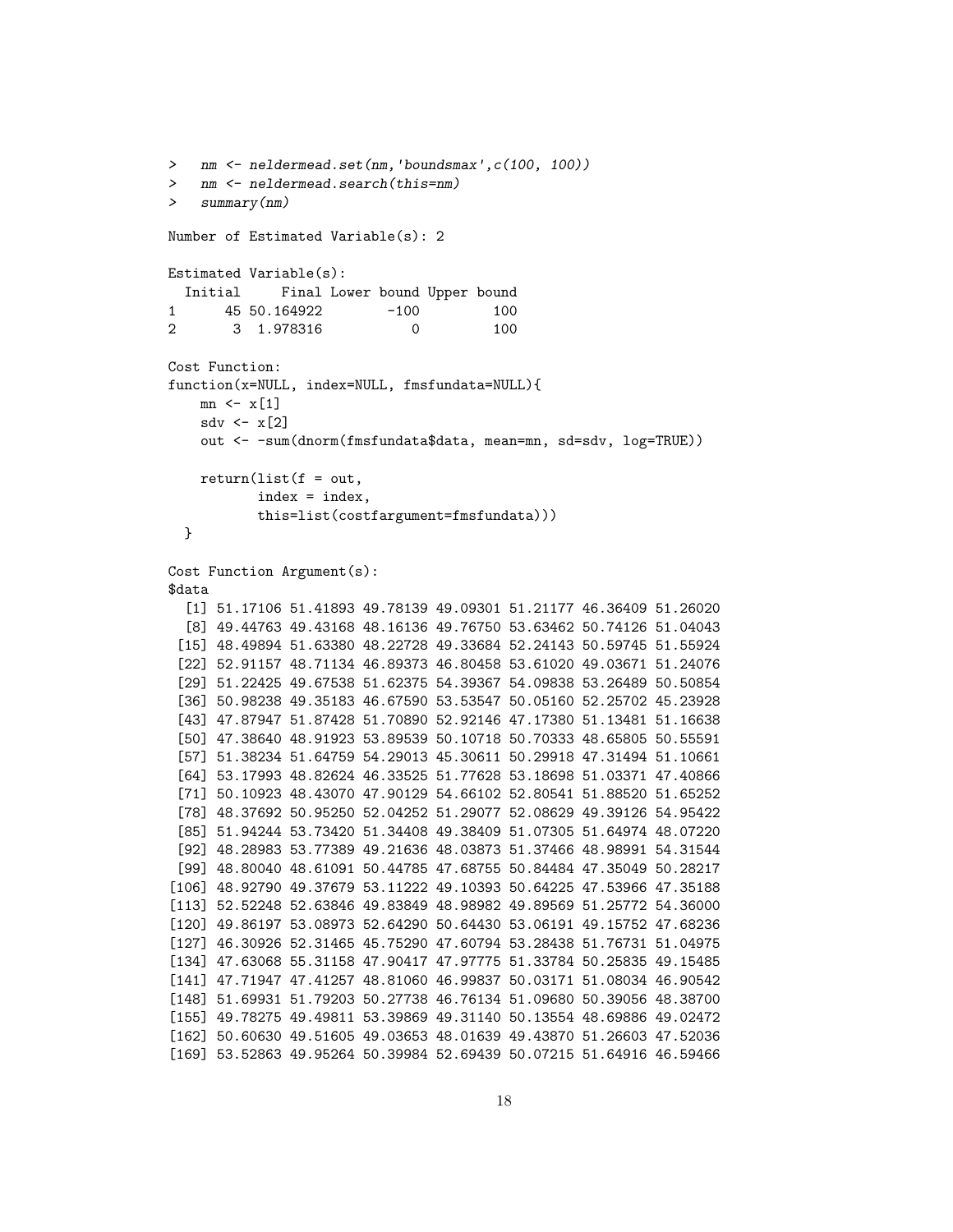```
>   nm <- neldermead.set(nm,'boundsmax',c(100, 100))
>   nm <- neldermead.search(this=nm)
>   summary(nm)

Number of Estimated Variable(s): 2

Estimated Variable(s):
  Initial     Final Lower bound Upper bound
1      45 50.164922        -100         100
2       3  1.978316           0         100

Cost Function:
function(x=NULL, index=NULL, fmsfundata=NULL){
    mn <- x[1]
    sdv <- x[2]
    out <- -sum(dnorm(fmsfundata$data, mean=mn, sd=sdv, log=TRUE))

    return(list(f = out,
           index = index,
           this=list(costfargument=fmsfundata)))
  }

Cost Function Argument(s):
$data
  [1] 51.17106 51.41893 49.78139 49.09301 51.21177 46.36409 51.26020
  [8] 49.44763 49.43168 48.16136 49.76750 53.63462 50.74126 51.04043
 [15] 48.49894 51.63380 48.22728 49.33684 52.24143 50.59745 51.55924
 [22] 52.91157 48.71134 46.89373 46.80458 53.61020 49.03671 51.24076
 [29] 51.22425 49.67538 51.62375 54.39367 54.09838 53.26489 50.50854
 [36] 50.98238 49.35183 46.67590 53.53547 50.05160 52.25702 45.23928
 [43] 47.87947 51.87428 51.70890 52.92146 47.17380 51.13481 51.16638
 [50] 47.38640 48.91923 53.89539 50.10718 50.70333 48.65805 50.55591
 [57] 51.38234 51.64759 54.29013 45.30611 50.29918 47.31494 51.10661
 [64] 53.17993 48.82624 46.33525 51.77628 53.18698 51.03371 47.40866
 [71] 50.10923 48.43070 47.90129 54.66102 52.80541 51.88520 51.65252
 [78] 48.37692 50.95250 52.04252 51.29077 52.08629 49.39126 54.95422
 [85] 51.94244 53.73420 51.34408 49.38409 51.07305 51.64974 48.07220
 [92] 48.28983 53.77389 49.21636 48.03873 51.37466 48.98991 54.31544
 [99] 48.80040 48.61091 50.44785 47.68755 50.84484 47.35049 50.28217
[106] 48.92790 49.37679 53.11222 49.10393 50.64225 47.53966 47.35188
[113] 52.52248 52.63846 49.83849 48.98982 49.89569 51.25772 54.36000
[120] 49.86197 53.08973 52.64290 50.64430 53.06191 49.15752 47.68236
[127] 46.30926 52.31465 45.75290 47.60794 53.28438 51.76731 51.04975
[134] 47.63068 55.31158 47.90417 47.97775 51.33784 50.25835 49.15485
[141] 47.71947 47.41257 48.81060 46.99837 50.03171 51.08034 46.90542
[148] 51.69931 51.79203 50.27738 46.76134 51.09680 50.39056 48.38700
[155] 49.78275 49.49811 53.39869 49.31140 50.13554 48.69886 49.02472
[162] 50.60630 49.51605 49.03653 48.01639 49.43870 51.26603 47.52036
[169] 53.52863 49.95264 50.39984 52.69439 50.07215 51.64916 46.59466
```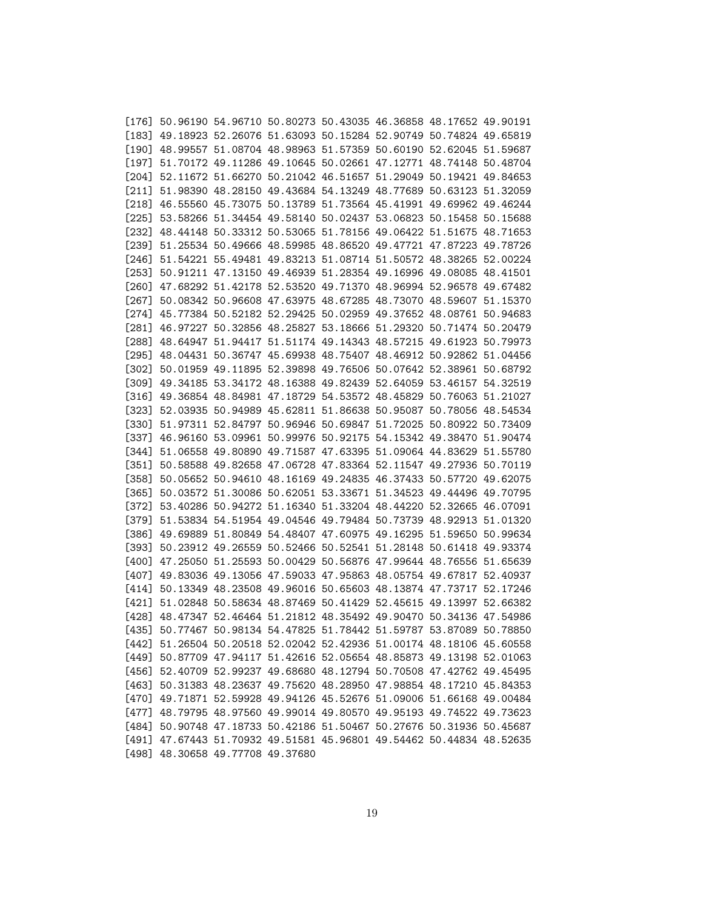```
[176] 50.96190 54.96710 50.80273 50.43035 46.36858 48.17652 49.90191
[183] 49.18923 52.26076 51.63093 50.15284 52.90749 50.74824 49.65819
[190] 48.99557 51.08704 48.98963 51.57359 50.60190 52.62045 51.59687
[197] 51.70172 49.11286 49.10645 50.02661 47.12771 48.74148 50.48704
[204] 52.11672 51.66270 50.21042 46.51657 51.29049 50.19421 49.84653
[211] 51.98390 48.28150 49.43684 54.13249 48.77689 50.63123 51.32059
[218] 46.55560 45.73075 50.13789 51.73564 45.41991 49.69962 49.46244
[225] 53.58266 51.34454 49.58140 50.02437 53.06823 50.15458 50.15688
[232] 48.44148 50.33312 50.53065 51.78156 49.06422 51.51675 48.71653
[239] 51.25534 50.49666 48.59985 48.86520 49.47721 47.87223 49.78726
[246] 51.54221 55.49481 49.83213 51.08714 51.50572 48.38265 52.00224
[253] 50.91211 47.13150 49.46939 51.28354 49.16996 49.08085 48.41501
[260] 47.68292 51.42178 52.53520 49.71370 48.96994 52.96578 49.67482
[267] 50.08342 50.96608 47.63975 48.67285 48.73070 48.59607 51.15370
[274] 45.77384 50.52182 52.29425 50.02959 49.37652 48.08761 50.94683
[281] 46.97227 50.32856 48.25827 53.18666 51.29320 50.71474 50.20479
[288] 48.64947 51.94417 51.51174 49.14343 48.57215 49.61923 50.79973
[295] 48.04431 50.36747 45.69938 48.75407 48.46912 50.92862 51.04456
[302] 50.01959 49.11895 52.39898 49.76506 50.07642 52.38961 50.68792
[309] 49.34185 53.34172 48.16388 49.82439 52.64059 53.46157 54.32519
[316] 49.36854 48.84981 47.18729 54.53572 48.45829 50.76063 51.21027
[323] 52.03935 50.94989 45.62811 51.86638 50.95087 50.78056 48.54534
[330] 51.97311 52.84797 50.96946 50.69847 51.72025 50.80922 50.73409
[337] 46.96160 53.09961 50.99976 50.92175 54.15342 49.38470 51.90474
[344] 51.06558 49.80890 49.71587 47.63395 51.09064 44.83629 51.55780
[351] 50.58588 49.82658 47.06728 47.83364 52.11547 49.27936 50.70119
[358] 50.05652 50.94610 48.16169 49.24835 46.37433 50.57720 49.62075
[365] 50.03572 51.30086 50.62051 53.33671 51.34523 49.44496 49.70795
[372] 53.40286 50.94272 51.16340 51.33204 48.44220 52.32665 46.07091
[379] 51.53834 54.51954 49.04546 49.79484 50.73739 48.92913 51.01320
[386] 49.69889 51.80849 54.48407 47.60975 49.16295 51.59650 50.99634
[393] 50.23912 49.26559 50.52466 50.52541 51.28148 50.61418 49.93374
[400] 47.25050 51.25593 50.00429 50.56876 47.99644 48.76556 51.65639
[407] 49.83036 49.13056 47.59033 47.95863 48.05754 49.67817 52.40937
[414] 50.13349 48.23508 49.96016 50.65603 48.13874 47.73717 52.17246
[421] 51.02848 50.58634 48.87469 50.41429 52.45615 49.13997 52.66382
[428] 48.47347 52.46464 51.21812 48.35492 49.90470 50.34136 47.54986
[435] 50.77467 50.98134 54.47825 51.78442 51.59787 53.87089 50.78850
[442] 51.26504 50.20518 52.02042 52.42936 51.00174 48.18106 45.60558
[449] 50.87709 47.94117 51.42616 52.05654 48.85873 49.13198 52.01063
[456] 52.40709 52.99237 49.68680 48.12794 50.70508 47.42762 49.45495
[463] 50.31383 48.23637 49.75620 48.28950 47.98854 48.17210 45.84353
[470] 49.71871 52.59928 49.94126 45.52676 51.09006 51.66168 49.00484
[477] 48.79795 48.97560 49.99014 49.80570 49.95193 49.74522 49.73623
[484] 50.90748 47.18733 50.42186 51.50467 50.27676 50.31936 50.45687
[491] 47.67443 51.70932 49.51581 45.96801 49.54462 50.44834 48.52635
[498] 48.30658 49.77708 49.37680
```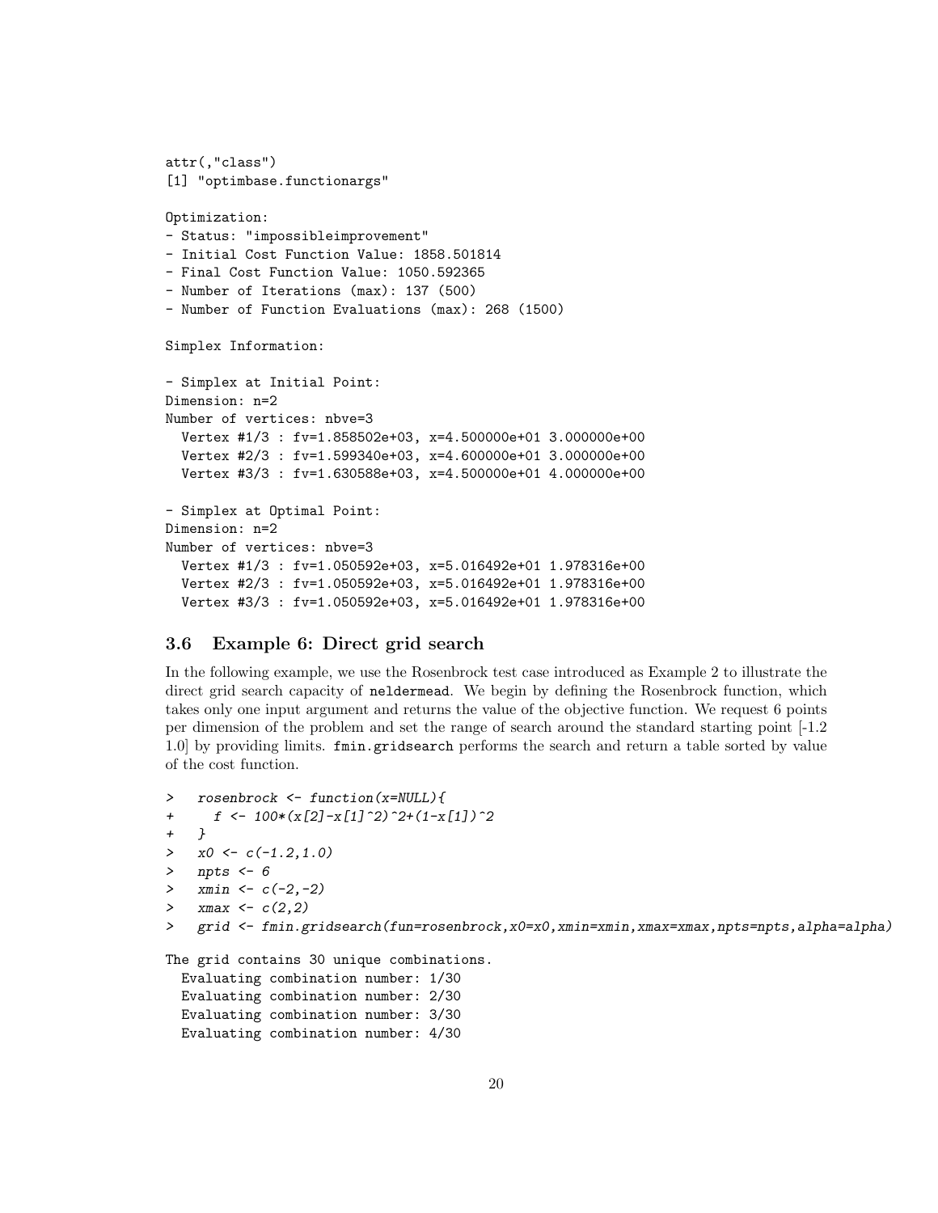```
attr(,"class")
[1] "optimbase.functionargs"

Optimization:
- Status: "impossibleimprovement"
- Initial Cost Function Value: 1858.501814
- Final Cost Function Value: 1050.592365
- Number of Iterations (max): 137 (500)
- Number of Function Evaluations (max): 268 (1500)

Simplex Information:

- Simplex at Initial Point:
Dimension: n=2
Number of vertices: nbve=3
  Vertex #1/3 : fv=1.858502e+03, x=4.500000e+01 3.000000e+00
  Vertex #2/3 : fv=1.599340e+03, x=4.600000e+01 3.000000e+00
  Vertex #3/3 : fv=1.630588e+03, x=4.500000e+01 4.000000e+00

- Simplex at Optimal Point:
Dimension: n=2
Number of vertices: nbve=3
  Vertex #1/3 : fv=1.050592e+03, x=5.016492e+01 1.978316e+00
  Vertex #2/3 : fv=1.050592e+03, x=5.016492e+01 1.978316e+00
  Vertex #3/3 : fv=1.050592e+03, x=5.016492e+01 1.978316e+00
```

### 3.6 Example 6: Direct grid search

In the following example, we use the Rosenbrock test case introduced as Example 2 to illustrate the direct grid search capacity of `neldermead`. We begin by defining the Rosenbrock function, which takes only one input argument and returns the value of the objective function. We request 6 points per dimension of the problem and set the range of search around the standard starting point [-1.2 1.0] by providing limits. `fmin.gridsearch` performs the search and return a table sorted by value of the cost function.

```
>   rosenbrock <- function(x=NULL){
+     f <- 100*(x[2]-x[1]^2)^2+(1-x[1])^2
+   }
>   x0 <- c(-1.2,1.0)
>   npts <- 6
>   xmin <- c(-2,-2)
>   xmax <- c(2,2)
>   grid <- fmin.gridsearch(fun=rosenbrock,x0=x0,xmin=xmin,xmax=xmax,npts=npts,alpha=alpha)

The grid contains 30 unique combinations.
  Evaluating combination number: 1/30
  Evaluating combination number: 2/30
  Evaluating combination number: 3/30
  Evaluating combination number: 4/30
```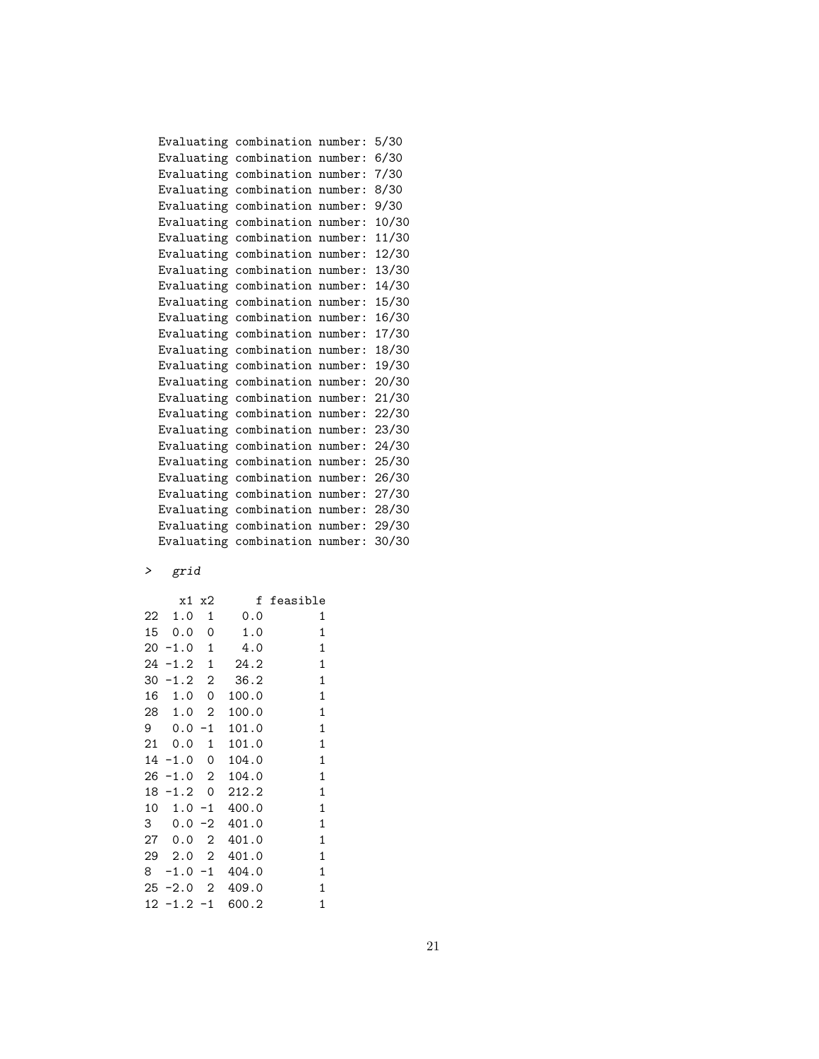```
  Evaluating combination number: 5/30
  Evaluating combination number: 6/30
  Evaluating combination number: 7/30
  Evaluating combination number: 8/30
  Evaluating combination number: 9/30
  Evaluating combination number: 10/30
  Evaluating combination number: 11/30
  Evaluating combination number: 12/30
  Evaluating combination number: 13/30
  Evaluating combination number: 14/30
  Evaluating combination number: 15/30
  Evaluating combination number: 16/30
  Evaluating combination number: 17/30
  Evaluating combination number: 18/30
  Evaluating combination number: 19/30
  Evaluating combination number: 20/30
  Evaluating combination number: 21/30
  Evaluating combination number: 22/30
  Evaluating combination number: 23/30
  Evaluating combination number: 24/30
  Evaluating combination number: 25/30
  Evaluating combination number: 26/30
  Evaluating combination number: 27/30
  Evaluating combination number: 28/30
  Evaluating combination number: 29/30
  Evaluating combination number: 30/30

>   grid

     x1 x2     f feasible
22  1.0  1   0.0        1
15  0.0  0   1.0        1
20 -1.0  1   4.0        1
24 -1.2  1  24.2        1
30 -1.2  2  36.2        1
16  1.0  0 100.0        1
28  1.0  2 100.0        1
9   0.0 -1 101.0        1
21  0.0  1 101.0        1
14 -1.0  0 104.0        1
26 -1.0  2 104.0        1
18 -1.2  0 212.2        1
10  1.0 -1 400.0        1
3   0.0 -2 401.0        1
27  0.0  2 401.0        1
29  2.0  2 401.0        1
8  -1.0 -1 404.0        1
25 -2.0  2 409.0        1
12 -1.2 -1 600.2        1
```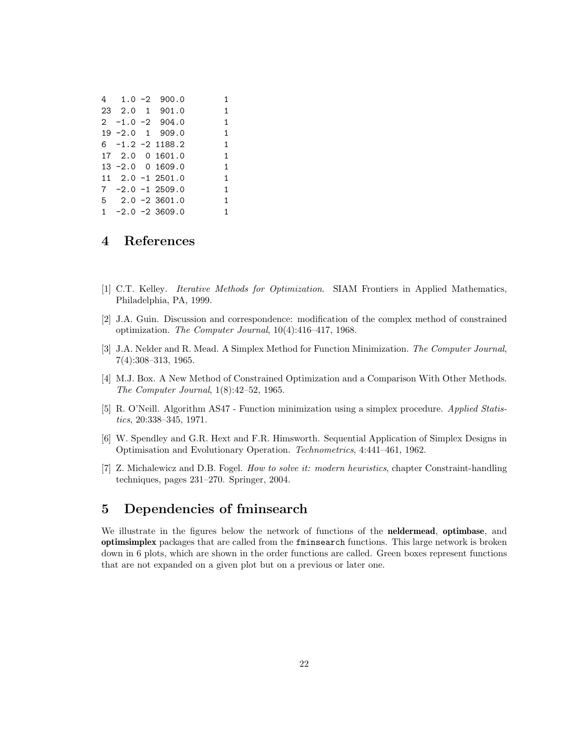```
4    1.0 -2  900.0         1
23  2.0  1  901.0         1
2  -1.0 -2  904.0         1
19 -2.0  1  909.0         1
6  -1.2 -2 1188.2         1
17  2.0  0 1601.0         1
13 -2.0  0 1609.0         1
11  2.0 -1 2501.0         1
7  -2.0 -1 2509.0         1
5   2.0 -2 3601.0         1
1  -2.0 -2 3609.0         1
```

# 4 References

[1] C.T. Kelley. *Iterative Methods for Optimization*. SIAM Frontiers in Applied Mathematics, Philadelphia, PA, 1999.

[2] J.A. Guin. Discussion and correspondence: modification of the complex method of constrained optimization. *The Computer Journal*, 10(4):416–417, 1968.

[3] J.A. Nelder and R. Mead. A Simplex Method for Function Minimization. *The Computer Journal*, 7(4):308–313, 1965.

[4] M.J. Box. A New Method of Constrained Optimization and a Comparison With Other Methods. *The Computer Journal*, 1(8):42–52, 1965.

[5] R. O'Neill. Algorithm AS47 - Function minimization using a simplex procedure. *Applied Statistics*, 20:338–345, 1971.

[6] W. Spendley and G.R. Hext and F.R. Himsworth. Sequential Application of Simplex Designs in Optimisation and Evolutionary Operation. *Technometrics*, 4:441–461, 1962.

[7] Z. Michalewicz and D.B. Fogel. *How to solve it: modern heuristics*, chapter Constraint-handling techniques, pages 231–270. Springer, 2004.

# 5 Dependencies of fminsearch

We illustrate in the figures below the network of functions of the **neldermead**, **optimbase**, and **optimsimplex** packages that are called from the `fminsearch` functions. This large network is broken down in 6 plots, which are shown in the order functions are called. Green boxes represent functions that are not expanded on a given plot but on a previous or later one.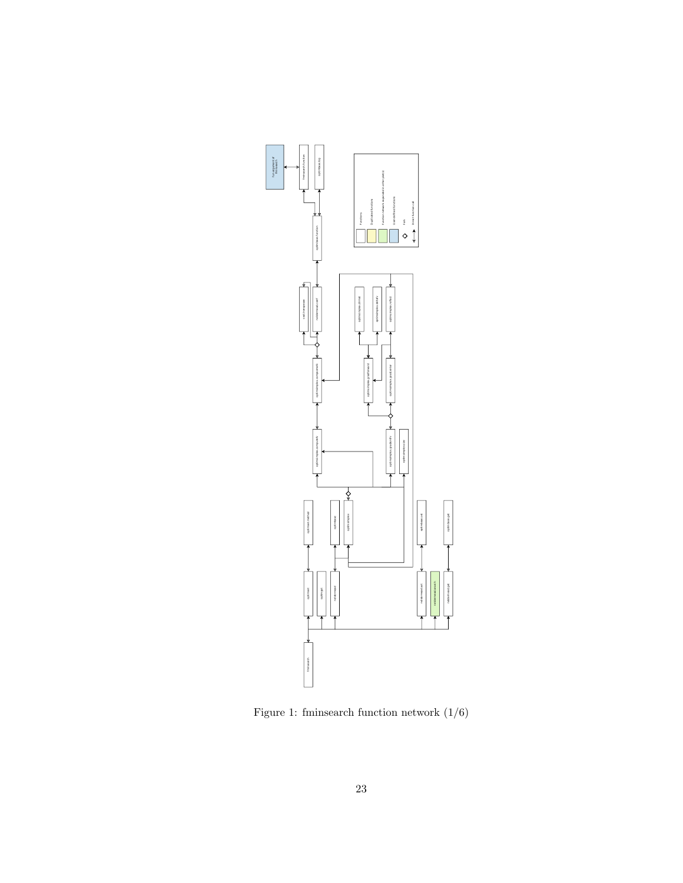Figure 1: fminsearch function network (1/6)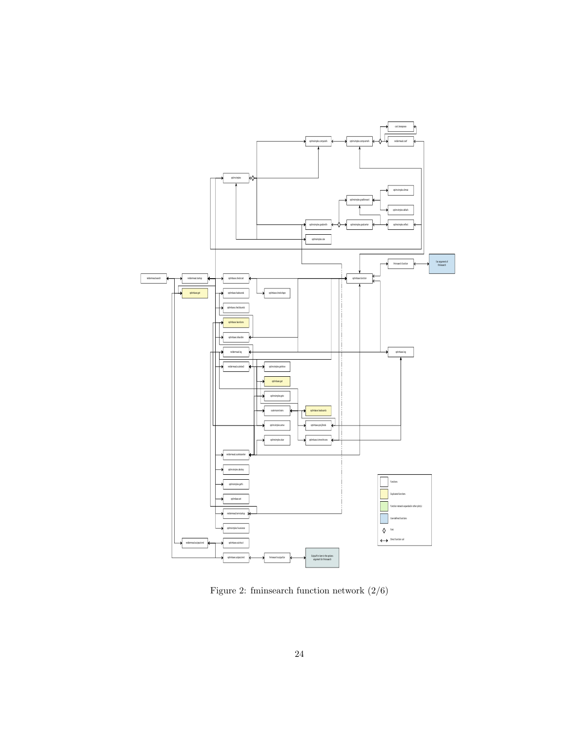Figure 2: fminsearch function network (2/6)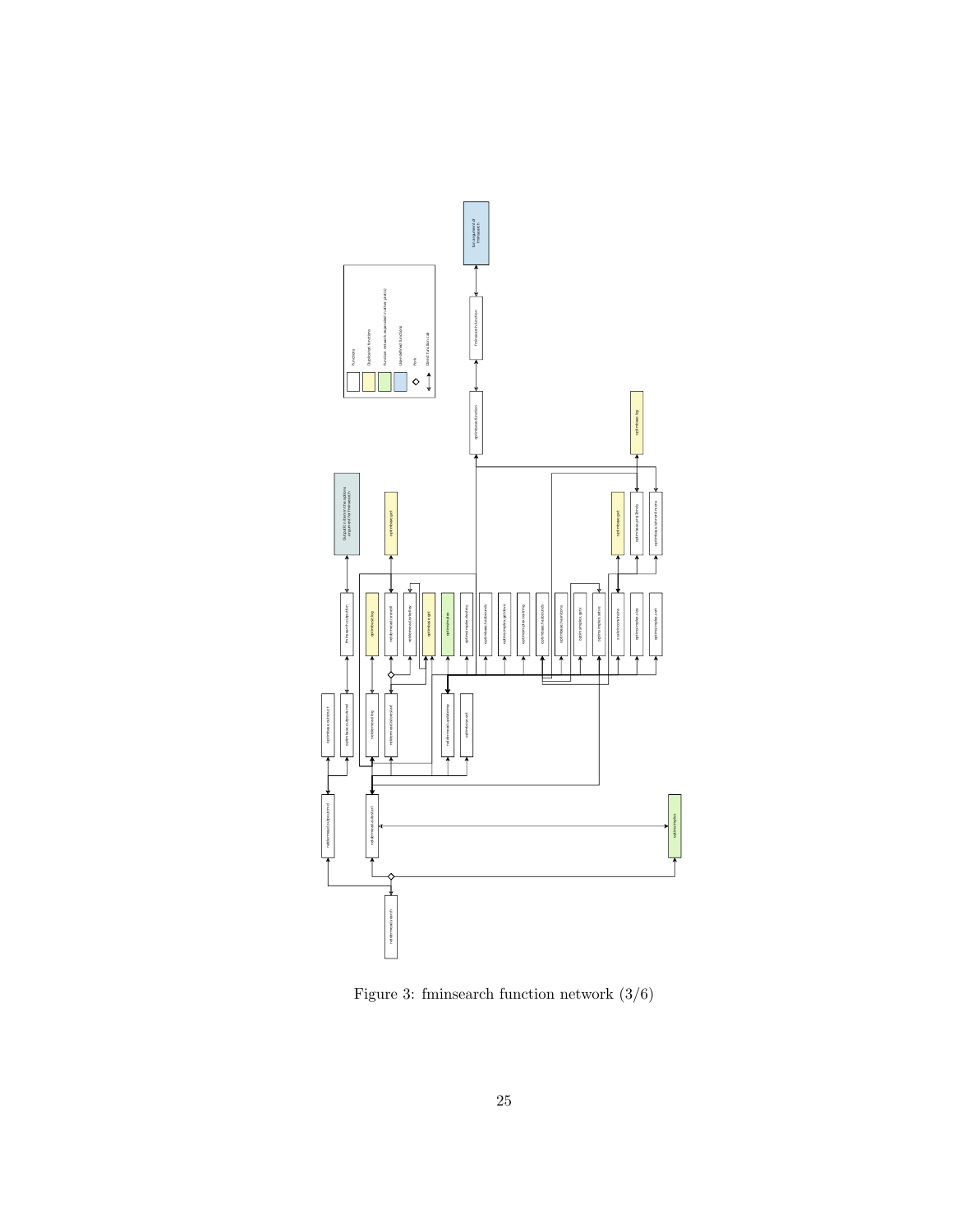Figure 3: fminsearch function network (3/6)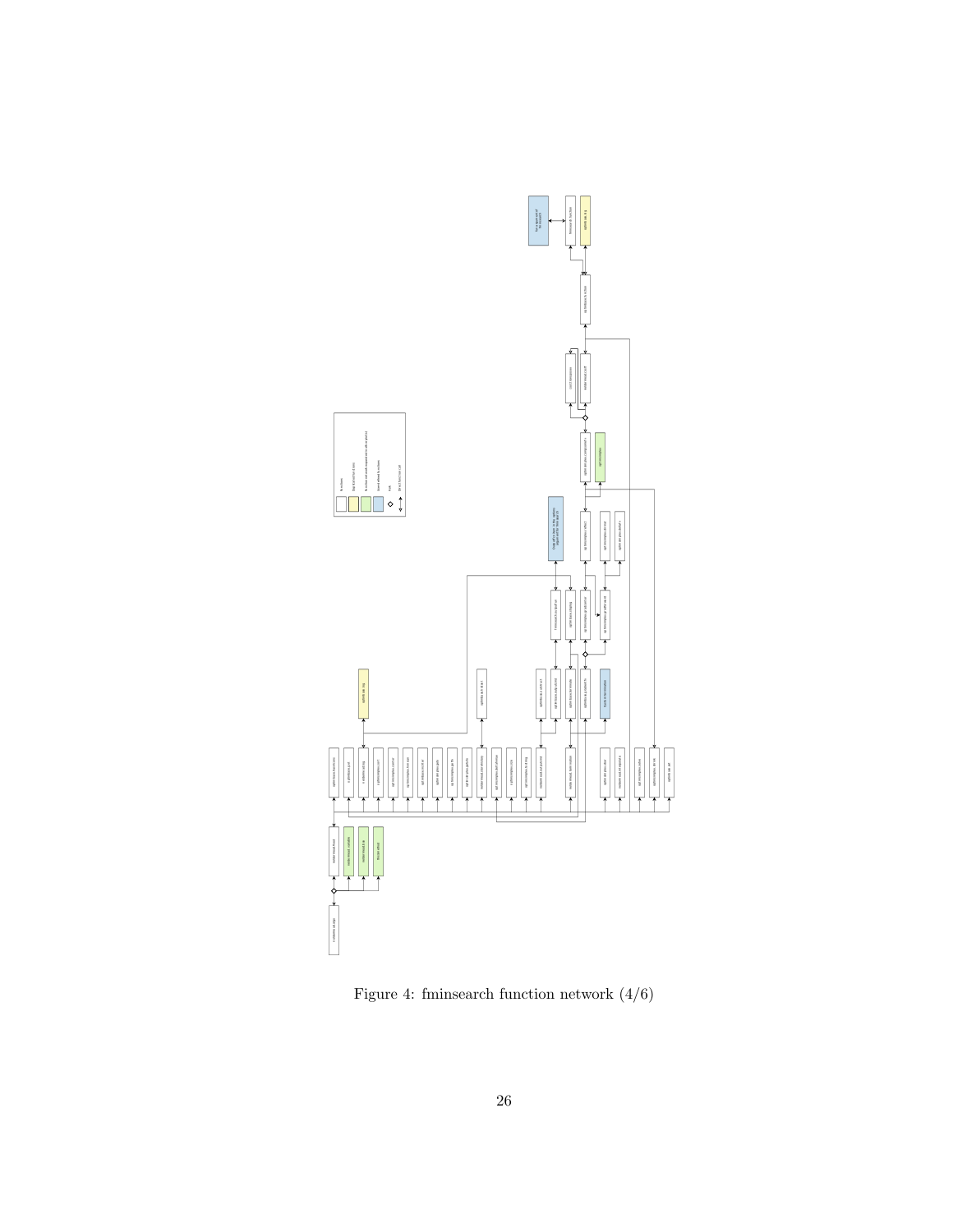Figure 4: fminsearch function network (4/6)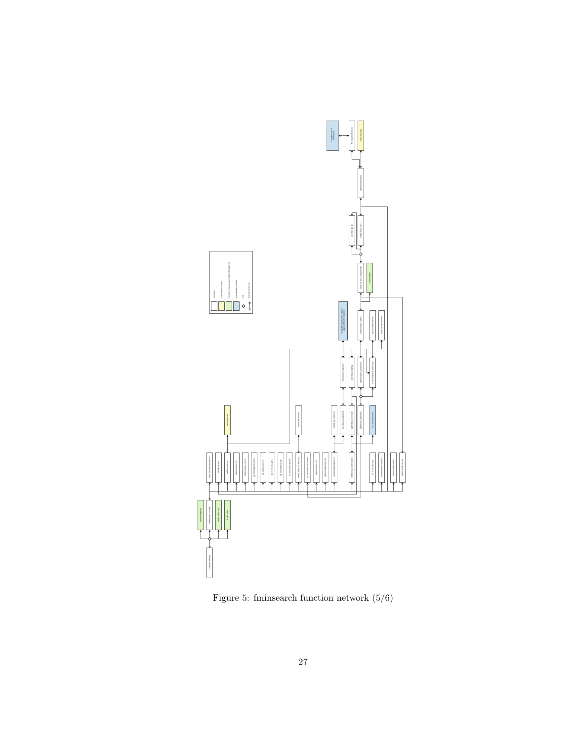Figure 5: fminsearch function network (5/6)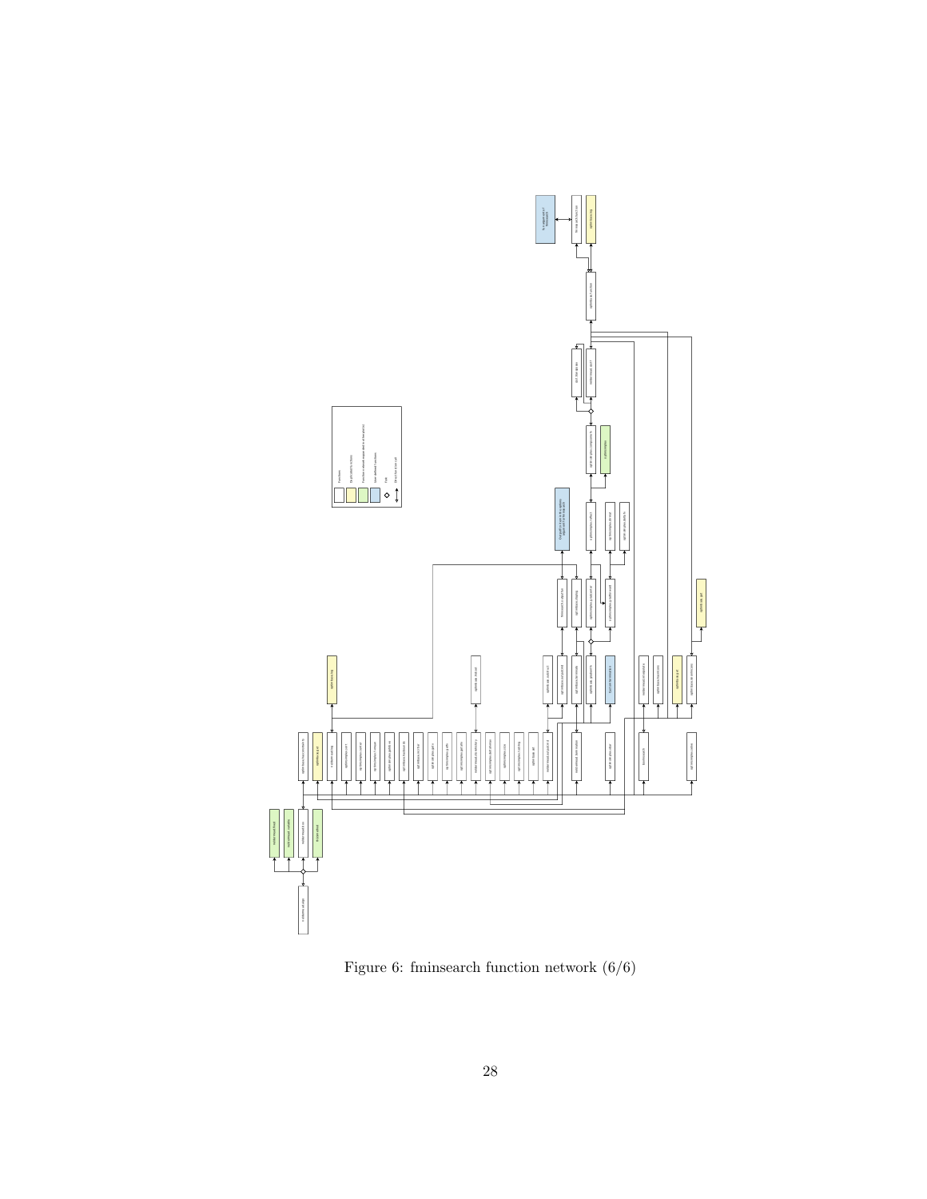Figure 6: fminsearch function network (6/6)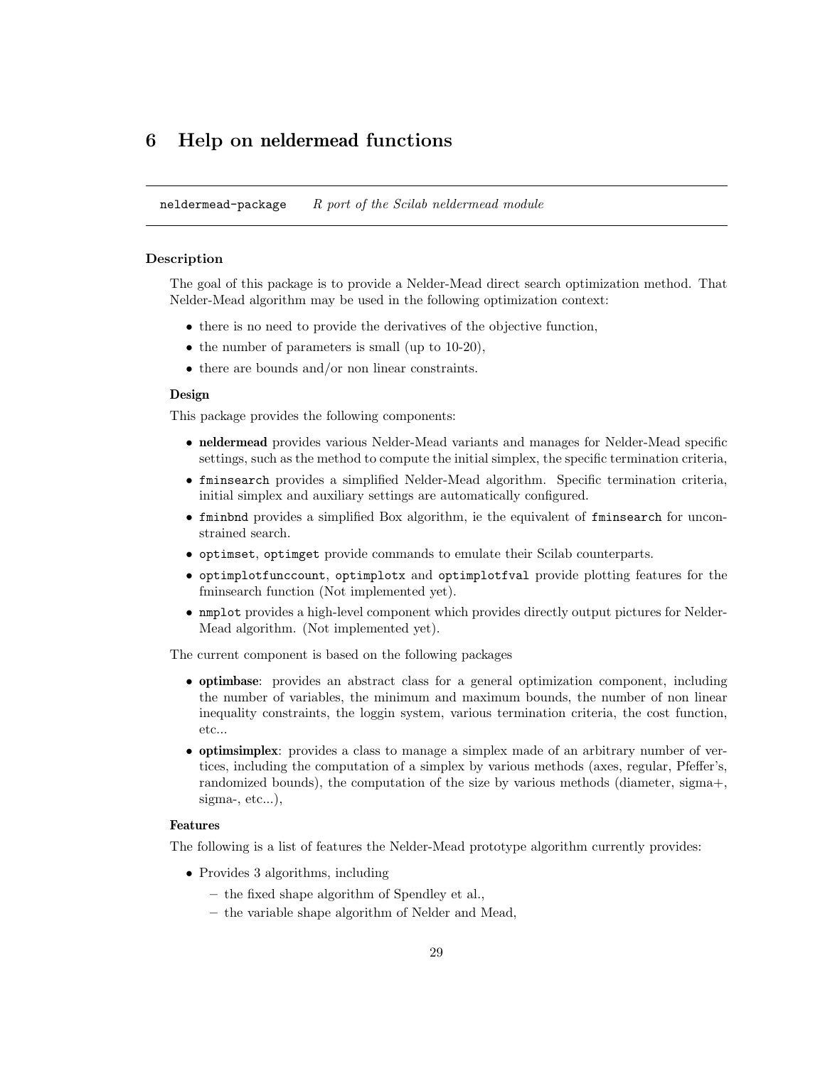# 6 Help on neldermead functions

---

`neldermead-package` *R port of the Scilab neldermead module*

---

### Description

The goal of this package is to provide a Nelder-Mead direct search optimization method. That Nelder-Mead algorithm may be used in the following optimization context:

- there is no need to provide the derivatives of the objective function,
- the number of parameters is small (up to 10-20),
- there are bounds and/or non linear constraints.

#### Design

This package provides the following components:

- **neldermead** provides various Nelder-Mead variants and manages for Nelder-Mead specific settings, such as the method to compute the initial simplex, the specific termination criteria,
- `fminsearch` provides a simplified Nelder-Mead algorithm. Specific termination criteria, initial simplex and auxiliary settings are automatically configured.
- `fminbnd` provides a simplified Box algorithm, ie the equivalent of `fminsearch` for unconstrained search.
- `optimset`, `optimget` provide commands to emulate their Scilab counterparts.
- `optimplotfunccount`, `optimplotx` and `optimplotfval` provide plotting features for the fminsearch function (Not implemented yet).
- `nmplot` provides a high-level component which provides directly output pictures for Nelder-Mead algorithm. (Not implemented yet).

The current component is based on the following packages

- **optimbase**: provides an abstract class for a general optimization component, including the number of variables, the minimum and maximum bounds, the number of non linear inequality constraints, the loggin system, various termination criteria, the cost function, etc...
- **optimsimplex**: provides a class to manage a simplex made of an arbitrary number of vertices, including the computation of a simplex by various methods (axes, regular, Pfeffer's, randomized bounds), the computation of the size by various methods (diameter, sigma+, sigma-, etc...),

#### Features

The following is a list of features the Nelder-Mead prototype algorithm currently provides:

- Provides 3 algorithms, including
  - the fixed shape algorithm of Spendley et al.,
  - the variable shape algorithm of Nelder and Mead,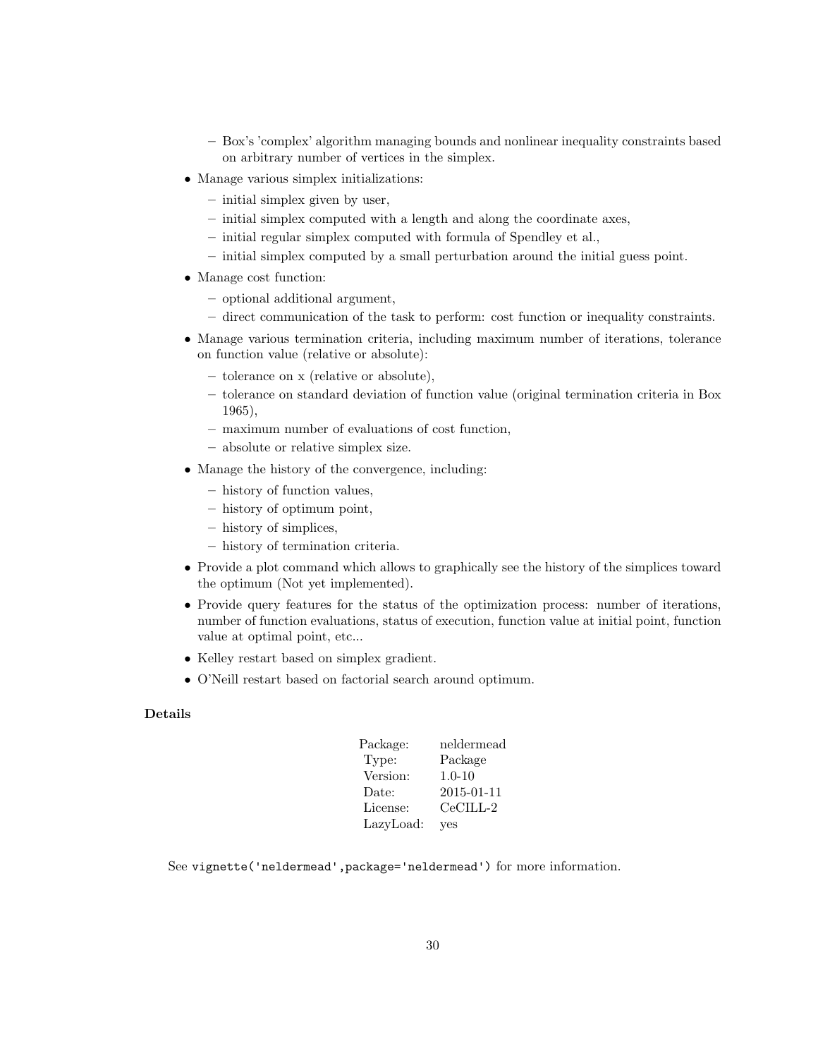- Box's 'complex' algorithm managing bounds and nonlinear inequality constraints based on arbitrary number of vertices in the simplex.
- Manage various simplex initializations:
  - initial simplex given by user,
  - initial simplex computed with a length and along the coordinate axes,
  - initial regular simplex computed with formula of Spendley et al.,
  - initial simplex computed by a small perturbation around the initial guess point.
- Manage cost function:
  - optional additional argument,
  - direct communication of the task to perform: cost function or inequality constraints.
- Manage various termination criteria, including maximum number of iterations, tolerance on function value (relative or absolute):
  - tolerance on x (relative or absolute),
  - tolerance on standard deviation of function value (original termination criteria in Box 1965),
  - maximum number of evaluations of cost function,
  - absolute or relative simplex size.
- Manage the history of the convergence, including:
  - history of function values,
  - history of optimum point,
  - history of simplices,
  - history of termination criteria.
- Provide a plot command which allows to graphically see the history of the simplices toward the optimum (Not yet implemented).
- Provide query features for the status of the optimization process: number of iterations, number of function evaluations, status of execution, function value at initial point, function value at optimal point, etc...
- Kelley restart based on simplex gradient.
- O'Neill restart based on factorial search around optimum.

**Details**

| | |
|---|---|
| Package: | neldermead |
| Type: | Package |
| Version: | 1.0-10 |
| Date: | 2015-01-11 |
| License: | CeCILL-2 |
| LazyLoad: | yes |

See `vignette('neldermead',package='neldermead')` for more information.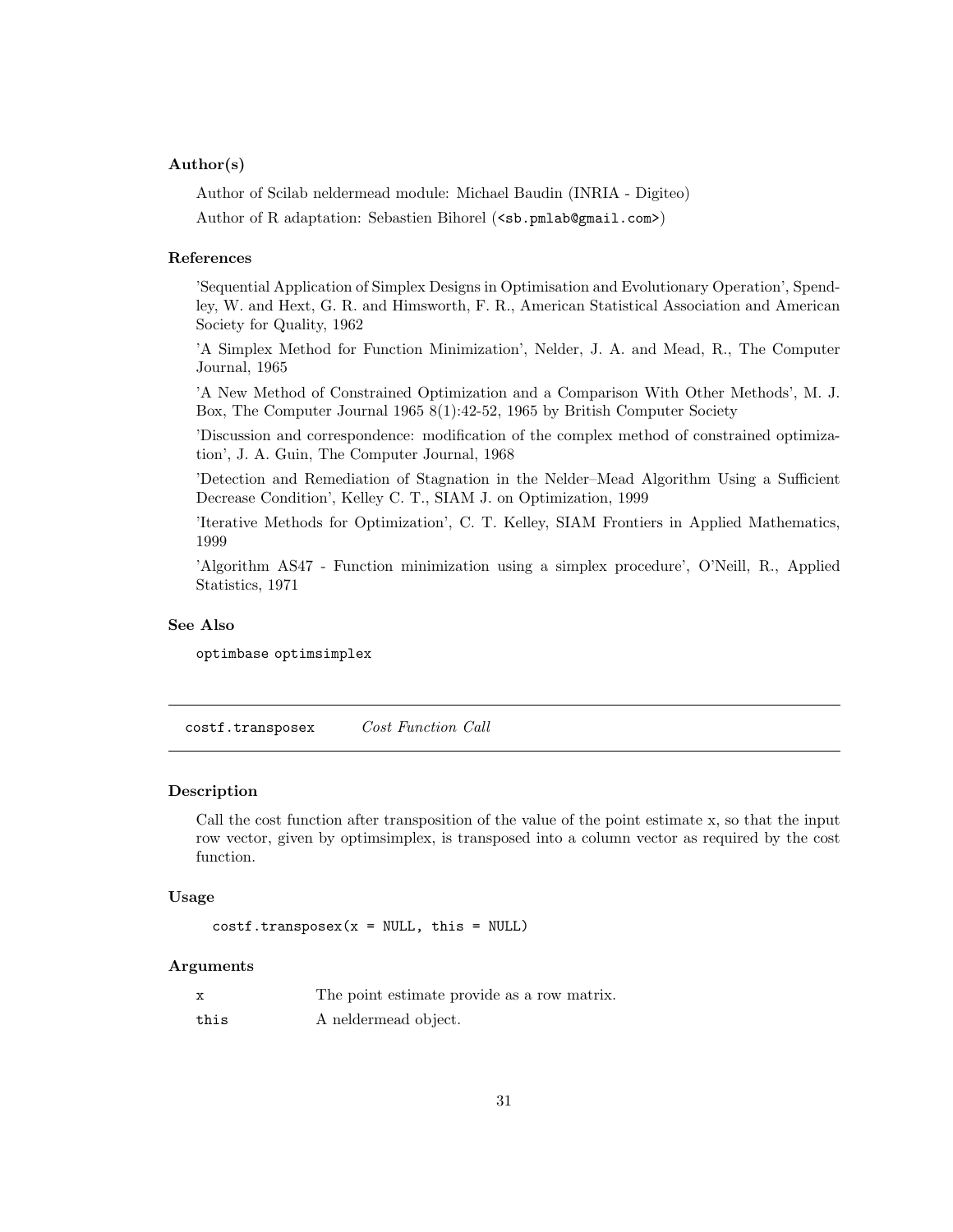### Author(s)

Author of Scilab neldermead module: Michael Baudin (INRIA - Digiteo)

Author of R adaptation: Sebastien Bihorel (<sb.pmlab@gmail.com>)

### References

'Sequential Application of Simplex Designs in Optimisation and Evolutionary Operation', Spendley, W. and Hext, G. R. and Himsworth, F. R., American Statistical Association and American Society for Quality, 1962

'A Simplex Method for Function Minimization', Nelder, J. A. and Mead, R., The Computer Journal, 1965

'A New Method of Constrained Optimization and a Comparison With Other Methods', M. J. Box, The Computer Journal 1965 8(1):42-52, 1965 by British Computer Society

'Discussion and correspondence: modification of the complex method of constrained optimization', J. A. Guin, The Computer Journal, 1968

'Detection and Remediation of Stagnation in the Nelder–Mead Algorithm Using a Sufficient Decrease Condition', Kelley C. T., SIAM J. on Optimization, 1999

'Iterative Methods for Optimization', C. T. Kelley, SIAM Frontiers in Applied Mathematics, 1999

'Algorithm AS47 - Function minimization using a simplex procedure', O'Neill, R., Applied Statistics, 1971

### See Also

optimbase optimsimplex

---

## costf.transposex *Cost Function Call*

---

### Description

Call the cost function after transposition of the value of the point estimate x, so that the input row vector, given by optimsimplex, is transposed into a column vector as required by the cost function.

### Usage

```
costf.transposex(x = NULL, this = NULL)
```

### Arguments

| | |
|---|---|
| x | The point estimate provide as a row matrix. |
| this | A neldermead object. |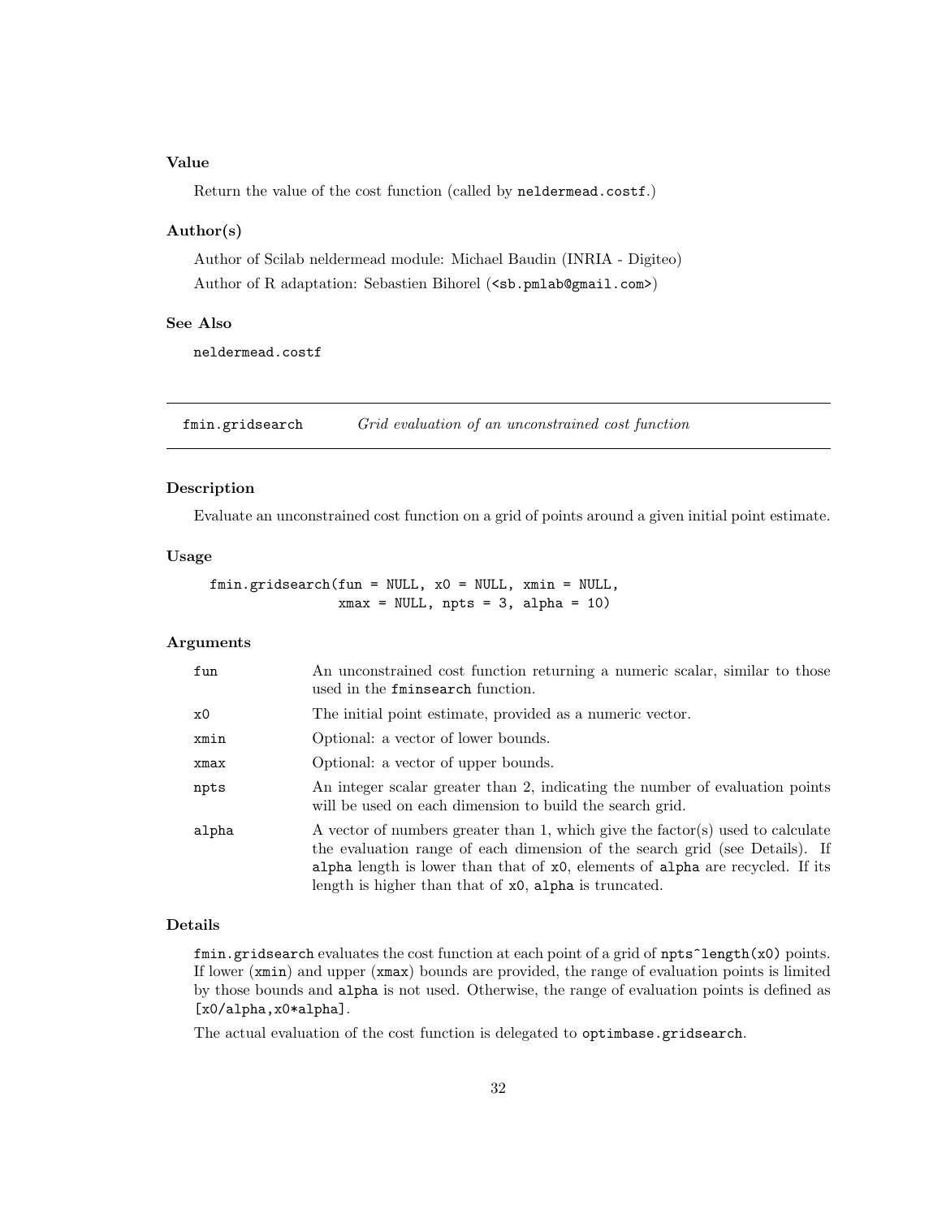### Value

Return the value of the cost function (called by `neldermead.costf`.)

### Author(s)

Author of Scilab neldermead module: Michael Baudin (INRIA - Digiteo)

Author of R adaptation: Sebastien Bihorel (<sb.pmlab@gmail.com>)

### See Also

`neldermead.costf`

---

## fmin.gridsearch — *Grid evaluation of an unconstrained cost function*

### Description

Evaluate an unconstrained cost function on a grid of points around a given initial point estimate.

### Usage

```
fmin.gridsearch(fun = NULL, x0 = NULL, xmin = NULL,
                xmax = NULL, npts = 3, alpha = 10)
```

### Arguments

| | |
|---|---|
| `fun` | An unconstrained cost function returning a numeric scalar, similar to those used in the `fminsearch` function. |
| `x0` | The initial point estimate, provided as a numeric vector. |
| `xmin` | Optional: a vector of lower bounds. |
| `xmax` | Optional: a vector of upper bounds. |
| `npts` | An integer scalar greater than 2, indicating the number of evaluation points will be used on each dimension to build the search grid. |
| `alpha` | A vector of numbers greater than 1, which give the factor(s) used to calculate the evaluation range of each dimension of the search grid (see Details). If `alpha` length is lower than that of `x0`, elements of `alpha` are recycled. If its length is higher than that of `x0`, `alpha` is truncated. |

### Details

`fmin.gridsearch` evaluates the cost function at each point of a grid of `npts^length(x0)` points. If lower (`xmin`) and upper (`xmax`) bounds are provided, the range of evaluation points is limited by those bounds and `alpha` is not used. Otherwise, the range of evaluation points is defined as `[x0/alpha,x0*alpha]`.

The actual evaluation of the cost function is delegated to `optimbase.gridsearch`.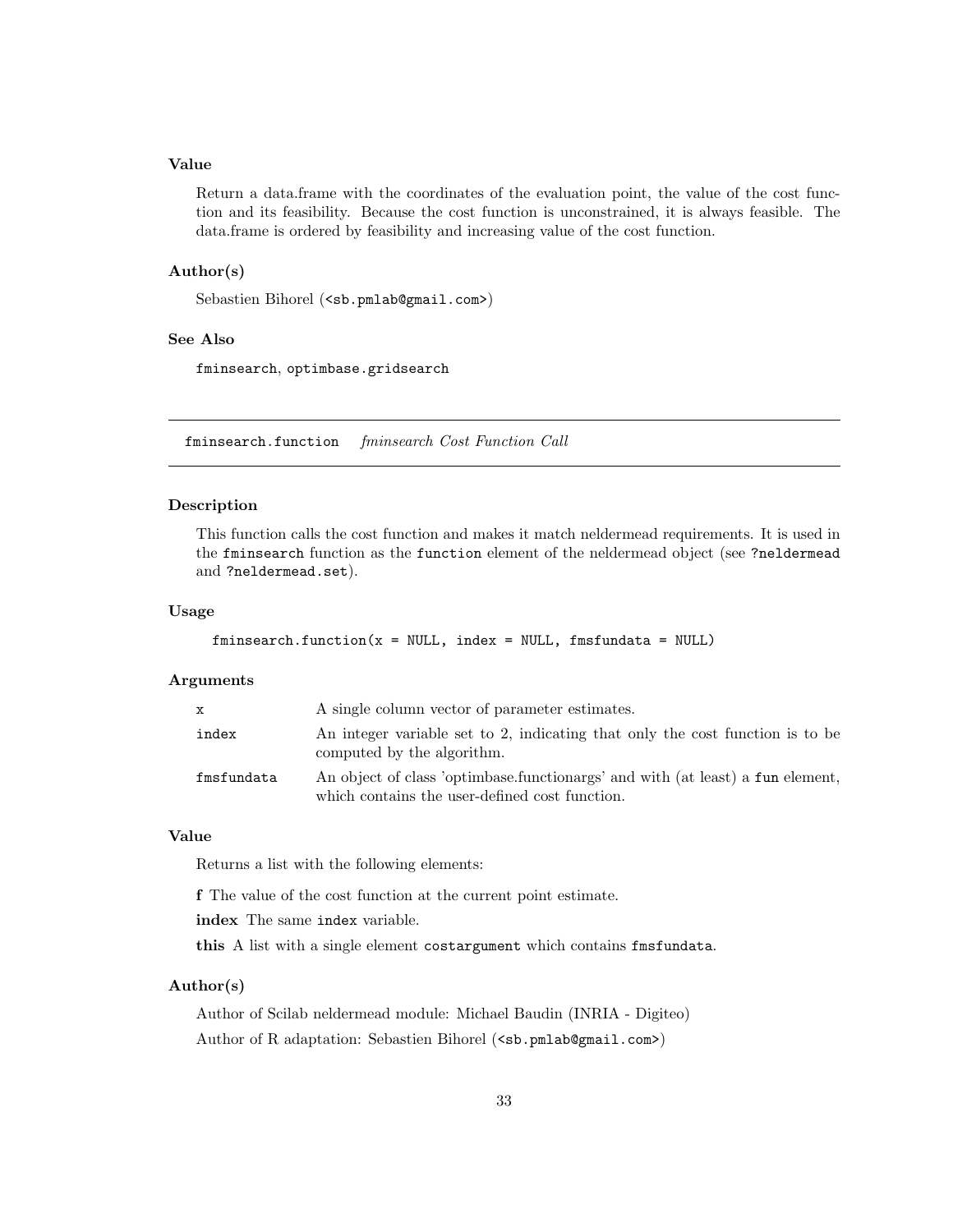### Value

Return a data.frame with the coordinates of the evaluation point, the value of the cost function and its feasibility. Because the cost function is unconstrained, it is always feasible. The data.frame is ordered by feasibility and increasing value of the cost function.

### Author(s)

Sebastien Bihorel (<sb.pmlab@gmail.com>)

### See Also

fminsearch, optimbase.gridsearch

---

## fminsearch.function    *fminsearch Cost Function Call*

---

### Description

This function calls the cost function and makes it match neldermead requirements. It is used in the `fminsearch` function as the `function` element of the neldermead object (see `?neldermead` and `?neldermead.set`).

### Usage

```
fminsearch.function(x = NULL, index = NULL, fmsfundata = NULL)
```

### Arguments

| | |
|---|---|
| `x` | A single column vector of parameter estimates. |
| `index` | An integer variable set to 2, indicating that only the cost function is to be computed by the algorithm. |
| `fmsfundata` | An object of class 'optimbase.functionargs' and with (at least) a `fun` element, which contains the user-defined cost function. |

### Value

Returns a list with the following elements:

**f** The value of the cost function at the current point estimate.

**index** The same `index` variable.

**this** A list with a single element `costargument` which contains `fmsfundata`.

### Author(s)

Author of Scilab neldermead module: Michael Baudin (INRIA - Digiteo)

Author of R adaptation: Sebastien Bihorel (<sb.pmlab@gmail.com>)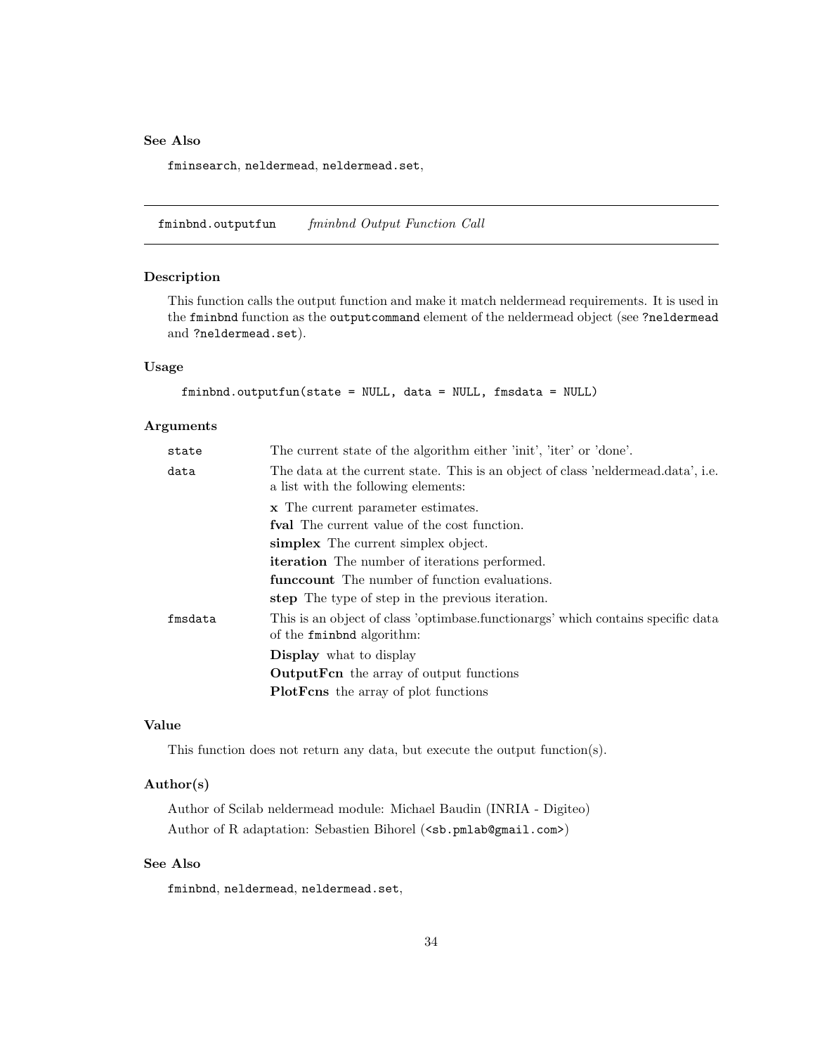### See Also

`fminsearch`, `neldermead`, `neldermead.set`,

---

## fminbnd.outputfun *fminbnd Output Function Call*

---

### Description

This function calls the output function and make it match neldermead requirements. It is used in the `fminbnd` function as the `outputcommand` element of the neldermead object (see `?neldermead` and `?neldermead.set`).

### Usage

```
fminbnd.outputfun(state = NULL, data = NULL, fmsdata = NULL)
```

### Arguments

`state` The current state of the algorithm either 'init', 'iter' or 'done'.

`data` The data at the current state. This is an object of class 'neldermead.data', i.e. a list with the following elements:

- **x** The current parameter estimates.
- **fval** The current value of the cost function.
- **simplex** The current simplex object.
- **iteration** The number of iterations performed.
- **funccount** The number of function evaluations.
- **step** The type of step in the previous iteration.

`fmsdata` This is an object of class 'optimbase.functionargs' which contains specific data of the `fminbnd` algorithm:

- **Display** what to display
- **OutputFcn** the array of output functions
- **PlotFcns** the array of plot functions

### Value

This function does not return any data, but execute the output function(s).

### Author(s)

Author of Scilab neldermead module: Michael Baudin (INRIA - Digiteo)

Author of R adaptation: Sebastien Bihorel (<sb.pmlab@gmail.com>)

### See Also

`fminbnd`, `neldermead`, `neldermead.set`,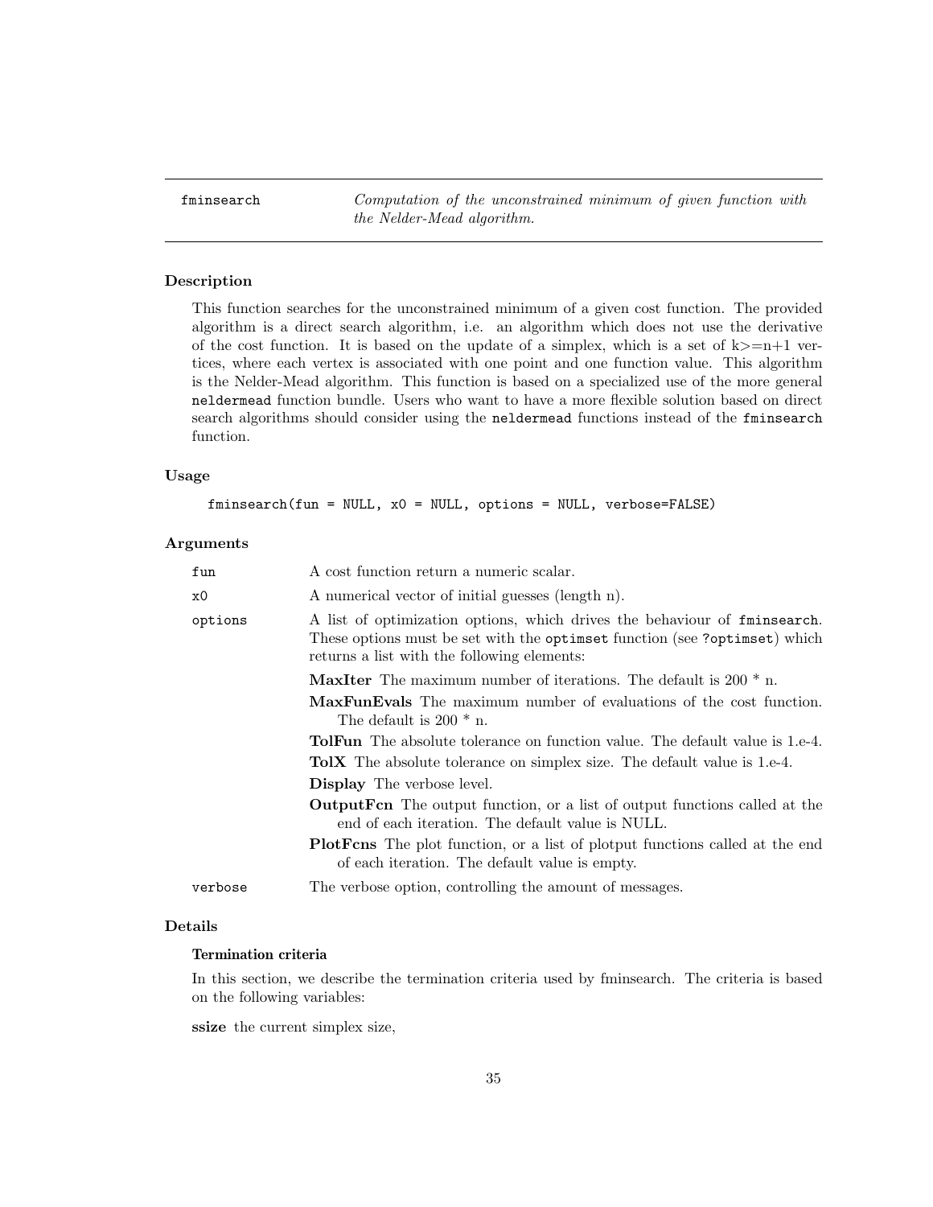**fminsearch** — *Computation of the unconstrained minimum of given function with the Nelder-Mead algorithm.*

## Description

This function searches for the unconstrained minimum of a given cost function. The provided algorithm is a direct search algorithm, i.e. an algorithm which does not use the derivative of the cost function. It is based on the update of a simplex, which is a set of k>=n+1 vertices, where each vertex is associated with one point and one function value. This algorithm is the Nelder-Mead algorithm. This function is based on a specialized use of the more general `neldermead` function bundle. Users who want to have a more flexible solution based on direct search algorithms should consider using the `neldermead` functions instead of the `fminsearch` function.

## Usage

```
fminsearch(fun = NULL, x0 = NULL, options = NULL, verbose=FALSE)
```

## Arguments

- `fun` A cost function return a numeric scalar.
- `x0` A numerical vector of initial guesses (length n).
- `options` A list of optimization options, which drives the behaviour of `fminsearch`. These options must be set with the `optimset` function (see `?optimset`) which returns a list with the following elements:
  - **MaxIter** The maximum number of iterations. The default is 200 * n.
  - **MaxFunEvals** The maximum number of evaluations of the cost function. The default is 200 * n.
  - **TolFun** The absolute tolerance on function value. The default value is 1.e-4.
  - **TolX** The absolute tolerance on simplex size. The default value is 1.e-4.
  - **Display** The verbose level.
  - **OutputFcn** The output function, or a list of output functions called at the end of each iteration. The default value is NULL.
  - **PlotFcns** The plot function, or a list of plotput functions called at the end of each iteration. The default value is empty.
- `verbose` The verbose option, controlling the amount of messages.

## Details

### Termination criteria

In this section, we describe the termination criteria used by fminsearch. The criteria is based on the following variables:

**ssize** the current simplex size,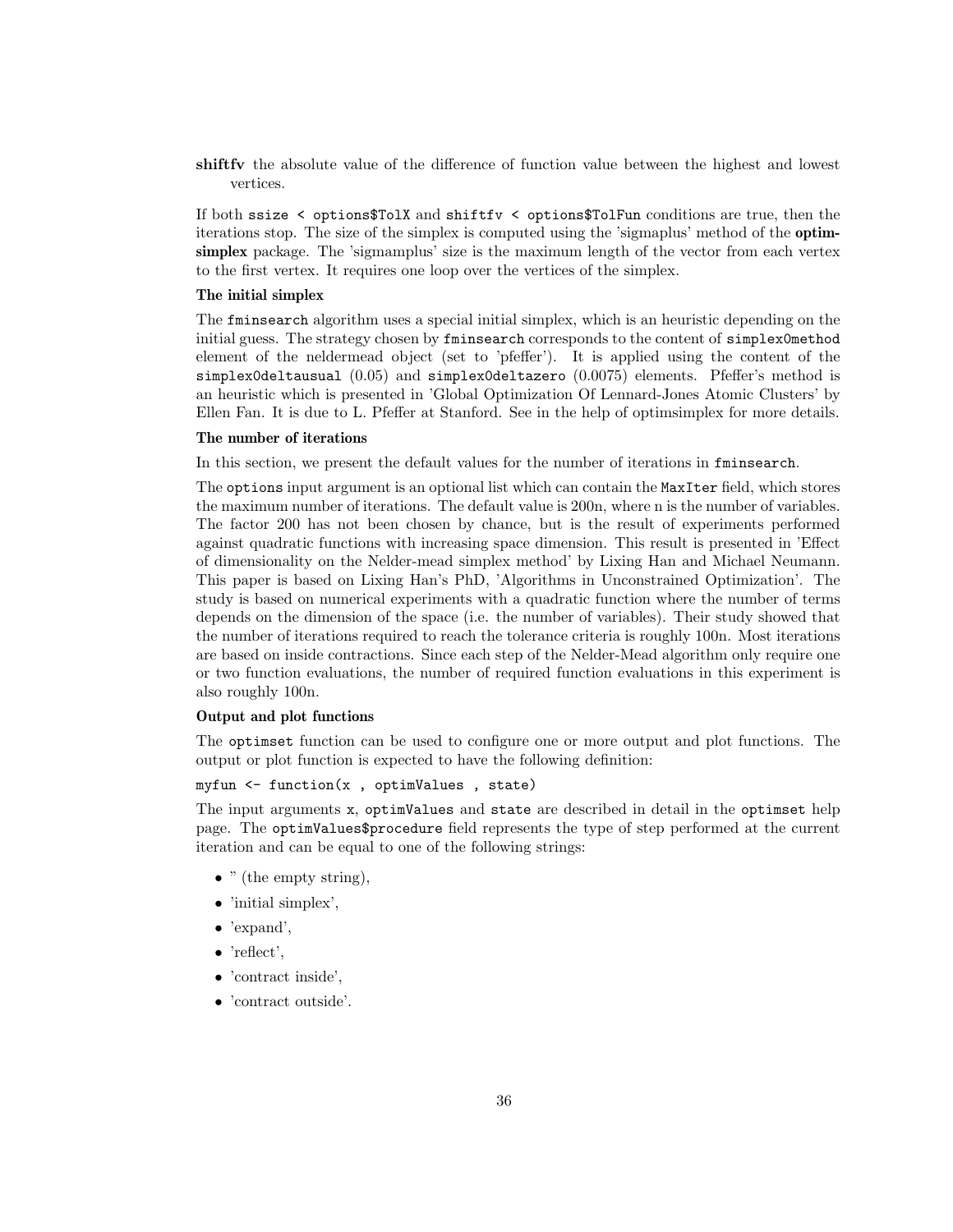**shiftfv** the absolute value of the difference of function value between the highest and lowest vertices.

If both `ssize < options$TolX` and `shiftfv < options$TolFun` conditions are true, then the iterations stop. The size of the simplex is computed using the 'sigmaplus' method of the **optimsimplex** package. The 'sigmamplus' size is the maximum length of the vector from each vertex to the first vertex. It requires one loop over the vertices of the simplex.

**The initial simplex**

The `fminsearch` algorithm uses a special initial simplex, which is an heuristic depending on the initial guess. The strategy chosen by `fminsearch` corresponds to the content of `simplex0method` element of the neldermead object (set to 'pfeffer'). It is applied using the content of the `simplex0deltausual` (0.05) and `simplex0deltazero` (0.0075) elements. Pfeffer's method is an heuristic which is presented in 'Global Optimization Of Lennard-Jones Atomic Clusters' by Ellen Fan. It is due to L. Pfeffer at Stanford. See in the help of optimsimplex for more details.

**The number of iterations**

In this section, we present the default values for the number of iterations in `fminsearch`.

The `options` input argument is an optional list which can contain the `MaxIter` field, which stores the maximum number of iterations. The default value is 200n, where n is the number of variables. The factor 200 has not been chosen by chance, but is the result of experiments performed against quadratic functions with increasing space dimension. This result is presented in 'Effect of dimensionality on the Nelder-mead simplex method' by Lixing Han and Michael Neumann. This paper is based on Lixing Han's PhD, 'Algorithms in Unconstrained Optimization'. The study is based on numerical experiments with a quadratic function where the number of terms depends on the dimension of the space (i.e. the number of variables). Their study showed that the number of iterations required to reach the tolerance criteria is roughly 100n. Most iterations are based on inside contractions. Since each step of the Nelder-Mead algorithm only require one or two function evaluations, the number of required function evaluations in this experiment is also roughly 100n.

**Output and plot functions**

The `optimset` function can be used to configure one or more output and plot functions. The output or plot function is expected to have the following definition:

```
myfun <- function(x , optimValues , state)
```

The input arguments `x`, `optimValues` and `state` are described in detail in the `optimset` help page. The `optimValues$procedure` field represents the type of step performed at the current iteration and can be equal to one of the following strings:

- '' (the empty string),
- 'initial simplex',
- 'expand',
- 'reflect',
- 'contract inside',
- 'contract outside'.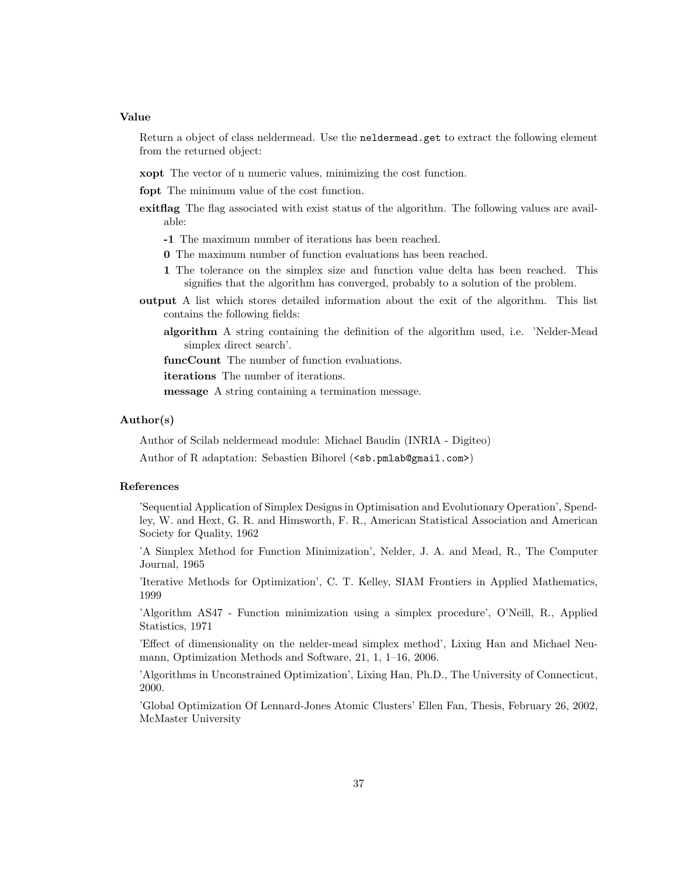### Value

Return a object of class neldermead. Use the `neldermead.get` to extract the following element from the returned object:

**xopt** The vector of n numeric values, minimizing the cost function.

**fopt** The minimum value of the cost function.

**exitflag** The flag associated with exist status of the algorithm. The following values are available:

- **-1** The maximum number of iterations has been reached.
- **0** The maximum number of function evaluations has been reached.
- **1** The tolerance on the simplex size and function value delta has been reached. This signifies that the algorithm has converged, probably to a solution of the problem.

**output** A list which stores detailed information about the exit of the algorithm. This list contains the following fields:

- **algorithm** A string containing the definition of the algorithm used, i.e. 'Nelder-Mead simplex direct search'.
- **funcCount** The number of function evaluations.
- **iterations** The number of iterations.
- **message** A string containing a termination message.

### Author(s)

Author of Scilab neldermead module: Michael Baudin (INRIA - Digiteo)

Author of R adaptation: Sebastien Bihorel (`<sb.pmlab@gmail.com>`)

### References

'Sequential Application of Simplex Designs in Optimisation and Evolutionary Operation', Spendley, W. and Hext, G. R. and Himsworth, F. R., American Statistical Association and American Society for Quality, 1962

'A Simplex Method for Function Minimization', Nelder, J. A. and Mead, R., The Computer Journal, 1965

'Iterative Methods for Optimization', C. T. Kelley, SIAM Frontiers in Applied Mathematics, 1999

'Algorithm AS47 - Function minimization using a simplex procedure', O'Neill, R., Applied Statistics, 1971

'Effect of dimensionality on the nelder-mead simplex method', Lixing Han and Michael Neumann, Optimization Methods and Software, 21, 1, 1–16, 2006.

'Algorithms in Unconstrained Optimization', Lixing Han, Ph.D., The University of Connecticut, 2000.

'Global Optimization Of Lennard-Jones Atomic Clusters' Ellen Fan, Thesis, February 26, 2002, McMaster University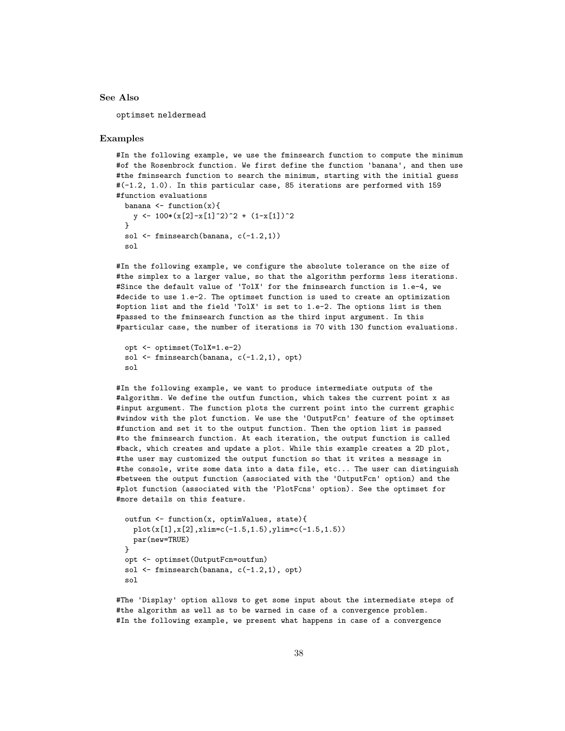### See Also

optimset neldermead

### Examples

```
#In the following example, we use the fminsearch function to compute the minimum
#of the Rosenbrock function. We first define the function 'banana', and then use
#the fminsearch function to search the minimum, starting with the initial guess
#(-1.2, 1.0). In this particular case, 85 iterations are performed with 159
#function evaluations
  banana <- function(x){
    y <- 100*(x[2]-x[1]^2)^2 + (1-x[1])^2
  }
  sol <- fminsearch(banana, c(-1.2,1))
  sol

#In the following example, we configure the absolute tolerance on the size of
#the simplex to a larger value, so that the algorithm performs less iterations.
#Since the default value of 'TolX' for the fminsearch function is 1.e-4, we
#decide to use 1.e-2. The optimset function is used to create an optimization
#option list and the field 'TolX' is set to 1.e-2. The options list is then
#passed to the fminsearch function as the third input argument. In this
#particular case, the number of iterations is 70 with 130 function evaluations.

  opt <- optimset(TolX=1.e-2)
  sol <- fminsearch(banana, c(-1.2,1), opt)
  sol

#In the following example, we want to produce intermediate outputs of the
#algorithm. We define the outfun function, which takes the current point x as
#input argument. The function plots the current point into the current graphic
#window with the plot function. We use the 'OutputFcn' feature of the optimset
#function and set it to the output function. Then the option list is passed
#to the fminsearch function. At each iteration, the output function is called
#back, which creates and update a plot. While this example creates a 2D plot,
#the user may customized the output function so that it writes a message in
#the console, write some data into a data file, etc... The user can distinguish
#between the output function (associated with the 'OutputFcn' option) and the
#plot function (associated with the 'PlotFcns' option). See the optimset for
#more details on this feature.

  outfun <- function(x, optimValues, state){
    plot(x[1],x[2],xlim=c(-1.5,1.5),ylim=c(-1.5,1.5))
    par(new=TRUE)
  }
  opt <- optimset(OutputFcn=outfun)
  sol <- fminsearch(banana, c(-1.2,1), opt)
  sol

#The 'Display' option allows to get some input about the intermediate steps of
#the algorithm as well as to be warned in case of a convergence problem.
#In the following example, we present what happens in case of a convergence
```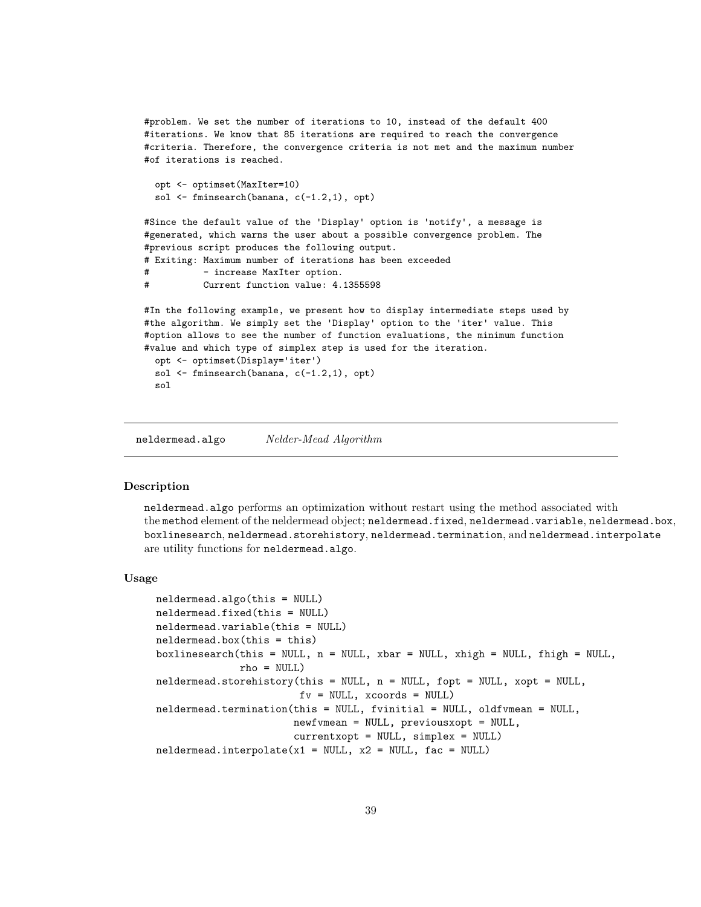```
#problem. We set the number of iterations to 10, instead of the default 400
#iterations. We know that 85 iterations are required to reach the convergence
#criteria. Therefore, the convergence criteria is not met and the maximum number
#of iterations is reached.

  opt <- optimset(MaxIter=10)
  sol <- fminsearch(banana, c(-1.2,1), opt)

#Since the default value of the 'Display' option is 'notify', a message is
#generated, which warns the user about a possible convergence problem. The
#previous script produces the following output.
# Exiting: Maximum number of iterations has been exceeded
#          - increase MaxIter option.
#          Current function value: 4.1355598

#In the following example, we present how to display intermediate steps used by
#the algorithm. We simply set the 'Display' option to the 'iter' value. This
#option allows to see the number of function evaluations, the minimum function
#value and which type of simplex step is used for the iteration.
  opt <- optimset(Display='iter')
  sol <- fminsearch(banana, c(-1.2,1), opt)
  sol
```

---

`neldermead.algo` *Nelder-Mead Algorithm*

---

### Description

`neldermead.algo` performs an optimization without restart using the method associated with the `method` element of the neldermead object; `neldermead.fixed`, `neldermead.variable`, `neldermead.box`, `boxlinesearch`, `neldermead.storehistory`, `neldermead.termination`, and `neldermead.interpolate` are utility functions for `neldermead.algo`.

### Usage

```
neldermead.algo(this = NULL)
neldermead.fixed(this = NULL)
neldermead.variable(this = NULL)
neldermead.box(this = this)
boxlinesearch(this = NULL, n = NULL, xbar = NULL, xhigh = NULL, fhigh = NULL,
              rho = NULL)
neldermead.storehistory(this = NULL, n = NULL, fopt = NULL, xopt = NULL,
                        fv = NULL, xcoords = NULL)
neldermead.termination(this = NULL, fvinitial = NULL, oldfvmean = NULL,
                       newfvmean = NULL, previousxopt = NULL,
                       currentxopt = NULL, simplex = NULL)
neldermead.interpolate(x1 = NULL, x2 = NULL, fac = NULL)
```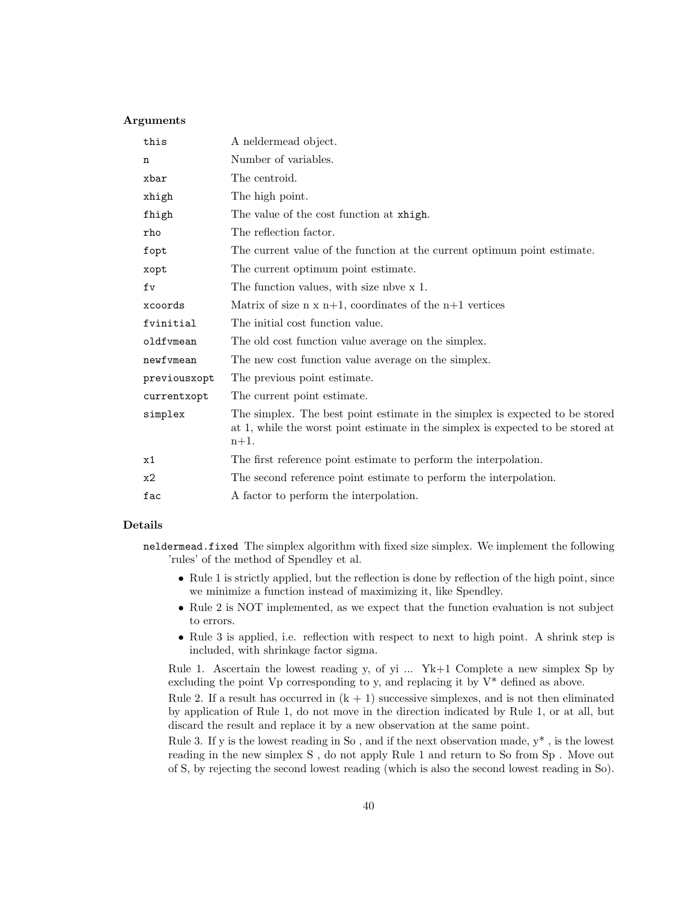### Arguments

| | |
|---|---|
| `this` | A neldermead object. |
| `n` | Number of variables. |
| `xbar` | The centroid. |
| `xhigh` | The high point. |
| `fhigh` | The value of the cost function at `xhigh`. |
| `rho` | The reflection factor. |
| `fopt` | The current value of the function at the current optimum point estimate. |
| `xopt` | The current optimum point estimate. |
| `fv` | The function values, with size nbve x 1. |
| `xcoords` | Matrix of size n x n+1, coordinates of the n+1 vertices |
| `fvinitial` | The initial cost function value. |
| `oldfvmean` | The old cost function value average on the simplex. |
| `newfvmean` | The new cost function value average on the simplex. |
| `previousxopt` | The previous point estimate. |
| `currentxopt` | The current point estimate. |
| `simplex` | The simplex. The best point estimate in the simplex is expected to be stored at 1, while the worst point estimate in the simplex is expected to be stored at n+1. |
| `x1` | The first reference point estimate to perform the interpolation. |
| `x2` | The second reference point estimate to perform the interpolation. |
| `fac` | A factor to perform the interpolation. |

### Details

`neldermead.fixed` The simplex algorithm with fixed size simplex. We implement the following 'rules' of the method of Spendley et al.

- Rule 1 is strictly applied, but the reflection is done by reflection of the high point, since we minimize a function instead of maximizing it, like Spendley.
- Rule 2 is NOT implemented, as we expect that the function evaluation is not subject to errors.
- Rule 3 is applied, i.e. reflection with respect to next to high point. A shrink step is included, with shrinkage factor sigma.

Rule 1. Ascertain the lowest reading y, of yi ... Yk+1 Complete a new simplex Sp by excluding the point Vp corresponding to y, and replacing it by V* defined as above.

Rule 2. If a result has occurred in (k + 1) successive simplexes, and is not then eliminated by application of Rule 1, do not move in the direction indicated by Rule 1, or at all, but discard the result and replace it by a new observation at the same point.

Rule 3. If y is the lowest reading in So , and if the next observation made, y* , is the lowest reading in the new simplex S , do not apply Rule 1 and return to So from Sp . Move out of S, by rejecting the second lowest reading (which is also the second lowest reading in So).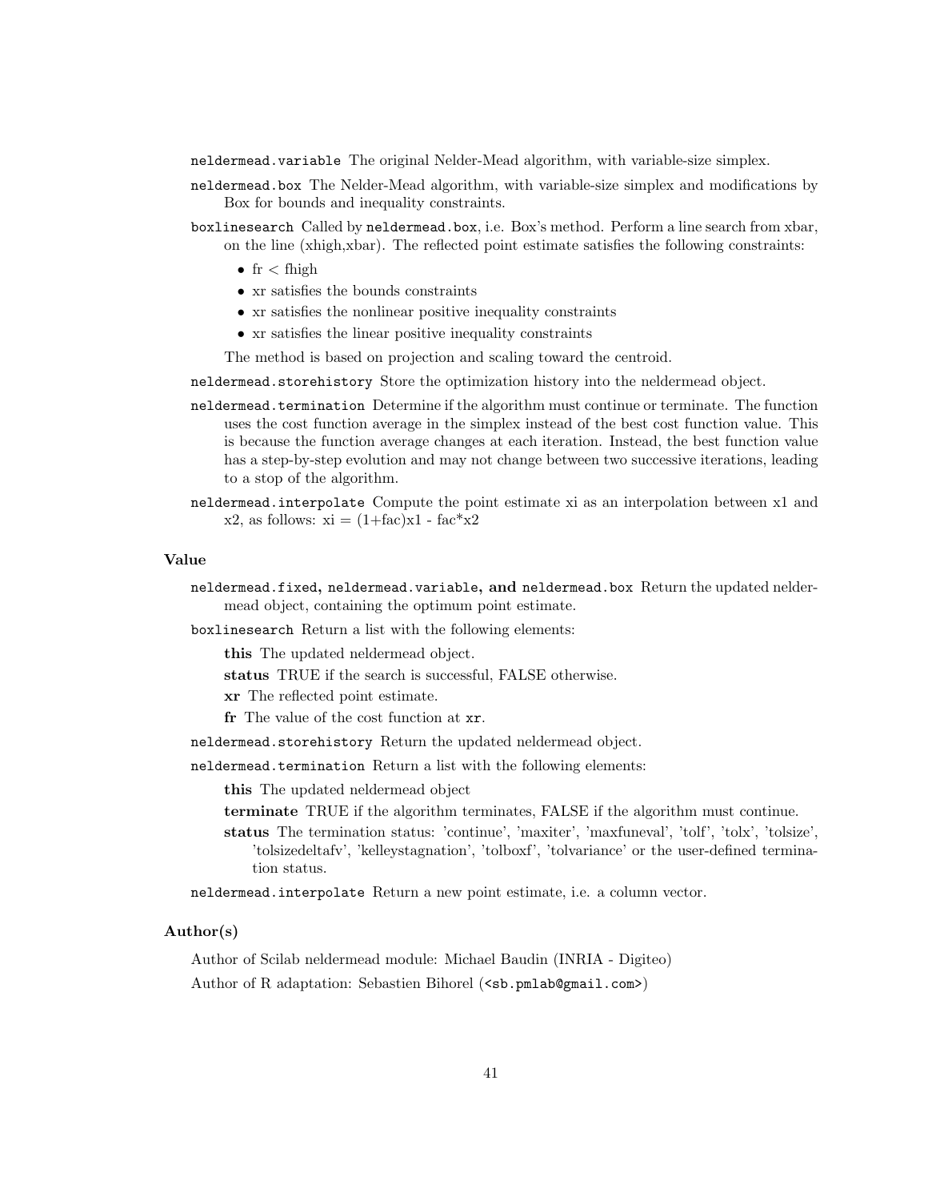`neldermead.variable` The original Nelder-Mead algorithm, with variable-size simplex.

`neldermead.box` The Nelder-Mead algorithm, with variable-size simplex and modifications by Box for bounds and inequality constraints.

`boxlinesearch` Called by `neldermead.box`, i.e. Box's method. Perform a line search from xbar, on the line (xhigh,xbar). The reflected point estimate satisfies the following constraints:

- fr < fhigh
- xr satisfies the bounds constraints
- xr satisfies the nonlinear positive inequality constraints
- xr satisfies the linear positive inequality constraints

The method is based on projection and scaling toward the centroid.

`neldermead.storehistory` Store the optimization history into the neldermead object.

`neldermead.termination` Determine if the algorithm must continue or terminate. The function uses the cost function average in the simplex instead of the best cost function value. This is because the function average changes at each iteration. Instead, the best function value has a step-by-step evolution and may not change between two successive iterations, leading to a stop of the algorithm.

`neldermead.interpolate` Compute the point estimate xi as an interpolation between x1 and x2, as follows: xi = (1+fac)x1 - fac*x2

### Value

**`neldermead.fixed`, `neldermead.variable`, and `neldermead.box`** Return the updated neldermead object, containing the optimum point estimate.

`boxlinesearch` Return a list with the following elements:

**this** The updated neldermead object.

**status** TRUE if the search is successful, FALSE otherwise.

**xr** The reflected point estimate.

**fr** The value of the cost function at `xr`.

`neldermead.storehistory` Return the updated neldermead object.

`neldermead.termination` Return a list with the following elements:

**this** The updated neldermead object

**terminate** TRUE if the algorithm terminates, FALSE if the algorithm must continue.

**status** The termination status: 'continue', 'maxiter', 'maxfuneval', 'tolf', 'tolx', 'tolsize', 'tolsizedeltafv', 'kelleystagnation', 'tolboxf', 'tolvariance' or the user-defined termination status.

`neldermead.interpolate` Return a new point estimate, i.e. a column vector.

### Author(s)

Author of Scilab neldermead module: Michael Baudin (INRIA - Digiteo)

Author of R adaptation: Sebastien Bihorel (`<sb.pmlab@gmail.com>`)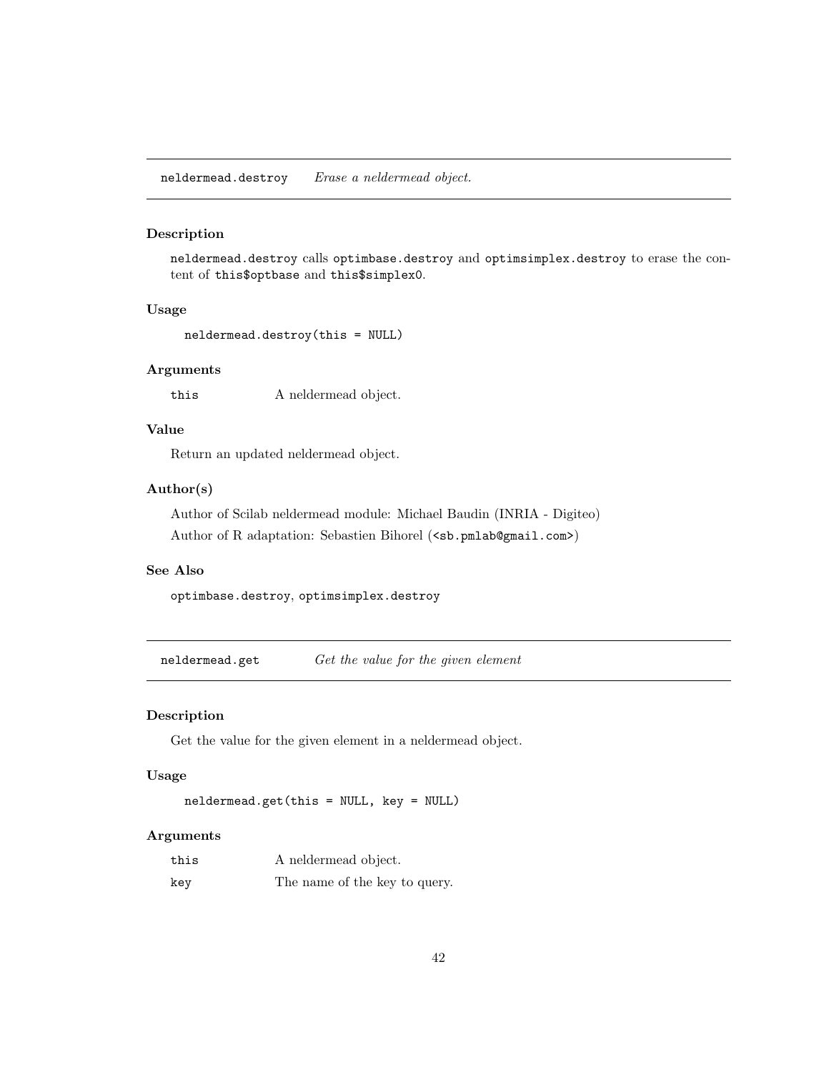## neldermead.destroy *Erase a neldermead object.*

### Description

`neldermead.destroy` calls `optimbase.destroy` and `optimsimplex.destroy` to erase the content of `this$optbase` and `this$simplex0`.

### Usage

```
neldermead.destroy(this = NULL)
```

### Arguments

| | |
|---|---|
| `this` | A neldermead object. |

### Value

Return an updated neldermead object.

### Author(s)

Author of Scilab neldermead module: Michael Baudin (INRIA - Digiteo)

Author of R adaptation: Sebastien Bihorel (`<sb.pmlab@gmail.com>`)

### See Also

`optimbase.destroy`, `optimsimplex.destroy`

## neldermead.get *Get the value for the given element*

### Description

Get the value for the given element in a neldermead object.

### Usage

```
neldermead.get(this = NULL, key = NULL)
```

### Arguments

| | |
|---|---|
| `this` | A neldermead object. |
| `key` | The name of the key to query. |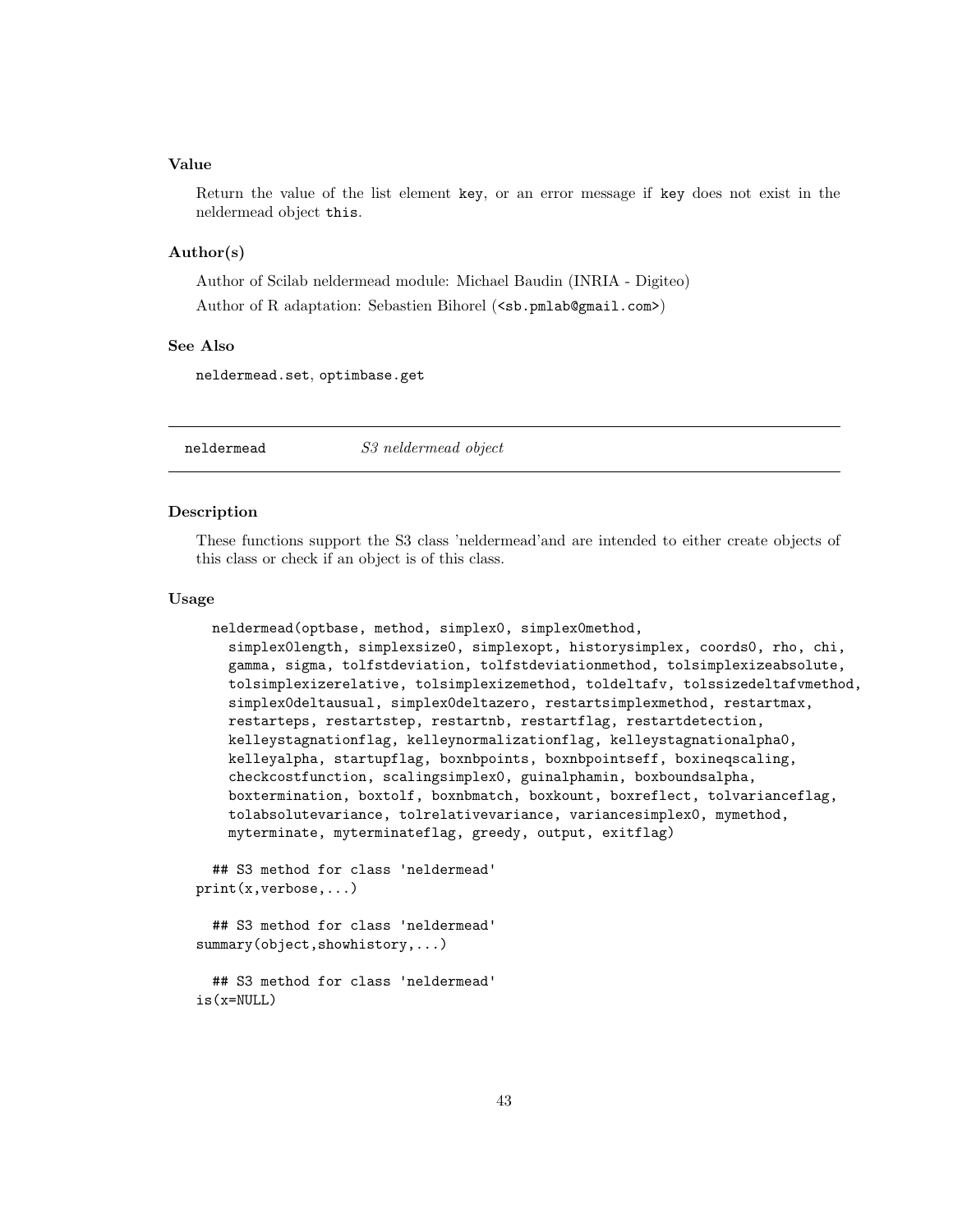### Value

Return the value of the list element key, or an error message if key does not exist in the neldermead object this.

### Author(s)

Author of Scilab neldermead module: Michael Baudin (INRIA - Digiteo)

Author of R adaptation: Sebastien Bihorel (<sb.pmlab@gmail.com>)

### See Also

neldermead.set, optimbase.get

---

## neldermead *S3 neldermead object*

---

### Description

These functions support the S3 class 'neldermead'and are intended to either create objects of this class or check if an object is of this class.

### Usage

```
  neldermead(optbase, method, simplex0, simplex0method,
    simplex0length, simplexsize0, simplexopt, historysimplex, coords0, rho, chi,
    gamma, sigma, tolfstdeviation, tolfstdeviationmethod, tolsimplexizeabsolute,
    tolsimplexizerelative, tolsimplexizemethod, toldeltafv, tolssizedeltafvmethod,
    simplex0deltausual, simplex0deltazero, restartsimplexmethod, restartmax,
    restarteps, restartstep, restartnb, restartflag, restartdetection,
    kelleystagnationflag, kelleynormalizationflag, kelleystagnationalpha0,
    kelleyalpha, startupflag, boxnbpoints, boxnbpointseff, boxineqscaling,
    checkcostfunction, scalingsimplex0, guinalphamin, boxboundsalpha,
    boxtermination, boxtolf, boxnbmatch, boxkount, boxreflect, tolvarianceflag,
    tolabsolutevariance, tolrelativevariance, variancesimplex0, mymethod,
    myterminate, myterminateflag, greedy, output, exitflag)

  ## S3 method for class 'neldermead'
print(x,verbose,...)

  ## S3 method for class 'neldermead'
summary(object,showhistory,...)

  ## S3 method for class 'neldermead'
is(x=NULL)
```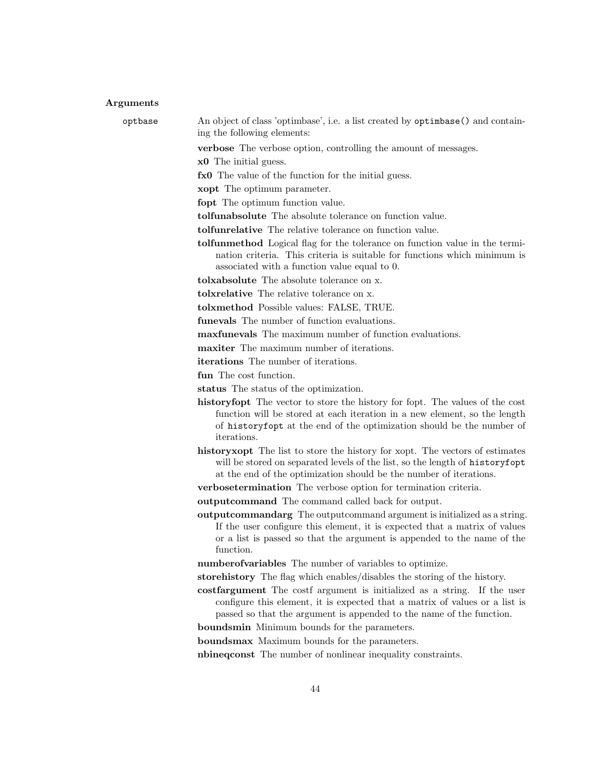### Arguments

`optbase` An object of class 'optimbase', i.e. a list created by `optimbase()` and containing the following elements:

- **verbose** The verbose option, controlling the amount of messages.
- **x0** The initial guess.
- **fx0** The value of the function for the initial guess.
- **xopt** The optimum parameter.
- **fopt** The optimum function value.
- **tolfunabsolute** The absolute tolerance on function value.
- **tolfunrelative** The relative tolerance on function value.
- **tolfunmethod** Logical flag for the tolerance on function value in the termination criteria. This criteria is suitable for functions which minimum is associated with a function value equal to 0.
- **tolxabsolute** The absolute tolerance on x.
- **tolxrelative** The relative tolerance on x.
- **tolxmethod** Possible values: FALSE, TRUE.
- **funevals** The number of function evaluations.
- **maxfunevals** The maximum number of function evaluations.
- **maxiter** The maximum number of iterations.
- **iterations** The number of iterations.
- **fun** The cost function.
- **status** The status of the optimization.
- **historyfopt** The vector to store the history for fopt. The values of the cost function will be stored at each iteration in a new element, so the length of `historyfopt` at the end of the optimization should be the number of iterations.
- **historyxopt** The list to store the history for xopt. The vectors of estimates will be stored on separated levels of the list, so the length of `historyfopt` at the end of the optimization should be the number of iterations.
- **verbosetermination** The verbose option for termination criteria.
- **outputcommand** The command called back for output.
- **outputcommandarg** The outputcommand argument is initialized as a string. If the user configure this element, it is expected that a matrix of values or a list is passed so that the argument is appended to the name of the function.
- **numberofvariables** The number of variables to optimize.
- **storehistory** The flag which enables/disables the storing of the history.
- **costfargument** The costf argument is initialized as a string. If the user configure this element, it is expected that a matrix of values or a list is passed so that the argument is appended to the name of the function.
- **boundsmin** Minimum bounds for the parameters.
- **boundsmax** Maximum bounds for the parameters.
- **nbineqconst** The number of nonlinear inequality constraints.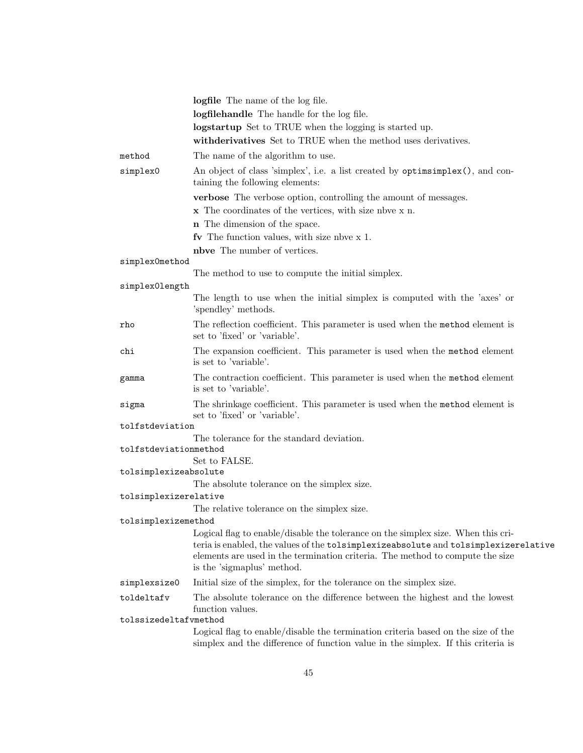**logfile** The name of the log file.

**logfilehandle** The handle for the log file.

**logstartup** Set to TRUE when the logging is started up.

**withderivatives** Set to TRUE when the method uses derivatives.

`method` The name of the algorithm to use.

`simplex0` An object of class 'simplex', i.e. a list created by `optimsimplex()`, and containing the following elements:

**verbose** The verbose option, controlling the amount of messages.

**x** The coordinates of the vertices, with size nbve x n.

**n** The dimension of the space.

**fv** The function values, with size nbve x 1.

**nbve** The number of vertices.

`simplex0method` The method to use to compute the initial simplex.

`simplex0length` The length to use when the initial simplex is computed with the 'axes' or 'spendley' methods.

`rho` The reflection coefficient. This parameter is used when the `method` element is set to 'fixed' or 'variable'.

`chi` The expansion coefficient. This parameter is used when the `method` element is set to 'variable'.

`gamma` The contraction coefficient. This parameter is used when the `method` element is set to 'variable'.

`sigma` The shrinkage coefficient. This parameter is used when the `method` element is set to 'fixed' or 'variable'.

`tolfstdeviation` The tolerance for the standard deviation.

`tolfstdeviationmethod` Set to FALSE.

`tolsimplexizeabsolute` The absolute tolerance on the simplex size.

`tolsimplexizerelative` The relative tolerance on the simplex size.

`tolsimplexizemethod` Logical flag to enable/disable the tolerance on the simplex size. When this criteria is enabled, the values of the `tolsimplexizeabsolute` and `tolsimplexizerelative` elements are used in the termination criteria. The method to compute the size is the 'sigmaplus' method.

`simplexsize0` Initial size of the simplex, for the tolerance on the simplex size.

`toldeltafv` The absolute tolerance on the difference between the highest and the lowest function values.

`tolssizedeltafvmethod` Logical flag to enable/disable the termination criteria based on the size of the simplex and the difference of function value in the simplex. If this criteria is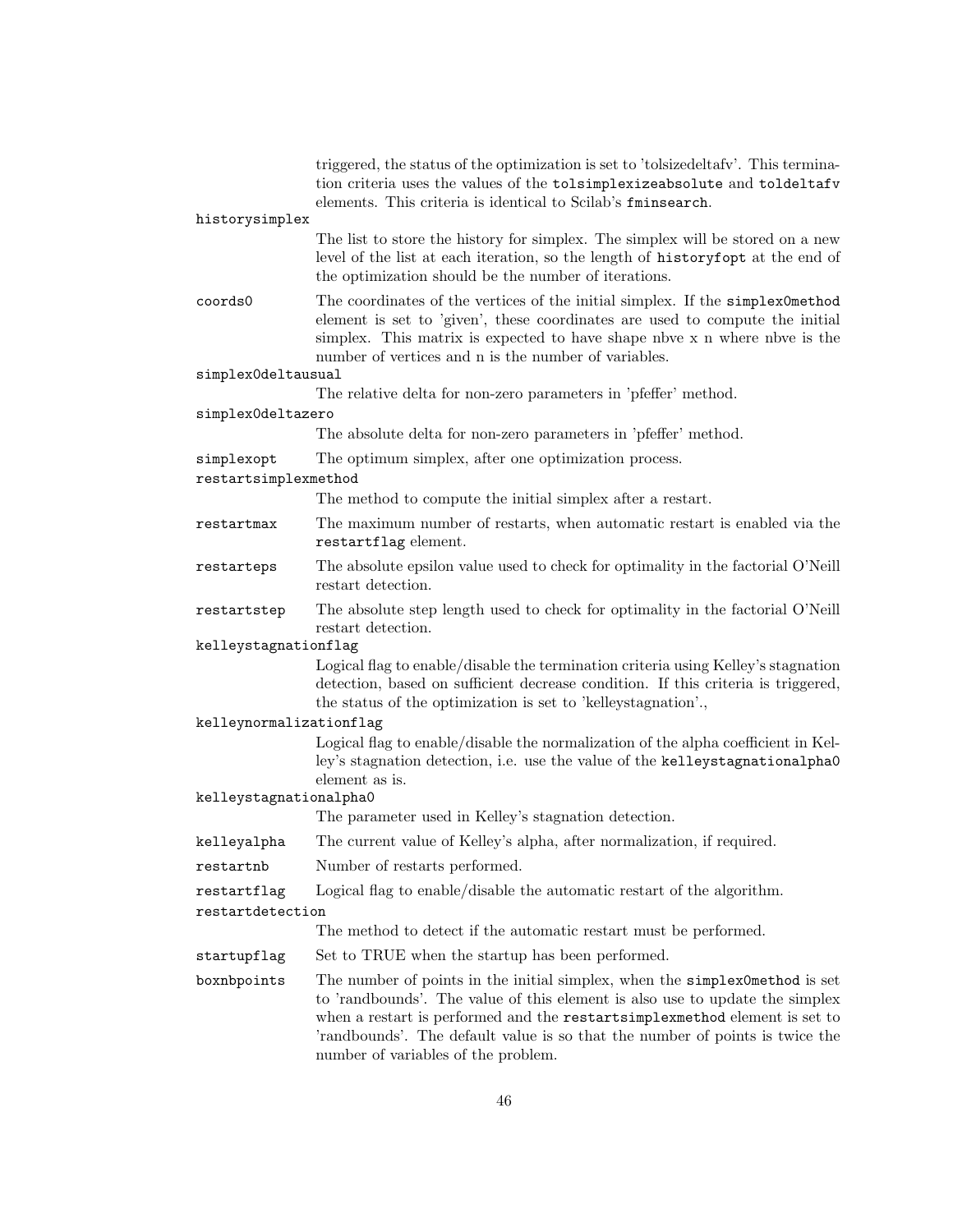triggered, the status of the optimization is set to 'tolsizedeltafv'. This termination criteria uses the values of the `tolsimplexizeabsolute` and `toldeltafv` elements. This criteria is identical to Scilab's `fminsearch`.

`historysimplex`
: The list to store the history for simplex. The simplex will be stored on a new level of the list at each iteration, so the length of `historyfopt` at the end of the optimization should be the number of iterations.

`coords0`
: The coordinates of the vertices of the initial simplex. If the `simplex0method` element is set to 'given', these coordinates are used to compute the initial simplex. This matrix is expected to have shape nbve x n where nbve is the number of vertices and n is the number of variables.

`simplex0deltausual`
: The relative delta for non-zero parameters in 'pfeffer' method.

`simplex0deltazero`
: The absolute delta for non-zero parameters in 'pfeffer' method.

`simplexopt`
: The optimum simplex, after one optimization process.

`restartsimplexmethod`
: The method to compute the initial simplex after a restart.

`restartmax`
: The maximum number of restarts, when automatic restart is enabled via the `restartflag` element.

`restarteps`
: The absolute epsilon value used to check for optimality in the factorial O'Neill restart detection.

`restartstep`
: The absolute step length used to check for optimality in the factorial O'Neill restart detection.

`kelleystagnationflag`
: Logical flag to enable/disable the termination criteria using Kelley's stagnation detection, based on sufficient decrease condition. If this criteria is triggered, the status of the optimization is set to 'kelleystagnation'.,

`kelleynormalizationflag`
: Logical flag to enable/disable the normalization of the alpha coefficient in Kelley's stagnation detection, i.e. use the value of the `kelleystagnationalpha0` element as is.

`kelleystagnationalpha0`
: The parameter used in Kelley's stagnation detection.

`kelleyalpha`
: The current value of Kelley's alpha, after normalization, if required.

`restartnb`
: Number of restarts performed.

`restartflag`
: Logical flag to enable/disable the automatic restart of the algorithm.

`restartdetection`
: The method to detect if the automatic restart must be performed.

`startupflag`
: Set to TRUE when the startup has been performed.

`boxnbpoints`
: The number of points in the initial simplex, when the `simplex0method` is set to 'randbounds'. The value of this element is also use to update the simplex when a restart is performed and the `restartsimplexmethod` element is set to 'randbounds'. The default value is so that the number of points is twice the number of variables of the problem.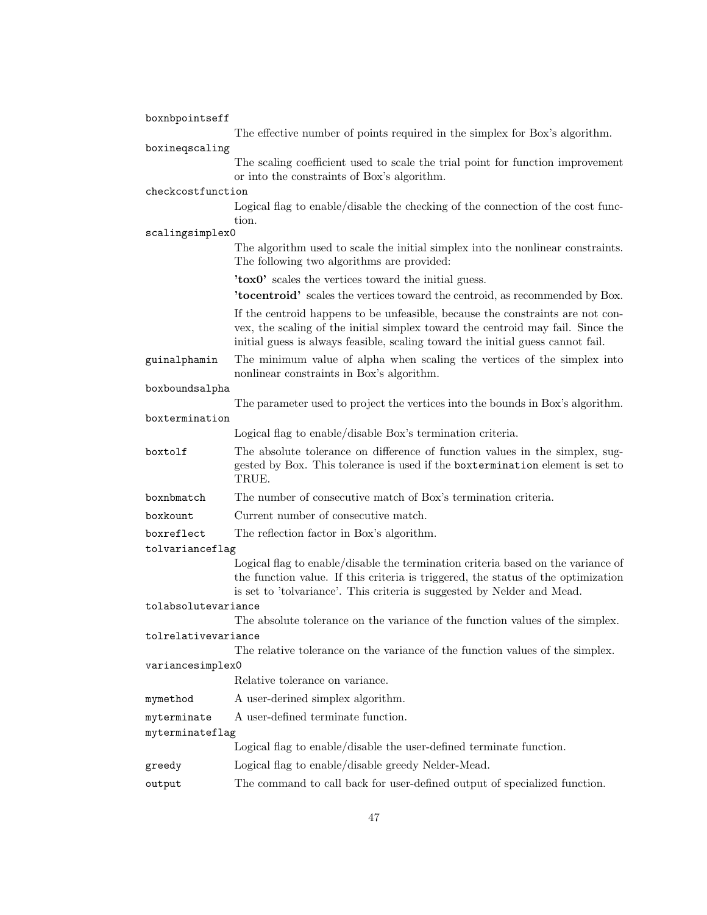`boxnbpointseff`
: The effective number of points required in the simplex for Box's algorithm.

`boxineqscaling`
: The scaling coefficient used to scale the trial point for function improvement or into the constraints of Box's algorithm.

`checkcostfunction`
: Logical flag to enable/disable the checking of the connection of the cost function.

`scalingsimplex0`
: The algorithm used to scale the initial simplex into the nonlinear constraints. The following two algorithms are provided:

  **'tox0'** scales the vertices toward the initial guess.

  **'tocentroid'** scales the vertices toward the centroid, as recommended by Box.

  If the centroid happens to be unfeasible, because the constraints are not convex, the scaling of the initial simplex toward the centroid may fail. Since the initial guess is always feasible, scaling toward the initial guess cannot fail.

`guinalphamin`
: The minimum value of alpha when scaling the vertices of the simplex into nonlinear constraints in Box's algorithm.

`boxboundsalpha`
: The parameter used to project the vertices into the bounds in Box's algorithm.

`boxtermination`
: Logical flag to enable/disable Box's termination criteria.

`boxtolf`
: The absolute tolerance on difference of function values in the simplex, suggested by Box. This tolerance is used if the `boxtermination` element is set to TRUE.

`boxnbmatch`
: The number of consecutive match of Box's termination criteria.

`boxkount`
: Current number of consecutive match.

`boxreflect`
: The reflection factor in Box's algorithm.

`tolvarianceflag`
: Logical flag to enable/disable the termination criteria based on the variance of the function value. If this criteria is triggered, the status of the optimization is set to 'tolvariance'. This criteria is suggested by Nelder and Mead.

`tolabsolutevariance`
: The absolute tolerance on the variance of the function values of the simplex.

`tolrelativevariance`
: The relative tolerance on the variance of the function values of the simplex.

`variancesimplex0`
: Relative tolerance on variance.

`mymethod`
: A user-derined simplex algorithm.

`myterminate`
: A user-defined terminate function.

`myterminateflag`
: Logical flag to enable/disable the user-defined terminate function.

`greedy`
: Logical flag to enable/disable greedy Nelder-Mead.

`output`
: The command to call back for user-defined output of specialized function.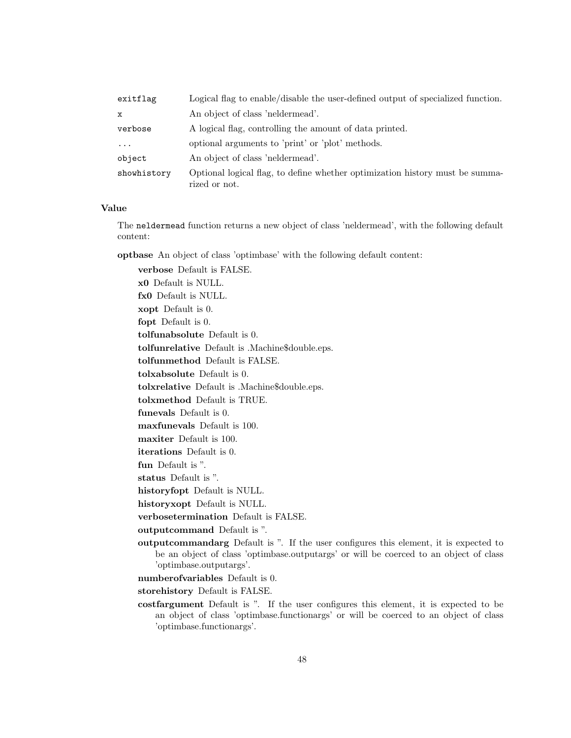| | |
|---|---|
| `exitflag` | Logical flag to enable/disable the user-defined output of specialized function. |
| `x` | An object of class 'neldermead'. |
| `verbose` | A logical flag, controlling the amount of data printed. |
| `...` | optional arguments to 'print' or 'plot' methods. |
| `object` | An object of class 'neldermead'. |
| `showhistory` | Optional logical flag, to define whether optimization history must be summarized or not. |

### Value

The `neldermead` function returns a new object of class 'neldermead', with the following default content:

**optbase** An object of class 'optimbase' with the following default content:

- **verbose** Default is FALSE.
- **x0** Default is NULL.
- **fx0** Default is NULL.
- **xopt** Default is 0.
- **fopt** Default is 0.
- **tolfunabsolute** Default is 0.
- **tolfunrelative** Default is .Machine$double.eps.
- **tolfunmethod** Default is FALSE.
- **tolxabsolute** Default is 0.
- **tolxrelative** Default is .Machine$double.eps.
- **tolxmethod** Default is TRUE.
- **funevals** Default is 0.
- **maxfunevals** Default is 100.
- **maxiter** Default is 100.
- **iterations** Default is 0.
- **fun** Default is ''.
- **status** Default is ''.
- **historyfopt** Default is NULL.
- **historyxopt** Default is NULL.
- **verbosetermination** Default is FALSE.
- **outputcommand** Default is ''.
- **outputcommandarg** Default is ''. If the user configures this element, it is expected to be an object of class 'optimbase.outputargs' or will be coerced to an object of class 'optimbase.outputargs'.
- **numberofvariables** Default is 0.
- **storehistory** Default is FALSE.
- **costfargument** Default is ''. If the user configures this element, it is expected to be an object of class 'optimbase.functionargs' or will be coerced to an object of class 'optimbase.functionargs'.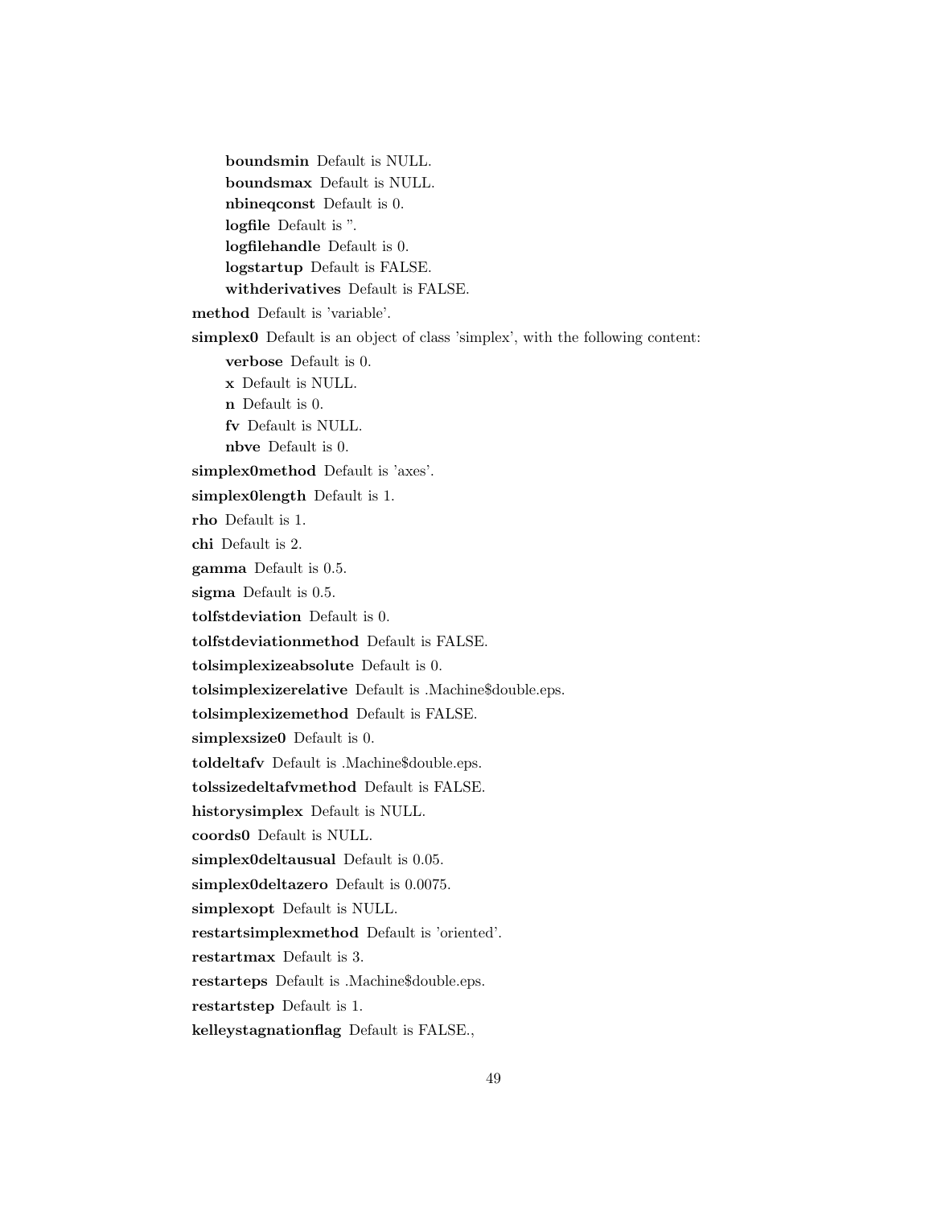**boundsmin** Default is NULL.

**boundsmax** Default is NULL.

**nbineqconst** Default is 0.

**logfile** Default is ''.

**logfilehandle** Default is 0.

**logstartup** Default is FALSE.

**withderivatives** Default is FALSE.

**method** Default is 'variable'.

**simplex0** Default is an object of class 'simplex', with the following content:

**verbose** Default is 0.

**x** Default is NULL.

**n** Default is 0.

**fv** Default is NULL.

**nbve** Default is 0.

**simplex0method** Default is 'axes'.

**simplex0length** Default is 1.

**rho** Default is 1.

**chi** Default is 2.

**gamma** Default is 0.5.

**sigma** Default is 0.5.

**tolfstdeviation** Default is 0.

**tolfstdeviationmethod** Default is FALSE.

**tolsimplexizeabsolute** Default is 0.

**tolsimplexizerelative** Default is .Machine$double.eps.

**tolsimplexizemethod** Default is FALSE.

**simplexsize0** Default is 0.

**toldeltafv** Default is .Machine$double.eps.

**tolssizedeltafvmethod** Default is FALSE.

**historysimplex** Default is NULL.

**coords0** Default is NULL.

**simplex0deltausual** Default is 0.05.

**simplex0deltazero** Default is 0.0075.

**simplexopt** Default is NULL.

**restartsimplexmethod** Default is 'oriented'.

**restartmax** Default is 3.

**restarteps** Default is .Machine$double.eps.

**restartstep** Default is 1.

**kelleystagnationflag** Default is FALSE.,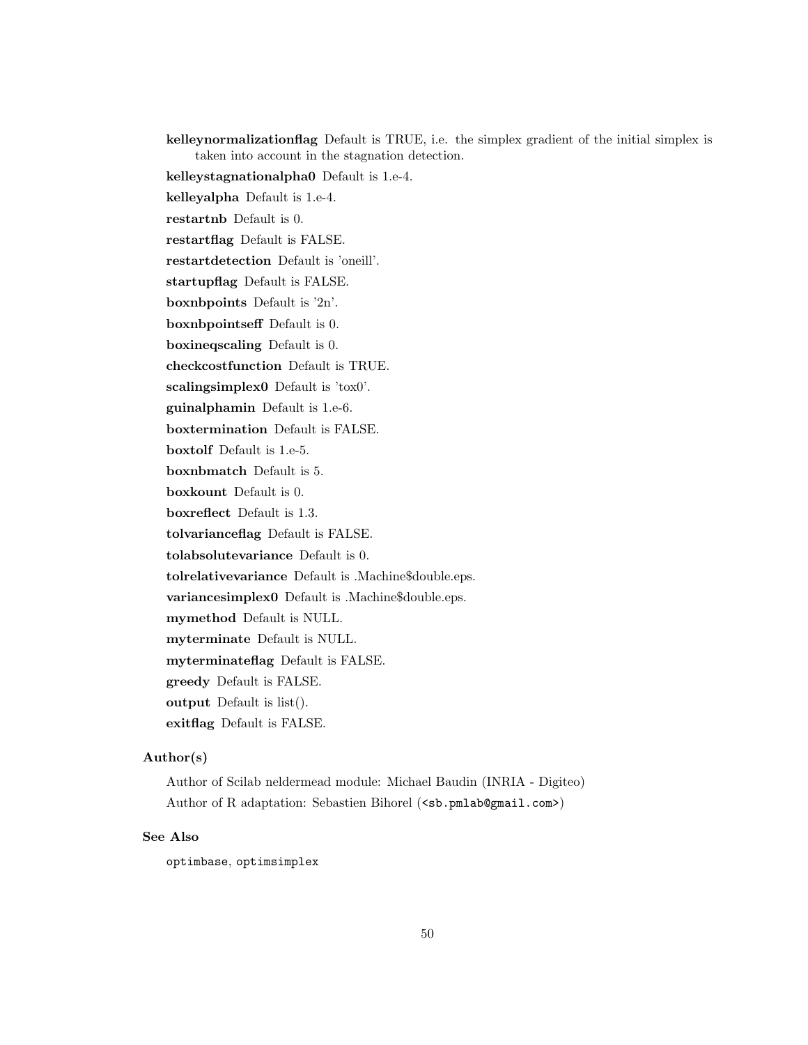**kelleynormalizationflag** Default is TRUE, i.e. the simplex gradient of the initial simplex is taken into account in the stagnation detection.

**kelleystagnationalpha0** Default is 1.e-4.

**kelleyalpha** Default is 1.e-4.

**restartnb** Default is 0.

**restartflag** Default is FALSE.

**restartdetection** Default is 'oneill'.

**startupflag** Default is FALSE.

**boxnbpoints** Default is '2n'.

**boxnbpointseff** Default is 0.

**boxineqscaling** Default is 0.

**checkcostfunction** Default is TRUE.

**scalingsimplex0** Default is 'tox0'.

**guinalphamin** Default is 1.e-6.

**boxtermination** Default is FALSE.

**boxtolf** Default is 1.e-5.

**boxnbmatch** Default is 5.

**boxkount** Default is 0.

**boxreflect** Default is 1.3.

**tolvarianceflag** Default is FALSE.

**tolabsolutevariance** Default is 0.

**tolrelativevariance** Default is .Machine$double.eps.

**variancesimplex0** Default is .Machine$double.eps.

**mymethod** Default is NULL.

**myterminate** Default is NULL.

**myterminateflag** Default is FALSE.

**greedy** Default is FALSE.

**output** Default is list().

**exitflag** Default is FALSE.

### Author(s)

Author of Scilab neldermead module: Michael Baudin (INRIA - Digiteo)

Author of R adaptation: Sebastien Bihorel (`<sb.pmlab@gmail.com>`)

### See Also

`optimbase`, `optimsimplex`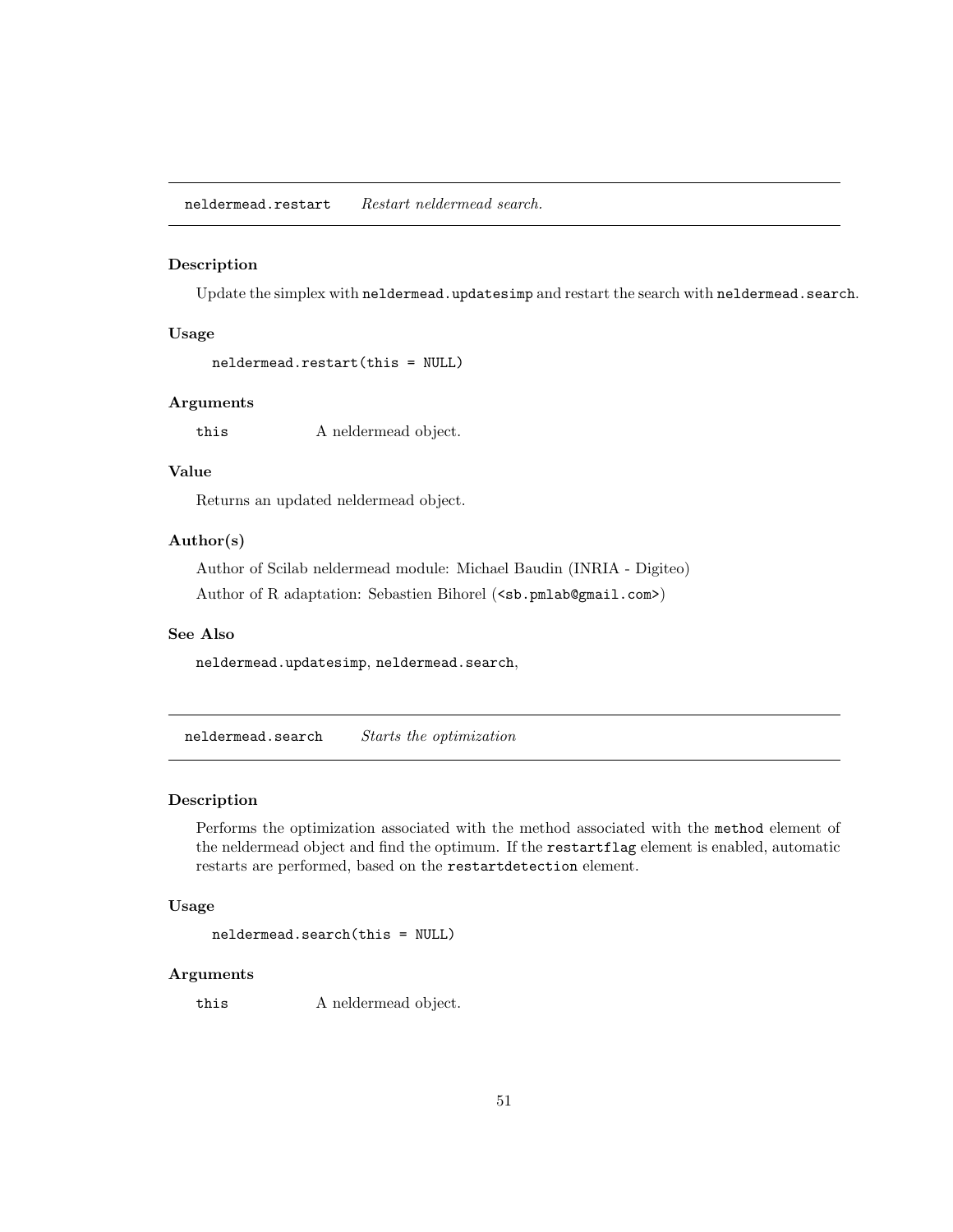## neldermead.restart *Restart neldermead search.*

### Description

Update the simplex with `neldermead.updatesimp` and restart the search with `neldermead.search`.

### Usage

```
neldermead.restart(this = NULL)
```

### Arguments

| | |
|---|---|
| `this` | A neldermead object. |

### Value

Returns an updated neldermead object.

### Author(s)

Author of Scilab neldermead module: Michael Baudin (INRIA - Digiteo)

Author of R adaptation: Sebastien Bihorel (`<sb.pmlab@gmail.com>`)

### See Also

`neldermead.updatesimp`, `neldermead.search`,

## neldermead.search *Starts the optimization*

### Description

Performs the optimization associated with the method associated with the `method` element of the neldermead object and find the optimum. If the `restartflag` element is enabled, automatic restarts are performed, based on the `restartdetection` element.

### Usage

```
neldermead.search(this = NULL)
```

### Arguments

| | |
|---|---|
| `this` | A neldermead object. |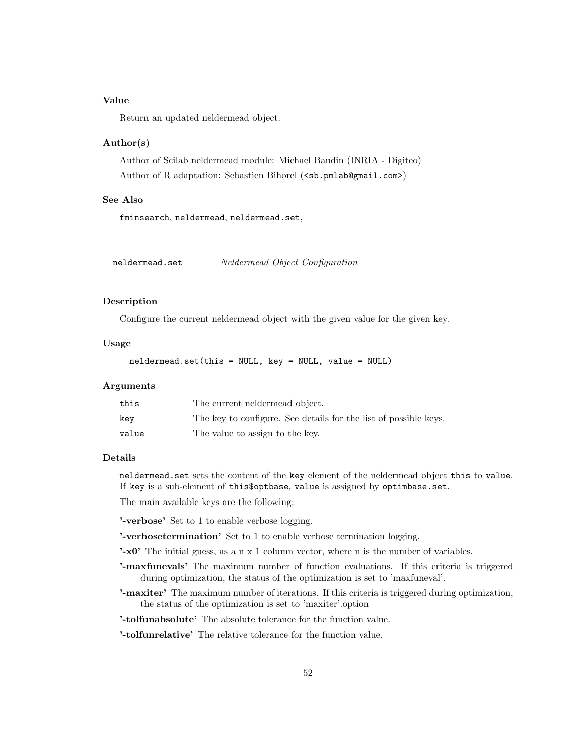### Value

Return an updated neldermead object.

### Author(s)

Author of Scilab neldermead module: Michael Baudin (INRIA - Digiteo)

Author of R adaptation: Sebastien Bihorel (<sb.pmlab@gmail.com>)

### See Also

`fminsearch`, `neldermead`, `neldermead.set`,

---

## neldermead.set — *Neldermead Object Configuration*

---

### Description

Configure the current neldermead object with the given value for the given key.

### Usage

```
neldermead.set(this = NULL, key = NULL, value = NULL)
```

### Arguments

| | |
|---|---|
| `this` | The current neldermead object. |
| `key` | The key to configure. See details for the list of possible keys. |
| `value` | The value to assign to the key. |

### Details

`neldermead.set` sets the content of the `key` element of the neldermead object `this` to `value`. If `key` is a sub-element of `this$optbase`, `value` is assigned by `optimbase.set`.

The main available keys are the following:

**'-verbose'** Set to 1 to enable verbose logging.

**'-verbosetermination'** Set to 1 to enable verbose termination logging.

**'-x0'** The initial guess, as a n x 1 column vector, where n is the number of variables.

**'-maxfunevals'** The maximum number of function evaluations. If this criteria is triggered during optimization, the status of the optimization is set to 'maxfuneval'.

**'-maxiter'** The maximum number of iterations. If this criteria is triggered during optimization, the status of the optimization is set to 'maxiter'.option

**'-tolfunabsolute'** The absolute tolerance for the function value.

**'-tolfunrelative'** The relative tolerance for the function value.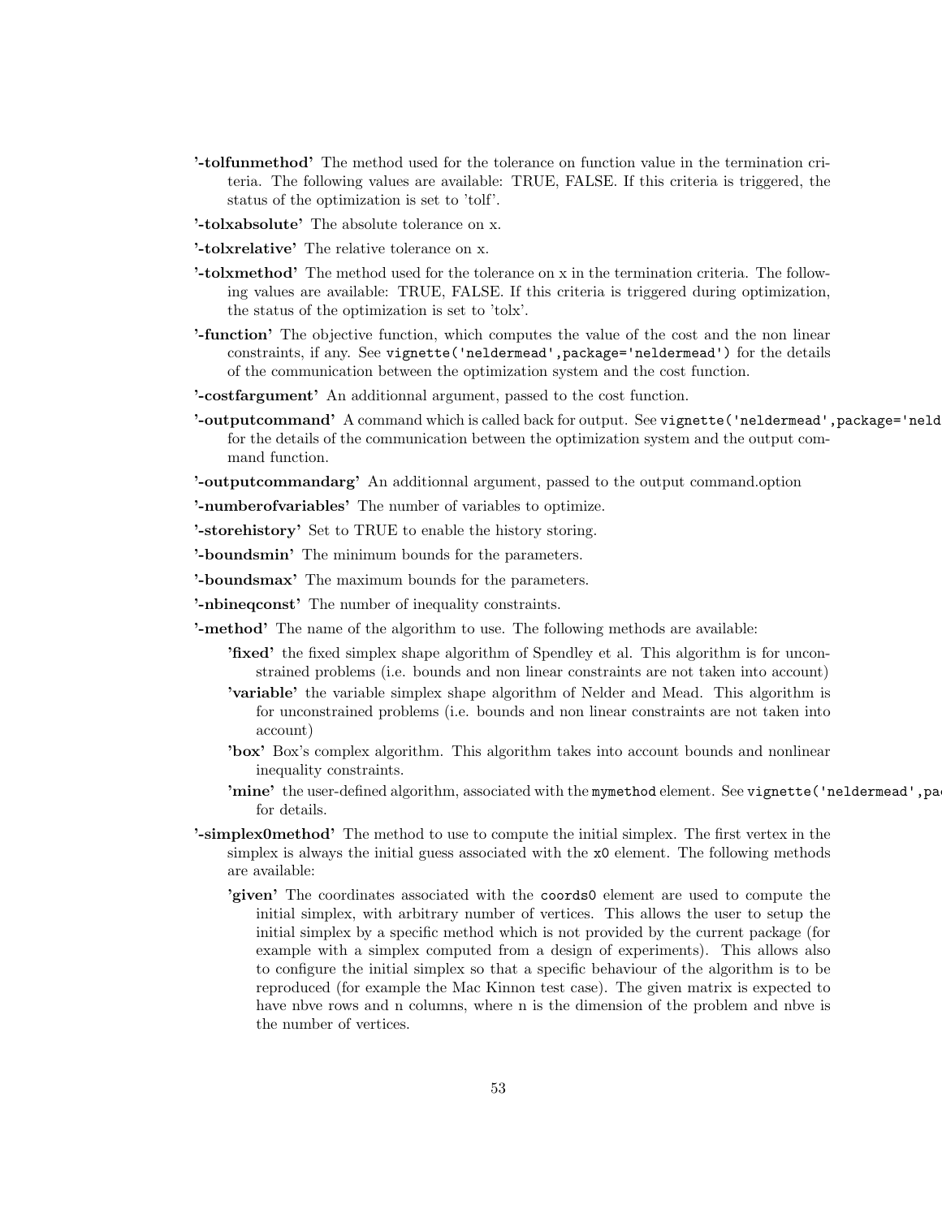**'-tolfunmethod'** The method used for the tolerance on function value in the termination criteria. The following values are available: TRUE, FALSE. If this criteria is triggered, the status of the optimization is set to 'tolf'.

**'-tolxabsolute'** The absolute tolerance on x.

**'-tolxrelative'** The relative tolerance on x.

**'-tolxmethod'** The method used for the tolerance on x in the termination criteria. The following values are available: TRUE, FALSE. If this criteria is triggered during optimization, the status of the optimization is set to 'tolx'.

**'-function'** The objective function, which computes the value of the cost and the non linear constraints, if any. See `vignette('neldermead',package='neldermead')` for the details of the communication between the optimization system and the cost function.

**'-costfargument'** An additionnal argument, passed to the cost function.

**'-outputcommand'** A command which is called back for output. See `vignette('neldermead',package='neld` for the details of the communication between the optimization system and the output command function.

**'-outputcommandarg'** An additionnal argument, passed to the output command.option

**'-numberofvariables'** The number of variables to optimize.

**'-storehistory'** Set to TRUE to enable the history storing.

**'-boundsmin'** The minimum bounds for the parameters.

**'-boundsmax'** The maximum bounds for the parameters.

**'-nbineqconst'** The number of inequality constraints.

**'-method'** The name of the algorithm to use. The following methods are available:

- **'fixed'** the fixed simplex shape algorithm of Spendley et al. This algorithm is for unconstrained problems (i.e. bounds and non linear constraints are not taken into account)
- **'variable'** the variable simplex shape algorithm of Nelder and Mead. This algorithm is for unconstrained problems (i.e. bounds and non linear constraints are not taken into account)
- **'box'** Box's complex algorithm. This algorithm takes into account bounds and nonlinear inequality constraints.
- **'mine'** the user-defined algorithm, associated with the `mymethod` element. See `vignette('neldermead',pa` for details.

**'-simplex0method'** The method to use to compute the initial simplex. The first vertex in the simplex is always the initial guess associated with the `x0` element. The following methods are available:

- **'given'** The coordinates associated with the `coords0` element are used to compute the initial simplex, with arbitrary number of vertices. This allows the user to setup the initial simplex by a specific method which is not provided by the current package (for example with a simplex computed from a design of experiments). This allows also to configure the initial simplex so that a specific behaviour of the algorithm is to be reproduced (for example the Mac Kinnon test case). The given matrix is expected to have nbve rows and n columns, where n is the dimension of the problem and nbve is the number of vertices.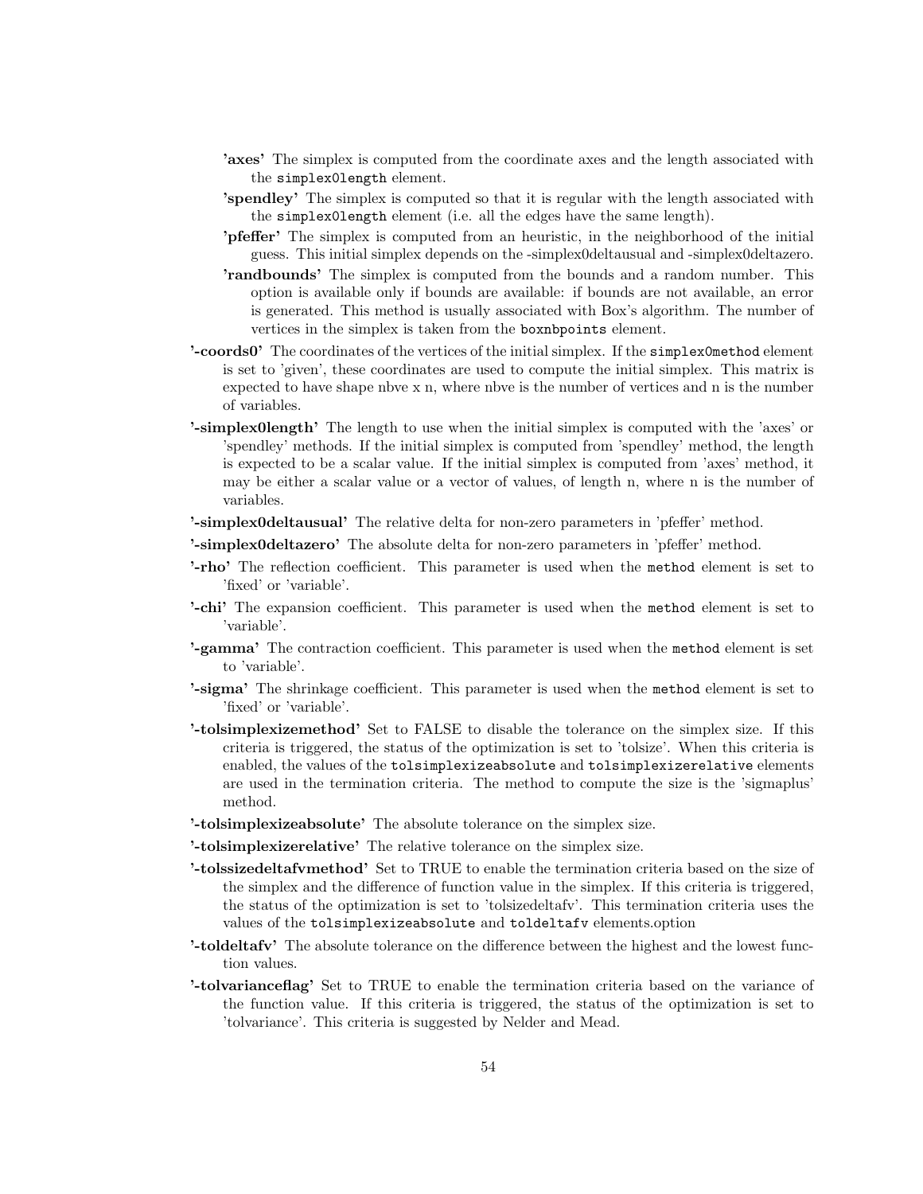- **'axes'** The simplex is computed from the coordinate axes and the length associated with the `simplex0length` element.
- **'spendley'** The simplex is computed so that it is regular with the length associated with the `simplex0length` element (i.e. all the edges have the same length).
- **'pfeffer'** The simplex is computed from an heuristic, in the neighborhood of the initial guess. This initial simplex depends on the -simplex0deltausual and -simplex0deltazero.
- **'randbounds'** The simplex is computed from the bounds and a random number. This option is available only if bounds are available: if bounds are not available, an error is generated. This method is usually associated with Box's algorithm. The number of vertices in the simplex is taken from the `boxnbpoints` element.

**'-coords0'** The coordinates of the vertices of the initial simplex. If the `simplex0method` element is set to 'given', these coordinates are used to compute the initial simplex. This matrix is expected to have shape nbve x n, where nbve is the number of vertices and n is the number of variables.

**'-simplex0length'** The length to use when the initial simplex is computed with the 'axes' or 'spendley' methods. If the initial simplex is computed from 'spendley' method, the length is expected to be a scalar value. If the initial simplex is computed from 'axes' method, it may be either a scalar value or a vector of values, of length n, where n is the number of variables.

**'-simplex0deltausual'** The relative delta for non-zero parameters in 'pfeffer' method.

**'-simplex0deltazero'** The absolute delta for non-zero parameters in 'pfeffer' method.

**'-rho'** The reflection coefficient. This parameter is used when the `method` element is set to 'fixed' or 'variable'.

**'-chi'** The expansion coefficient. This parameter is used when the `method` element is set to 'variable'.

**'-gamma'** The contraction coefficient. This parameter is used when the `method` element is set to 'variable'.

**'-sigma'** The shrinkage coefficient. This parameter is used when the `method` element is set to 'fixed' or 'variable'.

**'-tolsimplexizemethod'** Set to FALSE to disable the tolerance on the simplex size. If this criteria is triggered, the status of the optimization is set to 'tolsize'. When this criteria is enabled, the values of the `tolsimplexizeabsolute` and `tolsimplexizerelative` elements are used in the termination criteria. The method to compute the size is the 'sigmaplus' method.

**'-tolsimplexizeabsolute'** The absolute tolerance on the simplex size.

**'-tolsimplexizerelative'** The relative tolerance on the simplex size.

**'-tolssizedeltafvmethod'** Set to TRUE to enable the termination criteria based on the size of the simplex and the difference of function value in the simplex. If this criteria is triggered, the status of the optimization is set to 'tolsizedeltafv'. This termination criteria uses the values of the `tolsimplexizeabsolute` and `toldeltafv` elements.option

**'-toldeltafv'** The absolute tolerance on the difference between the highest and the lowest function values.

**'-tolvarianceflag'** Set to TRUE to enable the termination criteria based on the variance of the function value. If this criteria is triggered, the status of the optimization is set to 'tolvariance'. This criteria is suggested by Nelder and Mead.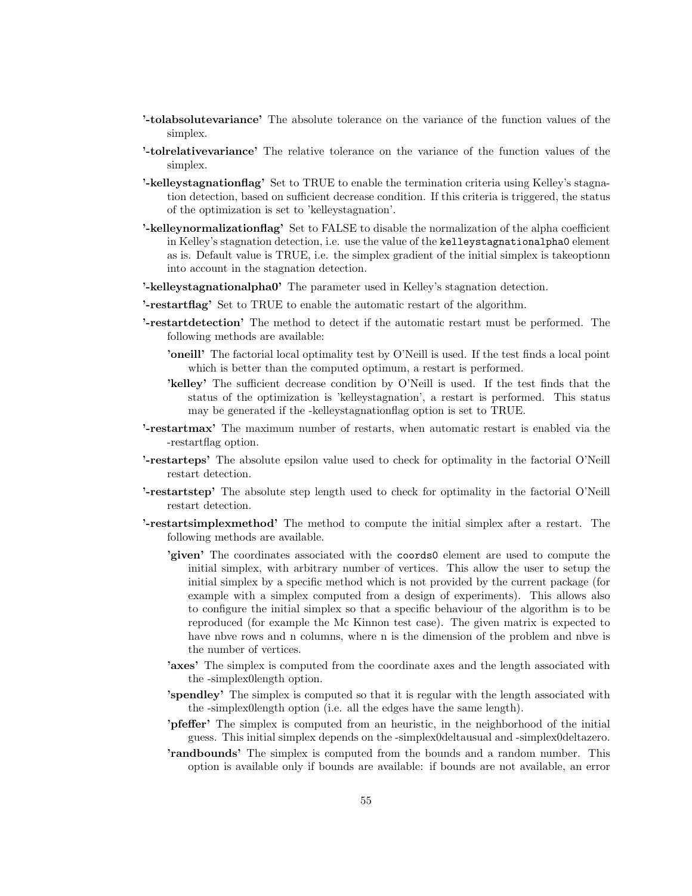**'-tolabsolutevariance'** The absolute tolerance on the variance of the function values of the simplex.

**'-tolrelativevariance'** The relative tolerance on the variance of the function values of the simplex.

**'-kelleystagnationflag'** Set to TRUE to enable the termination criteria using Kelley's stagnation detection, based on sufficient decrease condition. If this criteria is triggered, the status of the optimization is set to 'kelleystagnation'.

**'-kelleynormalizationflag'** Set to FALSE to disable the normalization of the alpha coefficient in Kelley's stagnation detection, i.e. use the value of the `kelleystagnationalpha0` element as is. Default value is TRUE, i.e. the simplex gradient of the initial simplex is takeoptionn into account in the stagnation detection.

**'-kelleystagnationalpha0'** The parameter used in Kelley's stagnation detection.

**'-restartflag'** Set to TRUE to enable the automatic restart of the algorithm.

**'-restartdetection'** The method to detect if the automatic restart must be performed. The following methods are available:

- **'oneill'** The factorial local optimality test by O'Neill is used. If the test finds a local point which is better than the computed optimum, a restart is performed.
- **'kelley'** The sufficient decrease condition by O'Neill is used. If the test finds that the status of the optimization is 'kelleystagnation', a restart is performed. This status may be generated if the -kelleystagnationflag option is set to TRUE.

**'-restartmax'** The maximum number of restarts, when automatic restart is enabled via the -restartflag option.

**'-restarteps'** The absolute epsilon value used to check for optimality in the factorial O'Neill restart detection.

**'-restartstep'** The absolute step length used to check for optimality in the factorial O'Neill restart detection.

**'-restartsimplexmethod'** The method to compute the initial simplex after a restart. The following methods are available.

- **'given'** The coordinates associated with the `coords0` element are used to compute the initial simplex, with arbitrary number of vertices. This allow the user to setup the initial simplex by a specific method which is not provided by the current package (for example with a simplex computed from a design of experiments). This allows also to configure the initial simplex so that a specific behaviour of the algorithm is to be reproduced (for example the Mc Kinnon test case). The given matrix is expected to have nbve rows and n columns, where n is the dimension of the problem and nbve is the number of vertices.
- **'axes'** The simplex is computed from the coordinate axes and the length associated with the -simplex0length option.
- **'spendley'** The simplex is computed so that it is regular with the length associated with the -simplex0length option (i.e. all the edges have the same length).
- **'pfeffer'** The simplex is computed from an heuristic, in the neighborhood of the initial guess. This initial simplex depends on the -simplex0deltausual and -simplex0deltazero.
- **'randbounds'** The simplex is computed from the bounds and a random number. This option is available only if bounds are available: if bounds are not available, an error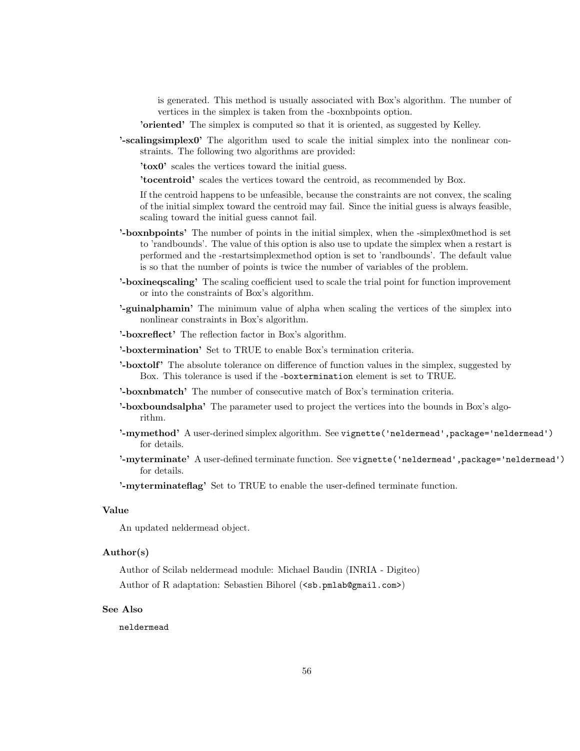is generated. This method is usually associated with Box's algorithm. The number of vertices in the simplex is taken from the -boxnbpoints option.

**'oriented'** The simplex is computed so that it is oriented, as suggested by Kelley.

**'-scalingsimplex0'** The algorithm used to scale the initial simplex into the nonlinear constraints. The following two algorithms are provided:

**'tox0'** scales the vertices toward the initial guess.

**'tocentroid'** scales the vertices toward the centroid, as recommended by Box.

If the centroid happens to be unfeasible, because the constraints are not convex, the scaling of the initial simplex toward the centroid may fail. Since the initial guess is always feasible, scaling toward the initial guess cannot fail.

**'-boxnbpoints'** The number of points in the initial simplex, when the -simplex0method is set to 'randbounds'. The value of this option is also use to update the simplex when a restart is performed and the -restartsimplexmethod option is set to 'randbounds'. The default value is so that the number of points is twice the number of variables of the problem.

**'-boxineqscaling'** The scaling coefficient used to scale the trial point for function improvement or into the constraints of Box's algorithm.

**'-guinalphamin'** The minimum value of alpha when scaling the vertices of the simplex into nonlinear constraints in Box's algorithm.

**'-boxreflect'** The reflection factor in Box's algorithm.

**'-boxtermination'** Set to TRUE to enable Box's termination criteria.

**'-boxtolf'** The absolute tolerance on difference of function values in the simplex, suggested by Box. This tolerance is used if the `-boxtermination` element is set to TRUE.

**'-boxnbmatch'** The number of consecutive match of Box's termination criteria.

**'-boxboundsalpha'** The parameter used to project the vertices into the bounds in Box's algorithm.

**'-mymethod'** A user-derined simplex algorithm. See `vignette('neldermead',package='neldermead')` for details.

**'-myterminate'** A user-defined terminate function. See `vignette('neldermead',package='neldermead')` for details.

**'-myterminateflag'** Set to TRUE to enable the user-defined terminate function.

### Value

An updated neldermead object.

### Author(s)

Author of Scilab neldermead module: Michael Baudin (INRIA - Digiteo)

Author of R adaptation: Sebastien Bihorel (<sb.pmlab@gmail.com>)

### See Also

`neldermead`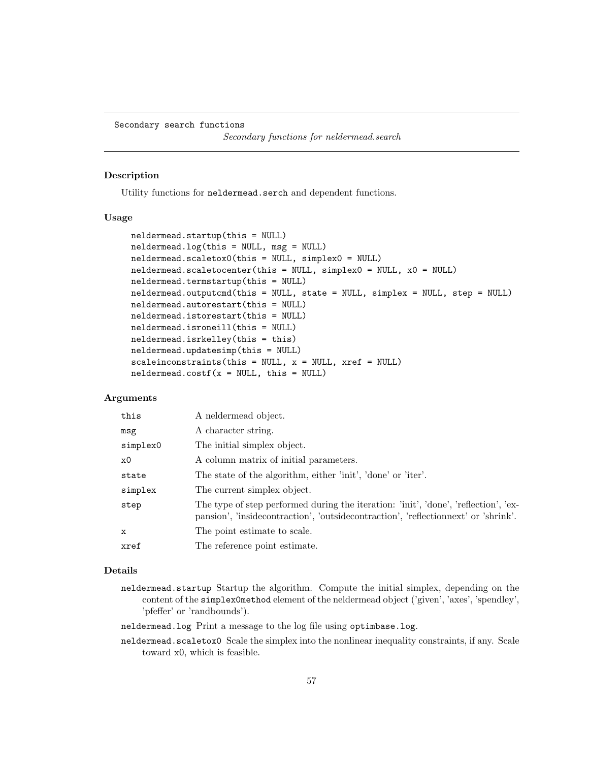Secondary search functions    *Secondary functions for neldermead.search*

## Description

Utility functions for `neldermead.serch` and dependent functions.

## Usage

```
neldermead.startup(this = NULL)
neldermead.log(this = NULL, msg = NULL)
neldermead.scaletox0(this = NULL, simplex0 = NULL)
neldermead.scaletocenter(this = NULL, simplex0 = NULL, x0 = NULL)
neldermead.termstartup(this = NULL)
neldermead.outputcmd(this = NULL, state = NULL, simplex = NULL, step = NULL)
neldermead.autorestart(this = NULL)
neldermead.istorestart(this = NULL)
neldermead.isroneill(this = NULL)
neldermead.isrkelley(this = this)
neldermead.updatesimp(this = NULL)
scaleinconstraints(this = NULL, x = NULL, xref = NULL)
neldermead.costf(x = NULL, this = NULL)
```

## Arguments

| | |
|---|---|
| `this` | A neldermead object. |
| `msg` | A character string. |
| `simplex0` | The initial simplex object. |
| `x0` | A column matrix of initial parameters. |
| `state` | The state of the algorithm, either 'init', 'done' or 'iter'. |
| `simplex` | The current simplex object. |
| `step` | The type of step performed during the iteration: 'init', 'done', 'reflection', 'expansion', 'insidecontraction', 'outsidecontraction', 'reflectionnext' or 'shrink'. |
| `x` | The point estimate to scale. |
| `xref` | The reference point estimate. |

## Details

- `neldermead.startup` Startup the algorithm. Compute the initial simplex, depending on the content of the `simplex0method` element of the neldermead object ('given', 'axes', 'spendley', 'pfeffer' or 'randbounds').
- `neldermead.log` Print a message to the log file using `optimbase.log`.
- `neldermead.scaletox0` Scale the simplex into the nonlinear inequality constraints, if any. Scale toward x0, which is feasible.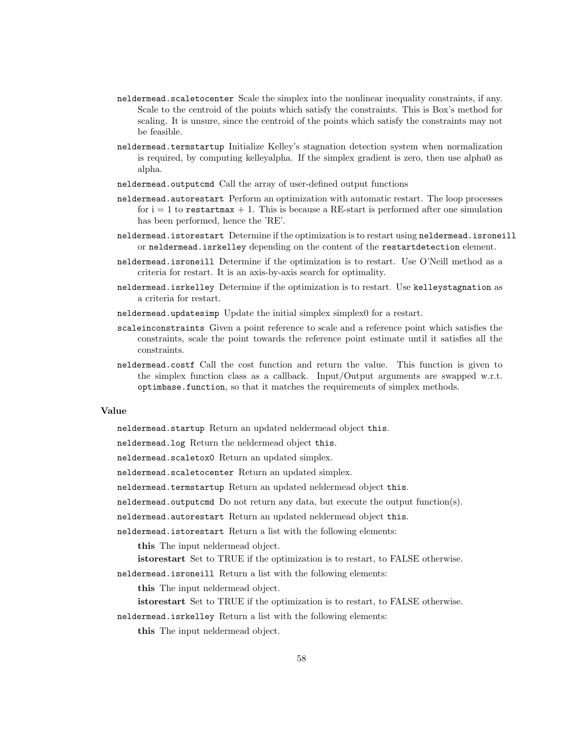`neldermead.scaletocenter` Scale the simplex into the nonlinear inequality constraints, if any. Scale to the centroid of the points which satisfy the constraints. This is Box's method for scaling. It is unsure, since the centroid of the points which satisfy the constraints may not be feasible.

`neldermead.termstartup` Initialize Kelley's stagnation detection system when normalization is required, by computing kelleyalpha. If the simplex gradient is zero, then use alpha0 as alpha.

`neldermead.outputcmd` Call the array of user-defined output functions

`neldermead.autorestart` Perform an optimization with automatic restart. The loop processes for i = 1 to `restartmax` + 1. This is because a RE-start is performed after one simulation has been performed, hence the 'RE'.

`neldermead.istorestart` Determine if the optimization is to restart using `neldermead.isroneill` or `neldermead.isrkelley` depending on the content of the `restartdetection` element.

`neldermead.isroneill` Determine if the optimization is to restart. Use O'Neill method as a criteria for restart. It is an axis-by-axis search for optimality.

`neldermead.isrkelley` Determine if the optimization is to restart. Use `kelleystagnation` as a criteria for restart.

`neldermead.updatesimp` Update the initial simplex simplex0 for a restart.

`scaleinconstraints` Given a point reference to scale and a reference point which satisfies the constraints, scale the point towards the reference point estimate until it satisfies all the constraints.

`neldermead.costf` Call the cost function and return the value. This function is given to the simplex function class as a callback. Input/Output arguments are swapped w.r.t. `optimbase.function`, so that it matches the requirements of simplex methods.

### Value

`neldermead.startup` Return an updated neldermead object `this`.

`neldermead.log` Return the neldermead object `this`.

`neldermead.scaletox0` Return an updated simplex.

`neldermead.scaletocenter` Return an updated simplex.

`neldermead.termstartup` Return an updated neldermead object `this`.

`neldermead.outputcmd` Do not return any data, but execute the output function(s).

`neldermead.autorestart` Return an updated neldermead object `this`.

`neldermead.istorestart` Return a list with the following elements:

- **this** The input neldermead object.
- **istorestart** Set to TRUE if the optimization is to restart, to FALSE otherwise.

`neldermead.isroneill` Return a list with the following elements:

- **this** The input neldermead object.
- **istorestart** Set to TRUE if the optimization is to restart, to FALSE otherwise.

`neldermead.isrkelley` Return a list with the following elements:

- **this** The input neldermead object.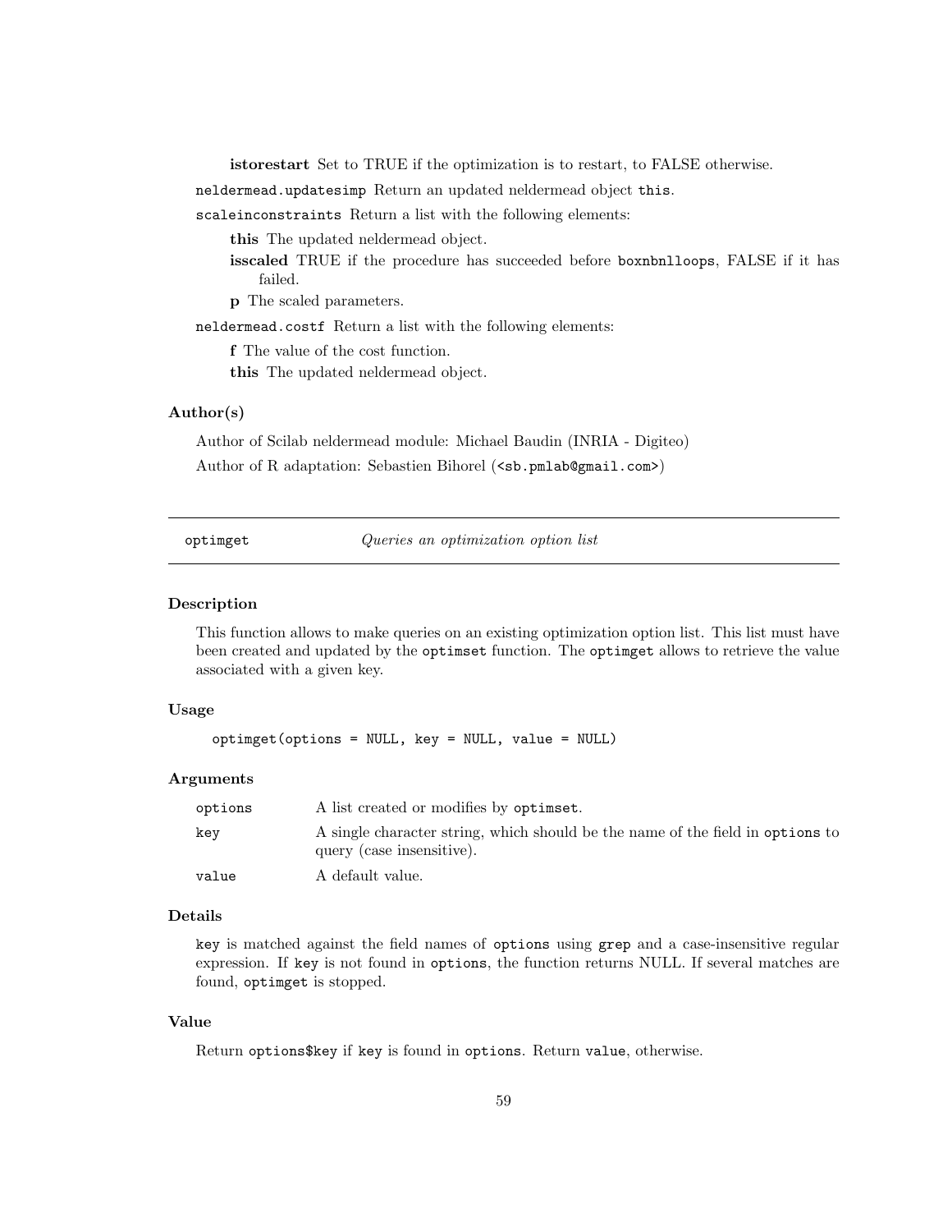**istorestart** Set to TRUE if the optimization is to restart, to FALSE otherwise.

`neldermead.updatesimp` Return an updated neldermead object `this`.

`scaleinconstraints` Return a list with the following elements:

- **this** The updated neldermead object.
- **isscaled** TRUE if the procedure has succeeded before `boxnbnlloops`, FALSE if it has failed.
- **p** The scaled parameters.

`neldermead.costf` Return a list with the following elements:

- **f** The value of the cost function.
- **this** The updated neldermead object.

### Author(s)

Author of Scilab neldermead module: Michael Baudin (INRIA - Digiteo)

Author of R adaptation: Sebastien Bihorel (`<sb.pmlab@gmail.com>`)

---

## optimget — *Queries an optimization option list*

### Description

This function allows to make queries on an existing optimization option list. This list must have been created and updated by the `optimset` function. The `optimget` allows to retrieve the value associated with a given key.

### Usage

```
optimget(options = NULL, key = NULL, value = NULL)
```

### Arguments

| | |
|---|---|
| `options` | A list created or modifies by `optimset`. |
| `key` | A single character string, which should be the name of the field in `options` to query (case insensitive). |
| `value` | A default value. |

### Details

`key` is matched against the field names of `options` using `grep` and a case-insensitive regular expression. If `key` is not found in `options`, the function returns NULL. If several matches are found, `optimget` is stopped.

### Value

Return `options$key` if `key` is found in `options`. Return `value`, otherwise.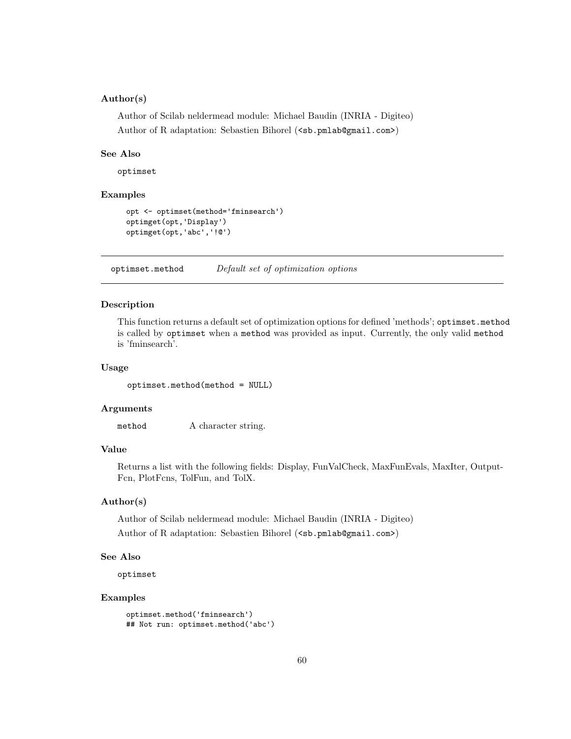### Author(s)

Author of Scilab neldermead module: Michael Baudin (INRIA - Digiteo)

Author of R adaptation: Sebastien Bihorel (<sb.pmlab@gmail.com>)

### See Also

optimset

### Examples

```
opt <- optimset(method='fminsearch')
optimget(opt,'Display')
optimget(opt,'abc','!@')
```

---

## optimset.method — *Default set of optimization options*

---

### Description

This function returns a default set of optimization options for defined 'methods'; `optimset.method` is called by `optimset` when a `method` was provided as input. Currently, the only valid `method` is 'fminsearch'.

### Usage

```
optimset.method(method = NULL)
```

### Arguments

| | |
|---|---|
| `method` | A character string. |

### Value

Returns a list with the following fields: Display, FunValCheck, MaxFunEvals, MaxIter, OutputFcn, PlotFcns, TolFun, and TolX.

### Author(s)

Author of Scilab neldermead module: Michael Baudin (INRIA - Digiteo)

Author of R adaptation: Sebastien Bihorel (<sb.pmlab@gmail.com>)

### See Also

optimset

### Examples

```
optimset.method('fminsearch')
## Not run: optimset.method('abc')
```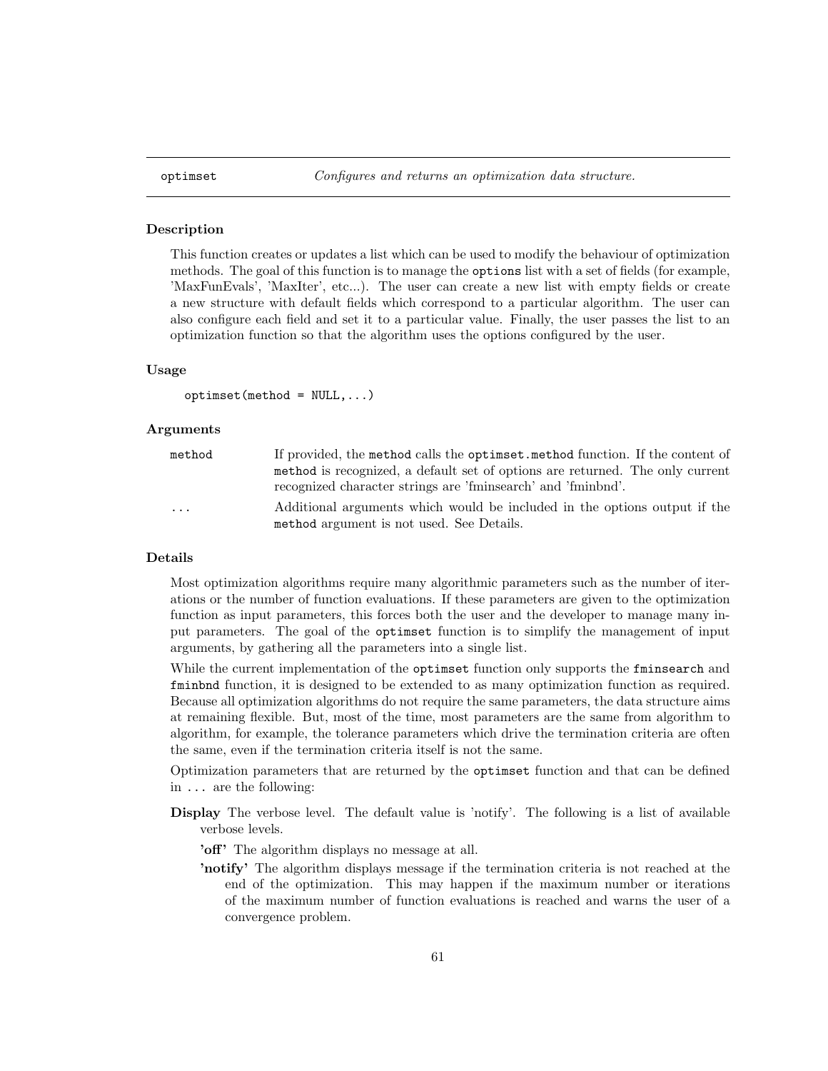## optimset — *Configures and returns an optimization data structure.*

### Description

This function creates or updates a list which can be used to modify the behaviour of optimization methods. The goal of this function is to manage the `options` list with a set of fields (for example, 'MaxFunEvals', 'MaxIter', etc...). The user can create a new list with empty fields or create a new structure with default fields which correspond to a particular algorithm. The user can also configure each field and set it to a particular value. Finally, the user passes the list to an optimization function so that the algorithm uses the options configured by the user.

### Usage

```
optimset(method = NULL,...)
```

### Arguments

- `method` — If provided, the `method` calls the `optimset.method` function. If the content of `method` is recognized, a default set of options are returned. The only current recognized character strings are 'fminsearch' and 'fminbnd'.
- `...` — Additional arguments which would be included in the options output if the `method` argument is not used. See Details.

### Details

Most optimization algorithms require many algorithmic parameters such as the number of iterations or the number of function evaluations. If these parameters are given to the optimization function as input parameters, this forces both the user and the developer to manage many input parameters. The goal of the `optimset` function is to simplify the management of input arguments, by gathering all the parameters into a single list.

While the current implementation of the `optimset` function only supports the `fminsearch` and `fminbnd` function, it is designed to be extended to as many optimization function as required. Because all optimization algorithms do not require the same parameters, the data structure aims at remaining flexible. But, most of the time, most parameters are the same from algorithm to algorithm, for example, the tolerance parameters which drive the termination criteria are often the same, even if the termination criteria itself is not the same.

Optimization parameters that are returned by the `optimset` function and that can be defined in `...` are the following:

**Display** The verbose level. The default value is 'notify'. The following is a list of available verbose levels.

- **'off'** The algorithm displays no message at all.
- **'notify'** The algorithm displays message if the termination criteria is not reached at the end of the optimization. This may happen if the maximum number or iterations of the maximum number of function evaluations is reached and warns the user of a convergence problem.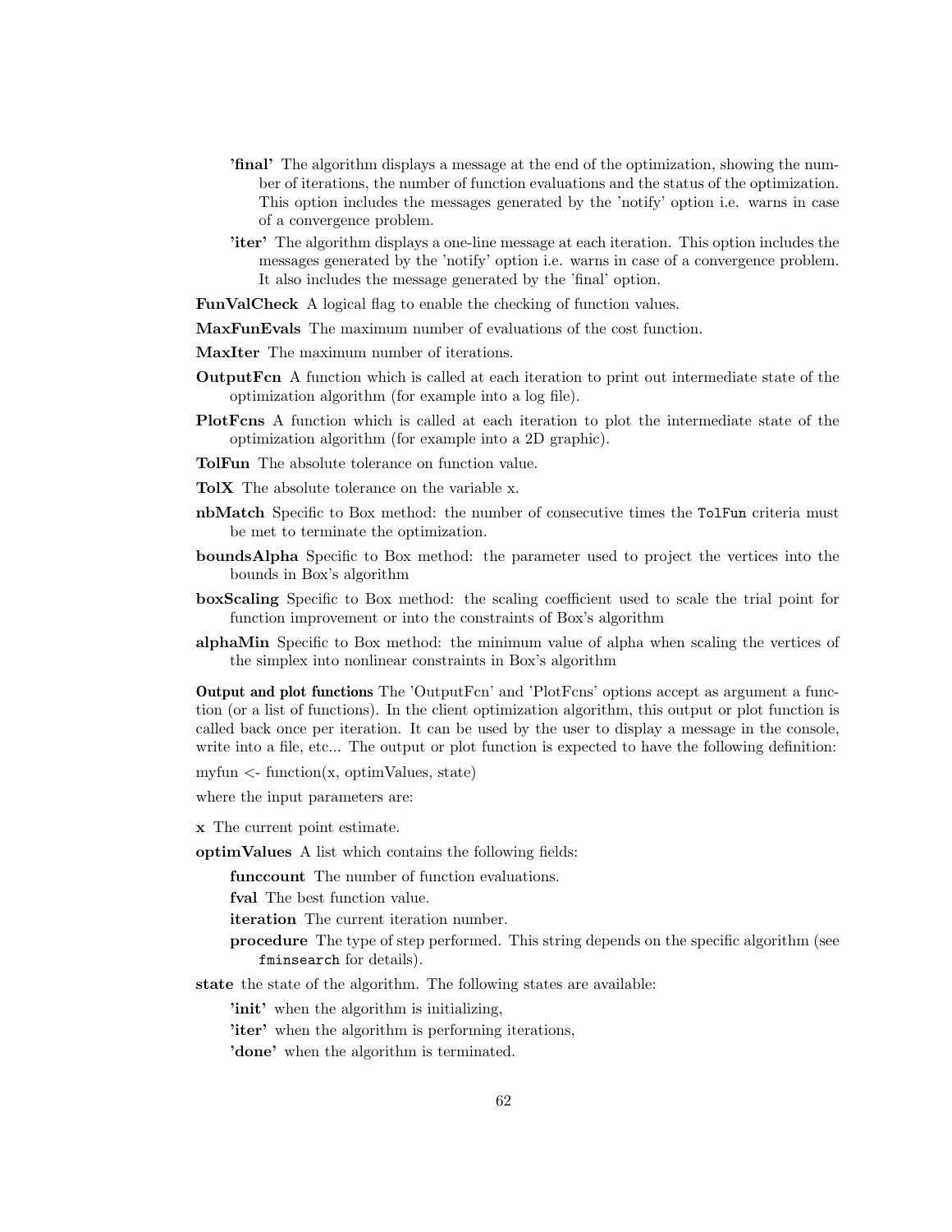- **'final'** The algorithm displays a message at the end of the optimization, showing the number of iterations, the number of function evaluations and the status of the optimization. This option includes the messages generated by the 'notify' option i.e. warns in case of a convergence problem.
- **'iter'** The algorithm displays a one-line message at each iteration. This option includes the messages generated by the 'notify' option i.e. warns in case of a convergence problem. It also includes the message generated by the 'final' option.

**FunValCheck** A logical flag to enable the checking of function values.

**MaxFunEvals** The maximum number of evaluations of the cost function.

**MaxIter** The maximum number of iterations.

**OutputFcn** A function which is called at each iteration to print out intermediate state of the optimization algorithm (for example into a log file).

**PlotFcns** A function which is called at each iteration to plot the intermediate state of the optimization algorithm (for example into a 2D graphic).

**TolFun** The absolute tolerance on function value.

**TolX** The absolute tolerance on the variable x.

**nbMatch** Specific to Box method: the number of consecutive times the `TolFun` criteria must be met to terminate the optimization.

**boundsAlpha** Specific to Box method: the parameter used to project the vertices into the bounds in Box's algorithm

**boxScaling** Specific to Box method: the scaling coefficient used to scale the trial point for function improvement or into the constraints of Box's algorithm

**alphaMin** Specific to Box method: the minimum value of alpha when scaling the vertices of the simplex into nonlinear constraints in Box's algorithm

**Output and plot functions** The 'OutputFcn' and 'PlotFcns' options accept as argument a function (or a list of functions). In the client optimization algorithm, this output or plot function is called back once per iteration. It can be used by the user to display a message in the console, write into a file, etc... The output or plot function is expected to have the following definition:

myfun <- function(x, optimValues, state)

where the input parameters are:

**x** The current point estimate.

**optimValues** A list which contains the following fields:

- **funccount** The number of function evaluations.
- **fval** The best function value.
- **iteration** The current iteration number.
- **procedure** The type of step performed. This string depends on the specific algorithm (see `fminsearch` for details).

**state** the state of the algorithm. The following states are available:

- **'init'** when the algorithm is initializing,
- **'iter'** when the algorithm is performing iterations,
- **'done'** when the algorithm is terminated.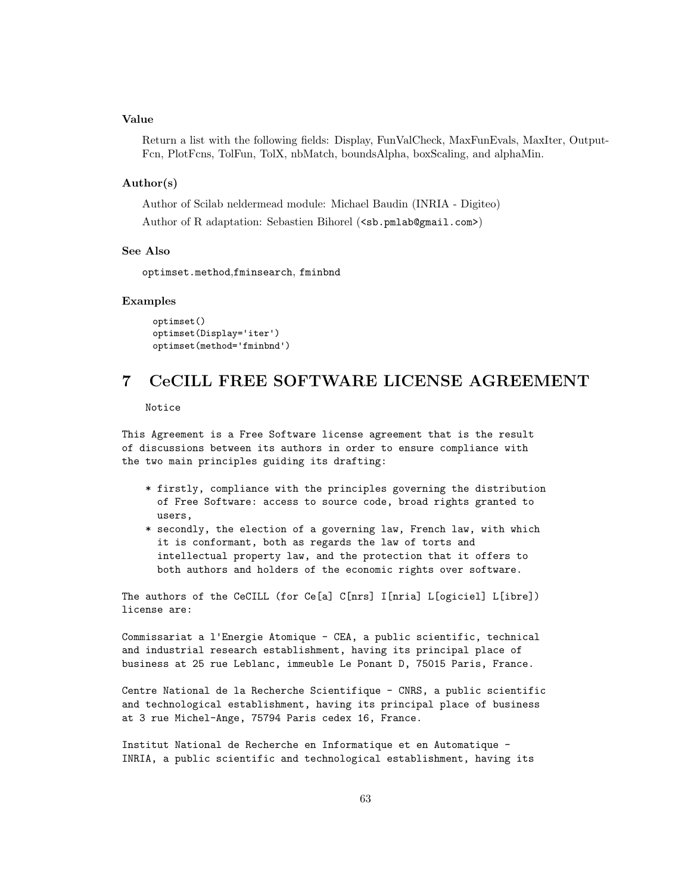### Value

Return a list with the following fields: Display, FunValCheck, MaxFunEvals, MaxIter, OutputFcn, PlotFcns, TolFun, TolX, nbMatch, boundsAlpha, boxScaling, and alphaMin.

### Author(s)

Author of Scilab neldermead module: Michael Baudin (INRIA - Digiteo)

Author of R adaptation: Sebastien Bihorel (<sb.pmlab@gmail.com>)

### See Also

optimset.method,fminsearch, fminbnd

### Examples

```
optimset()
optimset(Display='iter')
optimset(method='fminbnd')
```

# 7 CeCILL FREE SOFTWARE LICENSE AGREEMENT

```
    Notice

This Agreement is a Free Software license agreement that is the result
of discussions between its authors in order to ensure compliance with
the two main principles guiding its drafting:

    * firstly, compliance with the principles governing the distribution
      of Free Software: access to source code, broad rights granted to
      users,
    * secondly, the election of a governing law, French law, with which
      it is conformant, both as regards the law of torts and
      intellectual property law, and the protection that it offers to
      both authors and holders of the economic rights over software.

The authors of the CeCILL (for Ce[a] C[nrs] I[nria] L[ogiciel] L[ibre])
license are:

Commissariat a l'Energie Atomique - CEA, a public scientific, technical
and industrial research establishment, having its principal place of
business at 25 rue Leblanc, immeuble Le Ponant D, 75015 Paris, France.

Centre National de la Recherche Scientifique - CNRS, a public scientific
and technological establishment, having its principal place of business
at 3 rue Michel-Ange, 75794 Paris cedex 16, France.

Institut National de Recherche en Informatique et en Automatique -
INRIA, a public scientific and technological establishment, having its
```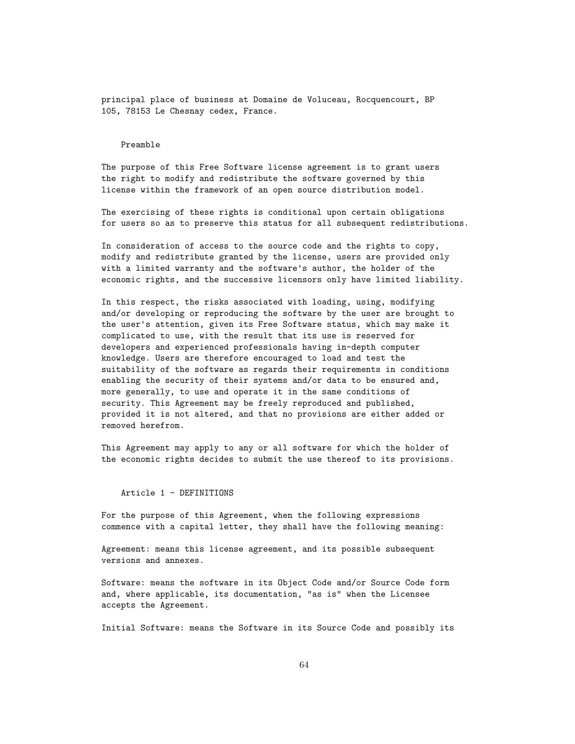principal place of business at Domaine de Voluceau, Rocquencourt, BP 105, 78153 Le Chesnay cedex, France.

## Preamble

The purpose of this Free Software license agreement is to grant users the right to modify and redistribute the software governed by this license within the framework of an open source distribution model.

The exercising of these rights is conditional upon certain obligations for users so as to preserve this status for all subsequent redistributions.

In consideration of access to the source code and the rights to copy, modify and redistribute granted by the license, users are provided only with a limited warranty and the software's author, the holder of the economic rights, and the successive licensors only have limited liability.

In this respect, the risks associated with loading, using, modifying and/or developing or reproducing the software by the user are brought to the user's attention, given its Free Software status, which may make it complicated to use, with the result that its use is reserved for developers and experienced professionals having in-depth computer knowledge. Users are therefore encouraged to load and test the suitability of the software as regards their requirements in conditions enabling the security of their systems and/or data to be ensured and, more generally, to use and operate it in the same conditions of security. This Agreement may be freely reproduced and published, provided it is not altered, and that no provisions are either added or removed herefrom.

This Agreement may apply to any or all software for which the holder of the economic rights decides to submit the use thereof to its provisions.

## Article 1 - DEFINITIONS

For the purpose of this Agreement, when the following expressions commence with a capital letter, they shall have the following meaning:

Agreement: means this license agreement, and its possible subsequent versions and annexes.

Software: means the software in its Object Code and/or Source Code form and, where applicable, its documentation, "as is" when the Licensee accepts the Agreement.

Initial Software: means the Software in its Source Code and possibly its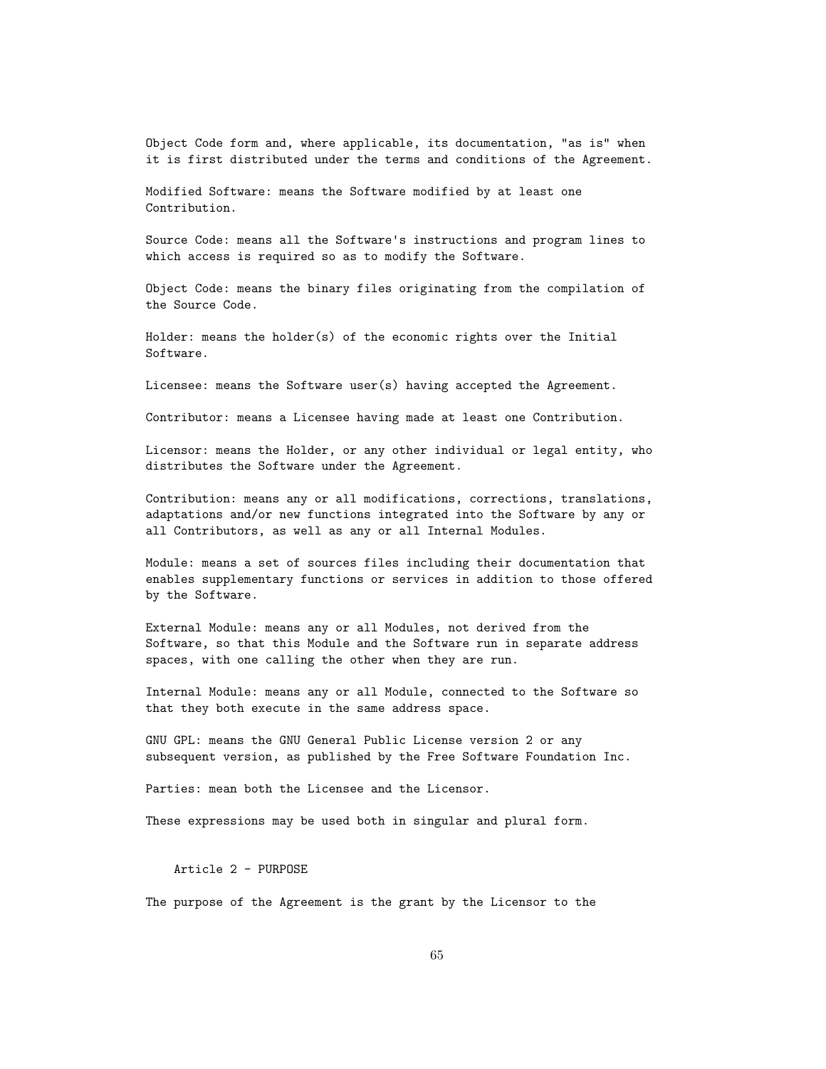Object Code form and, where applicable, its documentation, "as is" when it is first distributed under the terms and conditions of the Agreement.

Modified Software: means the Software modified by at least one Contribution.

Source Code: means all the Software's instructions and program lines to which access is required so as to modify the Software.

Object Code: means the binary files originating from the compilation of the Source Code.

Holder: means the holder(s) of the economic rights over the Initial Software.

Licensee: means the Software user(s) having accepted the Agreement.

Contributor: means a Licensee having made at least one Contribution.

Licensor: means the Holder, or any other individual or legal entity, who distributes the Software under the Agreement.

Contribution: means any or all modifications, corrections, translations, adaptations and/or new functions integrated into the Software by any or all Contributors, as well as any or all Internal Modules.

Module: means a set of sources files including their documentation that enables supplementary functions or services in addition to those offered by the Software.

External Module: means any or all Modules, not derived from the Software, so that this Module and the Software run in separate address spaces, with one calling the other when they are run.

Internal Module: means any or all Module, connected to the Software so that they both execute in the same address space.

GNU GPL: means the GNU General Public License version 2 or any subsequent version, as published by the Free Software Foundation Inc.

Parties: mean both the Licensee and the Licensor.

These expressions may be used both in singular and plural form.

## Article 2 - PURPOSE

The purpose of the Agreement is the grant by the Licensor to the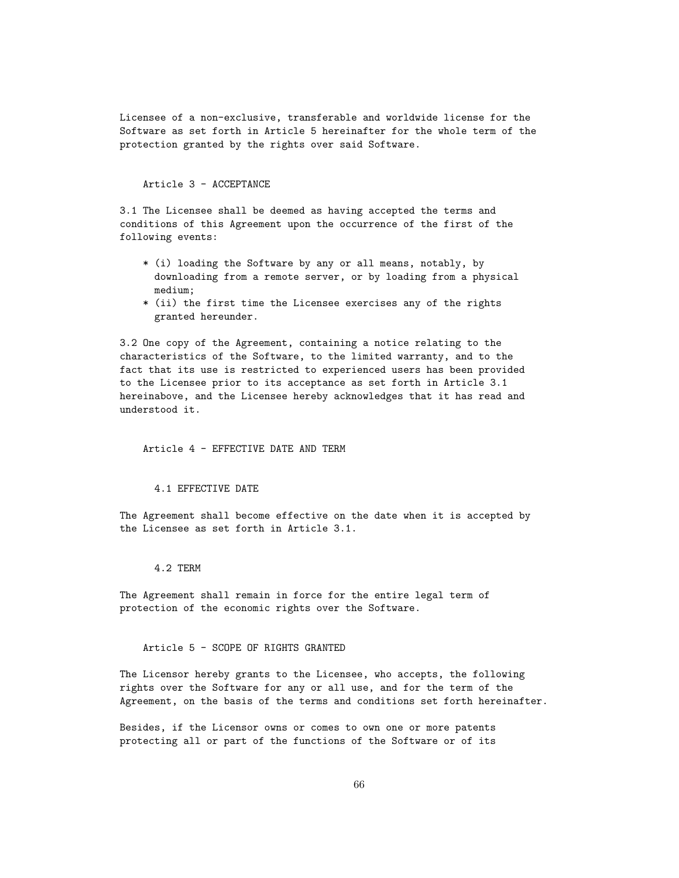Licensee of a non-exclusive, transferable and worldwide license for the Software as set forth in Article 5 hereinafter for the whole term of the protection granted by the rights over said Software.

## Article 3 - ACCEPTANCE

3.1 The Licensee shall be deemed as having accepted the terms and conditions of this Agreement upon the occurrence of the first of the following events:

* (i) loading the Software by any or all means, notably, by downloading from a remote server, or by loading from a physical medium;
* (ii) the first time the Licensee exercises any of the rights granted hereunder.

3.2 One copy of the Agreement, containing a notice relating to the characteristics of the Software, to the limited warranty, and to the fact that its use is restricted to experienced users has been provided to the Licensee prior to its acceptance as set forth in Article 3.1 hereinabove, and the Licensee hereby acknowledges that it has read and understood it.

## Article 4 - EFFECTIVE DATE AND TERM

### 4.1 EFFECTIVE DATE

The Agreement shall become effective on the date when it is accepted by the Licensee as set forth in Article 3.1.

### 4.2 TERM

The Agreement shall remain in force for the entire legal term of protection of the economic rights over the Software.

## Article 5 - SCOPE OF RIGHTS GRANTED

The Licensor hereby grants to the Licensee, who accepts, the following rights over the Software for any or all use, and for the term of the Agreement, on the basis of the terms and conditions set forth hereinafter.

Besides, if the Licensor owns or comes to own one or more patents protecting all or part of the functions of the Software or of its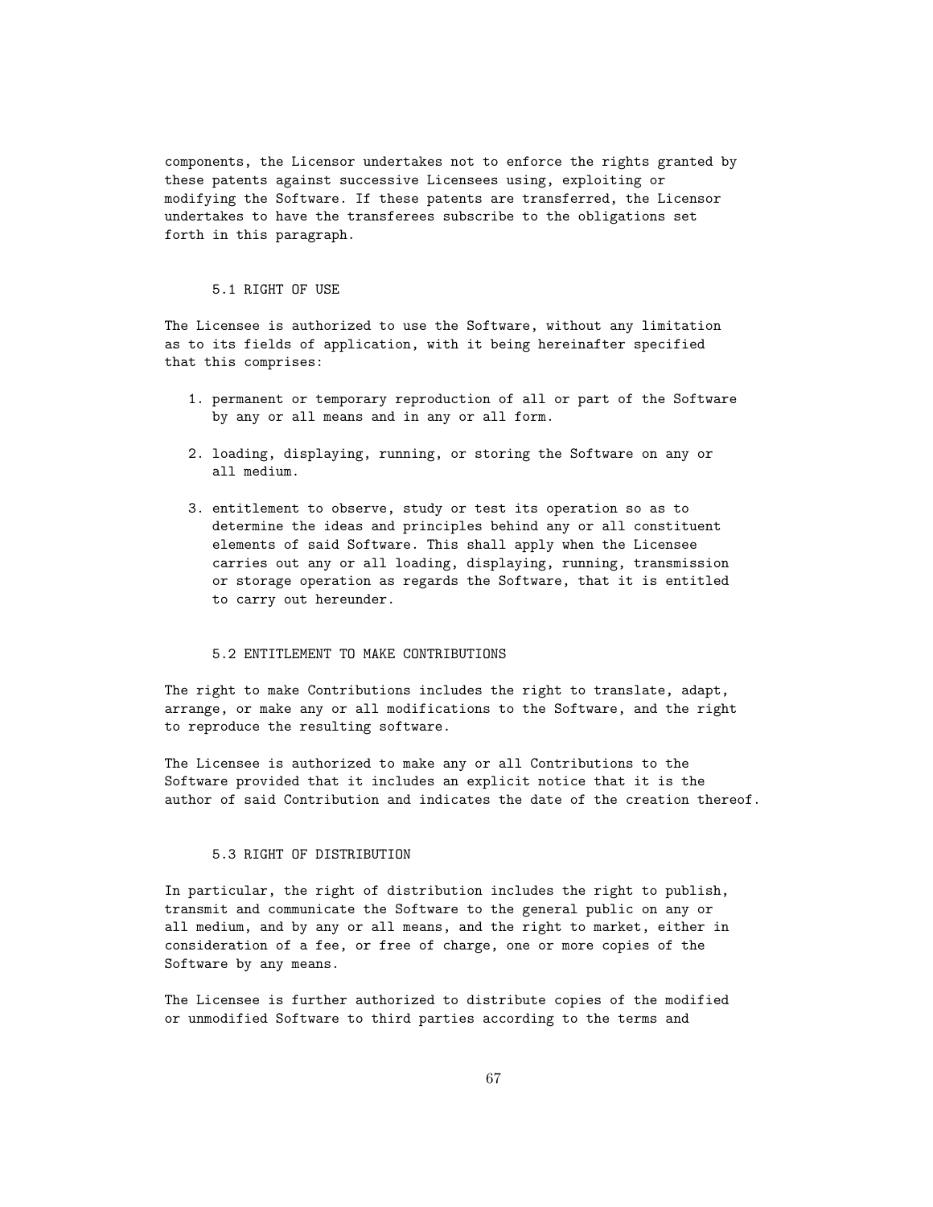components, the Licensor undertakes not to enforce the rights granted by these patents against successive Licensees using, exploiting or modifying the Software. If these patents are transferred, the Licensor undertakes to have the transferees subscribe to the obligations set forth in this paragraph.

### 5.1 RIGHT OF USE

The Licensee is authorized to use the Software, without any limitation as to its fields of application, with it being hereinafter specified that this comprises:

1. permanent or temporary reproduction of all or part of the Software by any or all means and in any or all form.

2. loading, displaying, running, or storing the Software on any or all medium.

3. entitlement to observe, study or test its operation so as to determine the ideas and principles behind any or all constituent elements of said Software. This shall apply when the Licensee carries out any or all loading, displaying, running, transmission or storage operation as regards the Software, that it is entitled to carry out hereunder.

### 5.2 ENTITLEMENT TO MAKE CONTRIBUTIONS

The right to make Contributions includes the right to translate, adapt, arrange, or make any or all modifications to the Software, and the right to reproduce the resulting software.

The Licensee is authorized to make any or all Contributions to the Software provided that it includes an explicit notice that it is the author of said Contribution and indicates the date of the creation thereof.

### 5.3 RIGHT OF DISTRIBUTION

In particular, the right of distribution includes the right to publish, transmit and communicate the Software to the general public on any or all medium, and by any or all means, and the right to market, either in consideration of a fee, or free of charge, one or more copies of the Software by any means.

The Licensee is further authorized to distribute copies of the modified or unmodified Software to third parties according to the terms and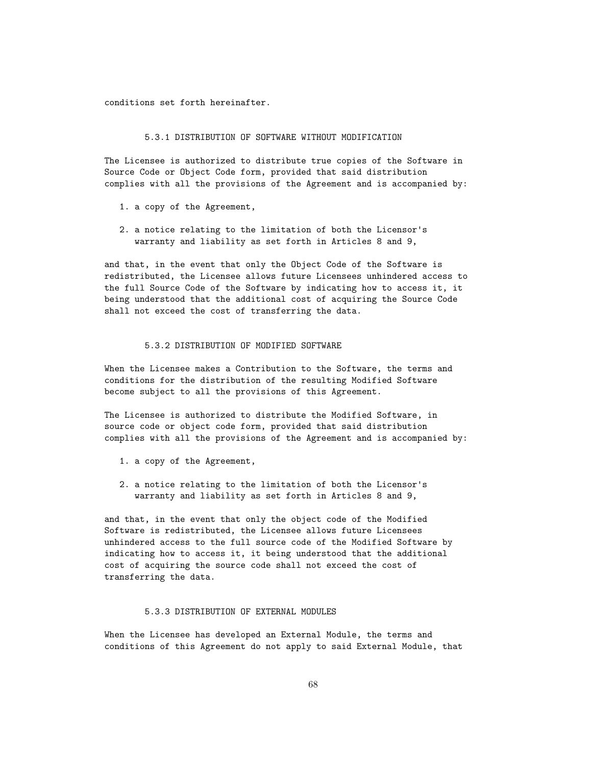conditions set forth hereinafter.

### 5.3.1 DISTRIBUTION OF SOFTWARE WITHOUT MODIFICATION

The Licensee is authorized to distribute true copies of the Software in Source Code or Object Code form, provided that said distribution complies with all the provisions of the Agreement and is accompanied by:

1. a copy of the Agreement,
2. a notice relating to the limitation of both the Licensor's warranty and liability as set forth in Articles 8 and 9,

and that, in the event that only the Object Code of the Software is redistributed, the Licensee allows future Licensees unhindered access to the full Source Code of the Software by indicating how to access it, it being understood that the additional cost of acquiring the Source Code shall not exceed the cost of transferring the data.

### 5.3.2 DISTRIBUTION OF MODIFIED SOFTWARE

When the Licensee makes a Contribution to the Software, the terms and conditions for the distribution of the resulting Modified Software become subject to all the provisions of this Agreement.

The Licensee is authorized to distribute the Modified Software, in source code or object code form, provided that said distribution complies with all the provisions of the Agreement and is accompanied by:

1. a copy of the Agreement,
2. a notice relating to the limitation of both the Licensor's warranty and liability as set forth in Articles 8 and 9,

and that, in the event that only the object code of the Modified Software is redistributed, the Licensee allows future Licensees unhindered access to the full source code of the Modified Software by indicating how to access it, it being understood that the additional cost of acquiring the source code shall not exceed the cost of transferring the data.

### 5.3.3 DISTRIBUTION OF EXTERNAL MODULES

When the Licensee has developed an External Module, the terms and conditions of this Agreement do not apply to said External Module, that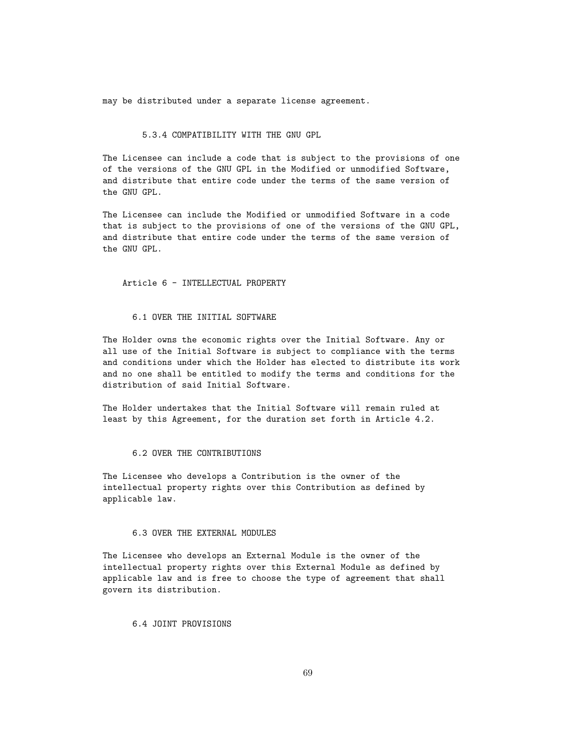may be distributed under a separate license agreement.

#### 5.3.4 COMPATIBILITY WITH THE GNU GPL

The Licensee can include a code that is subject to the provisions of one of the versions of the GNU GPL in the Modified or unmodified Software, and distribute that entire code under the terms of the same version of the GNU GPL.

The Licensee can include the Modified or unmodified Software in a code that is subject to the provisions of one of the versions of the GNU GPL, and distribute that entire code under the terms of the same version of the GNU GPL.

## Article 6 - INTELLECTUAL PROPERTY

### 6.1 OVER THE INITIAL SOFTWARE

The Holder owns the economic rights over the Initial Software. Any or all use of the Initial Software is subject to compliance with the terms and conditions under which the Holder has elected to distribute its work and no one shall be entitled to modify the terms and conditions for the distribution of said Initial Software.

The Holder undertakes that the Initial Software will remain ruled at least by this Agreement, for the duration set forth in Article 4.2.

### 6.2 OVER THE CONTRIBUTIONS

The Licensee who develops a Contribution is the owner of the intellectual property rights over this Contribution as defined by applicable law.

### 6.3 OVER THE EXTERNAL MODULES

The Licensee who develops an External Module is the owner of the intellectual property rights over this External Module as defined by applicable law and is free to choose the type of agreement that shall govern its distribution.

### 6.4 JOINT PROVISIONS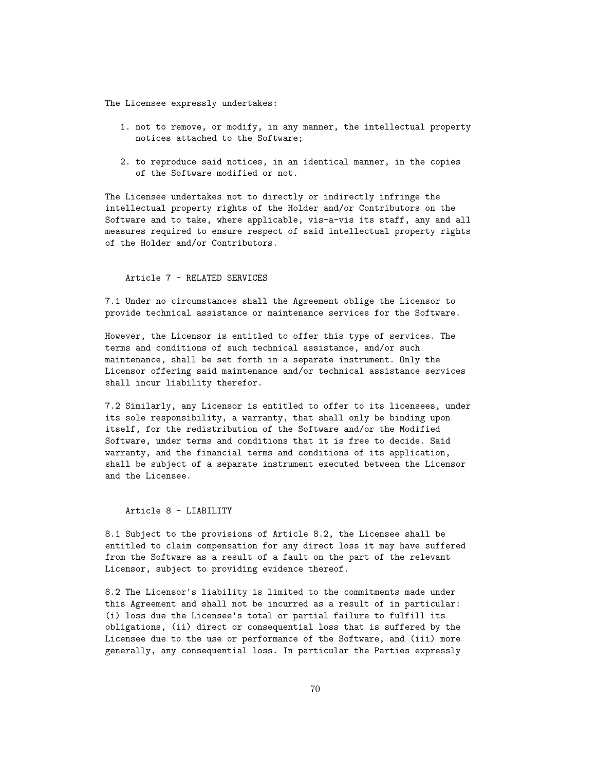The Licensee expressly undertakes:

1. not to remove, or modify, in any manner, the intellectual property notices attached to the Software;

2. to reproduce said notices, in an identical manner, in the copies of the Software modified or not.

The Licensee undertakes not to directly or indirectly infringe the intellectual property rights of the Holder and/or Contributors on the Software and to take, where applicable, vis-a-vis its staff, any and all measures required to ensure respect of said intellectual property rights of the Holder and/or Contributors.

## Article 7 - RELATED SERVICES

7.1 Under no circumstances shall the Agreement oblige the Licensor to provide technical assistance or maintenance services for the Software.

However, the Licensor is entitled to offer this type of services. The terms and conditions of such technical assistance, and/or such maintenance, shall be set forth in a separate instrument. Only the Licensor offering said maintenance and/or technical assistance services shall incur liability therefor.

7.2 Similarly, any Licensor is entitled to offer to its licensees, under its sole responsibility, a warranty, that shall only be binding upon itself, for the redistribution of the Software and/or the Modified Software, under terms and conditions that it is free to decide. Said warranty, and the financial terms and conditions of its application, shall be subject of a separate instrument executed between the Licensor and the Licensee.

## Article 8 - LIABILITY

8.1 Subject to the provisions of Article 8.2, the Licensee shall be entitled to claim compensation for any direct loss it may have suffered from the Software as a result of a fault on the part of the relevant Licensor, subject to providing evidence thereof.

8.2 The Licensor's liability is limited to the commitments made under this Agreement and shall not be incurred as a result of in particular: (i) loss due the Licensee's total or partial failure to fulfill its obligations, (ii) direct or consequential loss that is suffered by the Licensee due to the use or performance of the Software, and (iii) more generally, any consequential loss. In particular the Parties expressly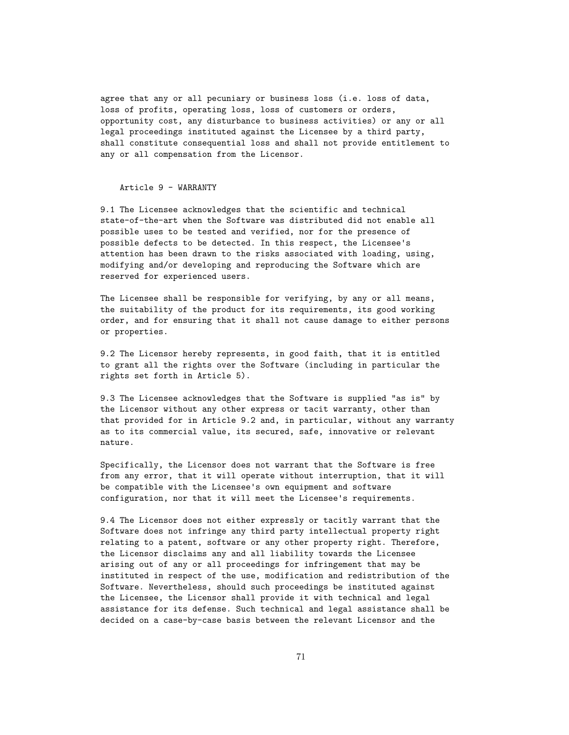agree that any or all pecuniary or business loss (i.e. loss of data, loss of profits, operating loss, loss of customers or orders, opportunity cost, any disturbance to business activities) or any or all legal proceedings instituted against the Licensee by a third party, shall constitute consequential loss and shall not provide entitlement to any or all compensation from the Licensor.

## Article 9 - WARRANTY

9.1 The Licensee acknowledges that the scientific and technical state-of-the-art when the Software was distributed did not enable all possible uses to be tested and verified, nor for the presence of possible defects to be detected. In this respect, the Licensee's attention has been drawn to the risks associated with loading, using, modifying and/or developing and reproducing the Software which are reserved for experienced users.

The Licensee shall be responsible for verifying, by any or all means, the suitability of the product for its requirements, its good working order, and for ensuring that it shall not cause damage to either persons or properties.

9.2 The Licensor hereby represents, in good faith, that it is entitled to grant all the rights over the Software (including in particular the rights set forth in Article 5).

9.3 The Licensee acknowledges that the Software is supplied "as is" by the Licensor without any other express or tacit warranty, other than that provided for in Article 9.2 and, in particular, without any warranty as to its commercial value, its secured, safe, innovative or relevant nature.

Specifically, the Licensor does not warrant that the Software is free from any error, that it will operate without interruption, that it will be compatible with the Licensee's own equipment and software configuration, nor that it will meet the Licensee's requirements.

9.4 The Licensor does not either expressly or tacitly warrant that the Software does not infringe any third party intellectual property right relating to a patent, software or any other property right. Therefore, the Licensor disclaims any and all liability towards the Licensee arising out of any or all proceedings for infringement that may be instituted in respect of the use, modification and redistribution of the Software. Nevertheless, should such proceedings be instituted against the Licensee, the Licensor shall provide it with technical and legal assistance for its defense. Such technical and legal assistance shall be decided on a case-by-case basis between the relevant Licensor and the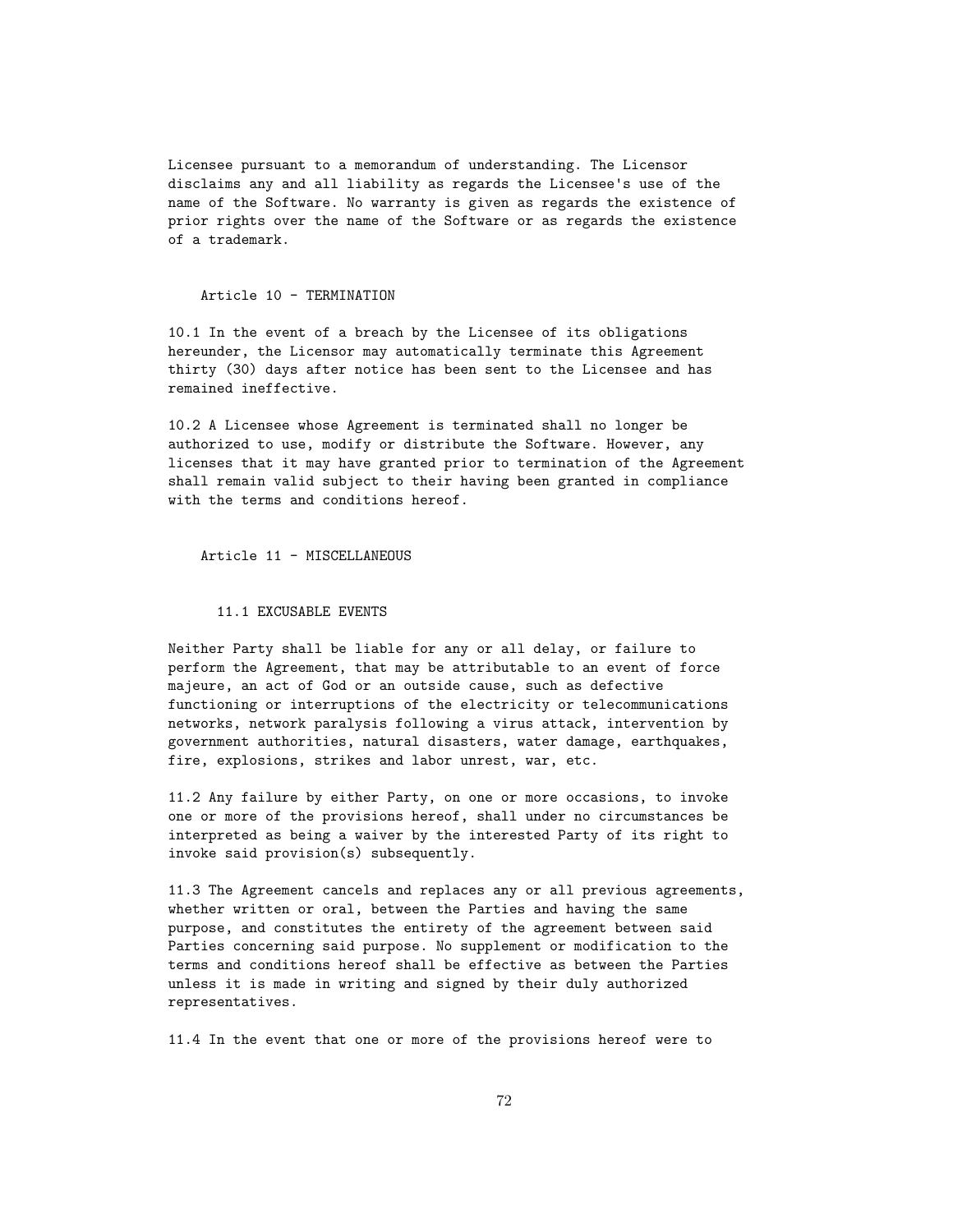Licensee pursuant to a memorandum of understanding. The Licensor disclaims any and all liability as regards the Licensee's use of the name of the Software. No warranty is given as regards the existence of prior rights over the name of the Software or as regards the existence of a trademark.

## Article 10 - TERMINATION

10.1 In the event of a breach by the Licensee of its obligations hereunder, the Licensor may automatically terminate this Agreement thirty (30) days after notice has been sent to the Licensee and has remained ineffective.

10.2 A Licensee whose Agreement is terminated shall no longer be authorized to use, modify or distribute the Software. However, any licenses that it may have granted prior to termination of the Agreement shall remain valid subject to their having been granted in compliance with the terms and conditions hereof.

## Article 11 - MISCELLANEOUS

### 11.1 EXCUSABLE EVENTS

Neither Party shall be liable for any or all delay, or failure to perform the Agreement, that may be attributable to an event of force majeure, an act of God or an outside cause, such as defective functioning or interruptions of the electricity or telecommunications networks, network paralysis following a virus attack, intervention by government authorities, natural disasters, water damage, earthquakes, fire, explosions, strikes and labor unrest, war, etc.

11.2 Any failure by either Party, on one or more occasions, to invoke one or more of the provisions hereof, shall under no circumstances be interpreted as being a waiver by the interested Party of its right to invoke said provision(s) subsequently.

11.3 The Agreement cancels and replaces any or all previous agreements, whether written or oral, between the Parties and having the same purpose, and constitutes the entirety of the agreement between said Parties concerning said purpose. No supplement or modification to the terms and conditions hereof shall be effective as between the Parties unless it is made in writing and signed by their duly authorized representatives.

11.4 In the event that one or more of the provisions hereof were to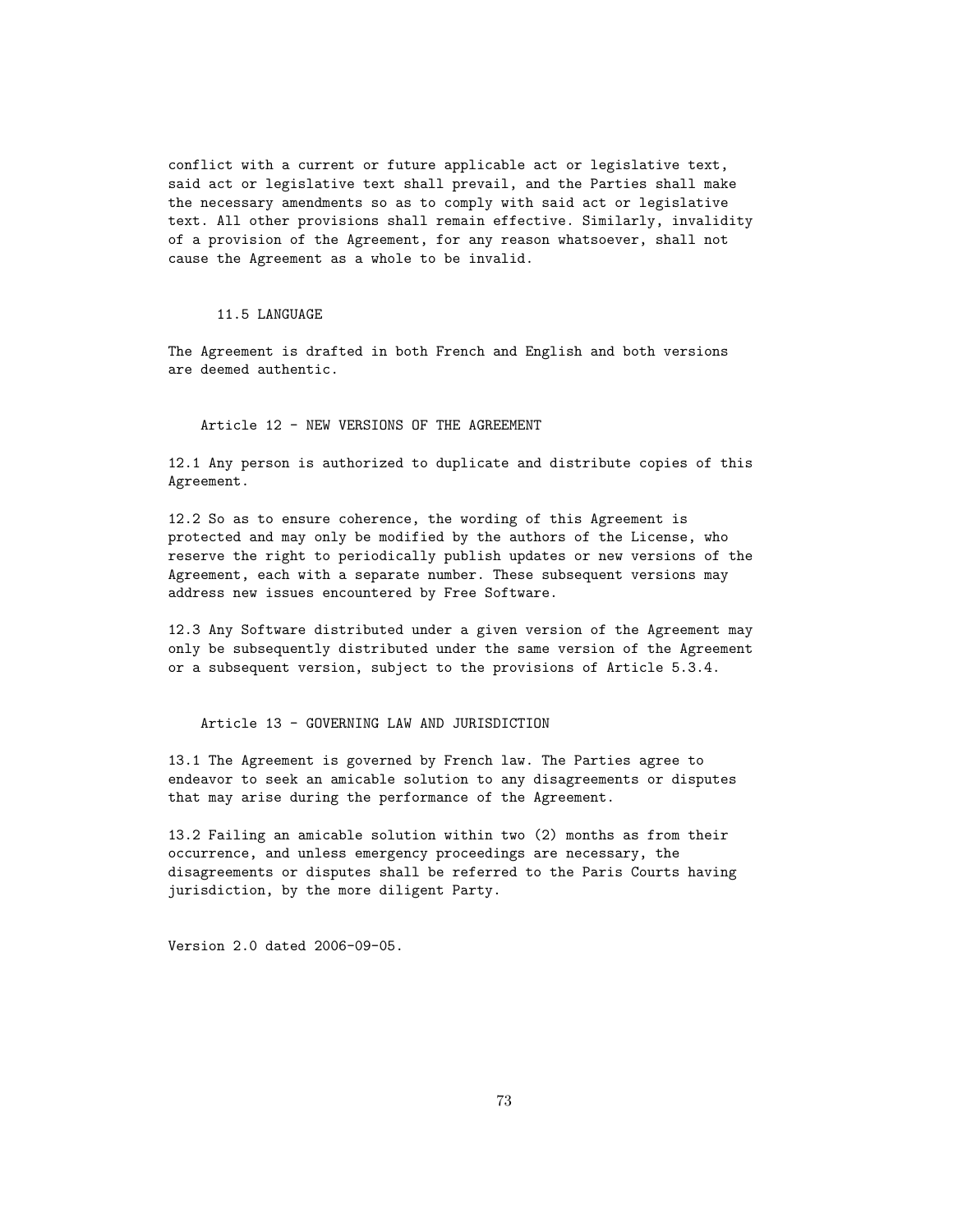conflict with a current or future applicable act or legislative text, said act or legislative text shall prevail, and the Parties shall make the necessary amendments so as to comply with said act or legislative text. All other provisions shall remain effective. Similarly, invalidity of a provision of the Agreement, for any reason whatsoever, shall not cause the Agreement as a whole to be invalid.

### 11.5 LANGUAGE

The Agreement is drafted in both French and English and both versions are deemed authentic.

## Article 12 - NEW VERSIONS OF THE AGREEMENT

12.1 Any person is authorized to duplicate and distribute copies of this Agreement.

12.2 So as to ensure coherence, the wording of this Agreement is protected and may only be modified by the authors of the License, who reserve the right to periodically publish updates or new versions of the Agreement, each with a separate number. These subsequent versions may address new issues encountered by Free Software.

12.3 Any Software distributed under a given version of the Agreement may only be subsequently distributed under the same version of the Agreement or a subsequent version, subject to the provisions of Article 5.3.4.

## Article 13 - GOVERNING LAW AND JURISDICTION

13.1 The Agreement is governed by French law. The Parties agree to endeavor to seek an amicable solution to any disagreements or disputes that may arise during the performance of the Agreement.

13.2 Failing an amicable solution within two (2) months as from their occurrence, and unless emergency proceedings are necessary, the disagreements or disputes shall be referred to the Paris Courts having jurisdiction, by the more diligent Party.

Version 2.0 dated 2006-09-05.